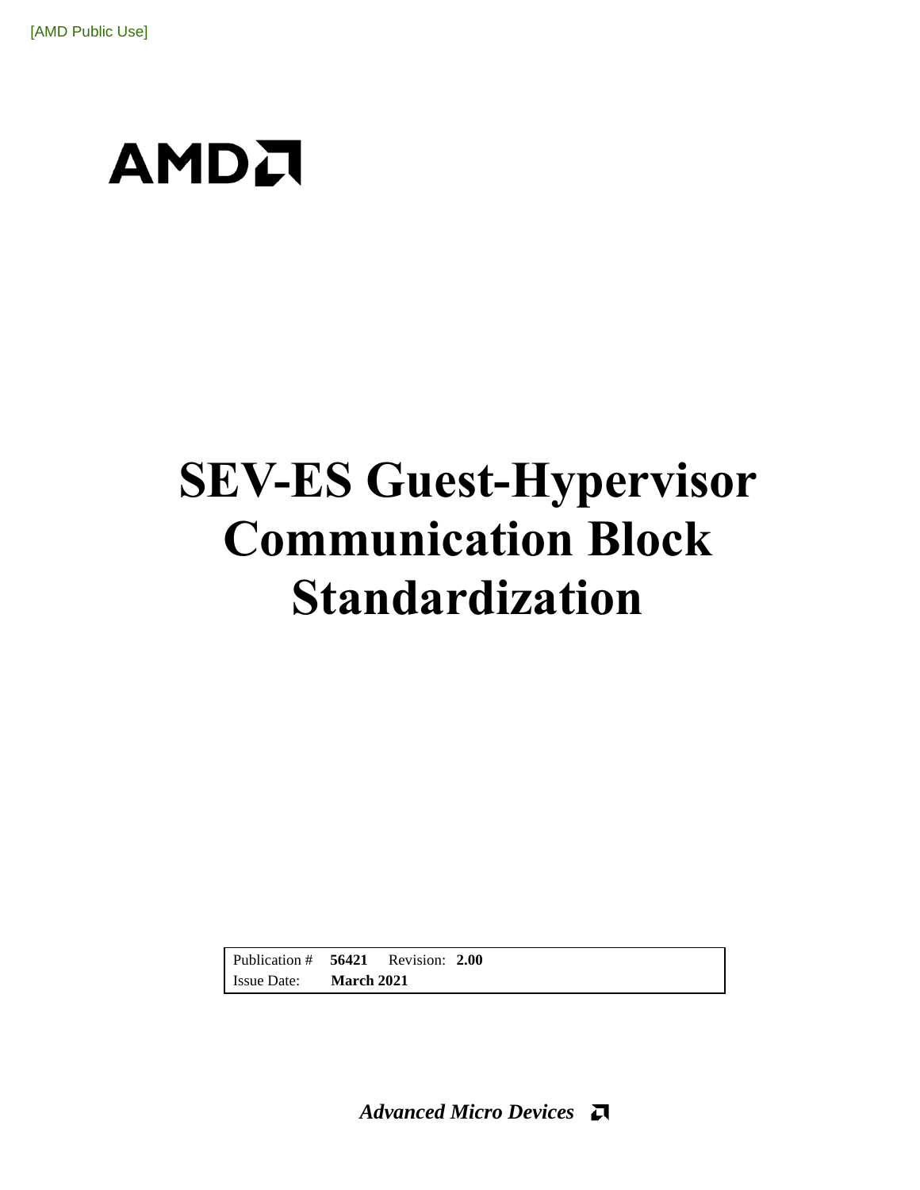[AMD Public Use]

AMD

# SEV-ES Guest-Hypervisor Communication Block Standardization

| Publication # | 56421 | Revision: | 2.00 |
| --- | --- | --- | --- |
| Issue Date: | March 2021 | | |

*Advanced Micro Devices*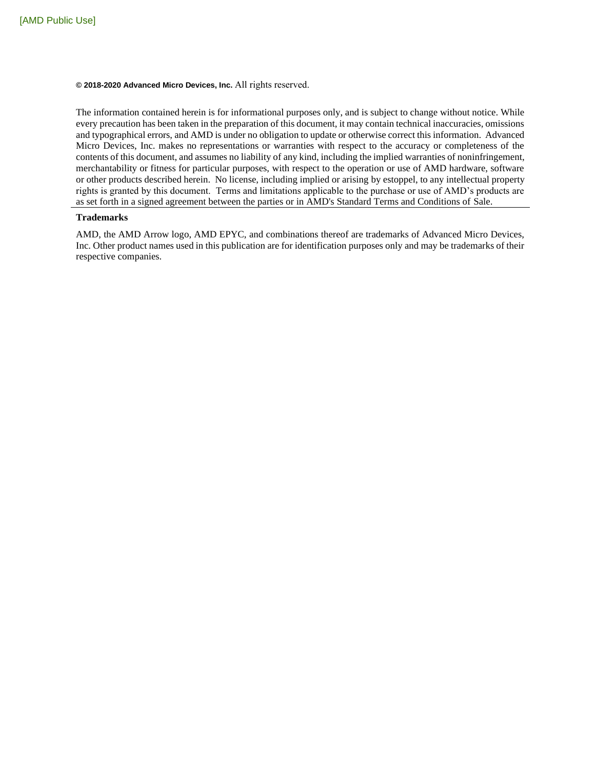**© 2018-2020 Advanced Micro Devices, Inc.** All rights reserved.

The information contained herein is for informational purposes only, and is subject to change without notice. While every precaution has been taken in the preparation of this document, it may contain technical inaccuracies, omissions and typographical errors, and AMD is under no obligation to update or otherwise correct this information. Advanced Micro Devices, Inc. makes no representations or warranties with respect to the accuracy or completeness of the contents of this document, and assumes no liability of any kind, including the implied warranties of noninfringement, merchantability or fitness for particular purposes, with respect to the operation or use of AMD hardware, software or other products described herein. No license, including implied or arising by estoppel, to any intellectual property rights is granted by this document. Terms and limitations applicable to the purchase or use of AMD's products are as set forth in a signed agreement between the parties or in AMD's Standard Terms and Conditions of Sale.

**Trademarks**

AMD, the AMD Arrow logo, AMD EPYC, and combinations thereof are trademarks of Advanced Micro Devices, Inc. Other product names used in this publication are for identification purposes only and may be trademarks of their respective companies.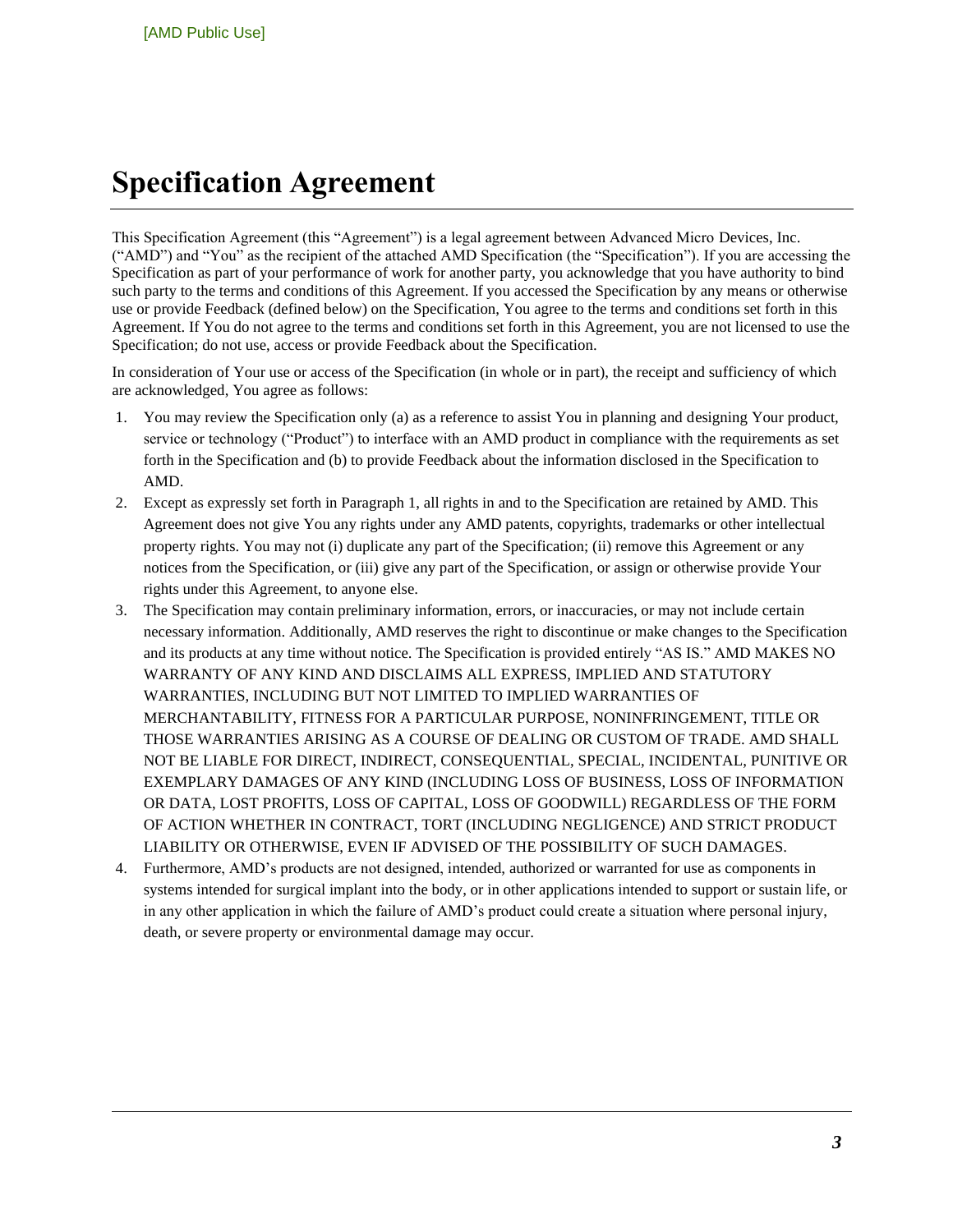# Specification Agreement

This Specification Agreement (this "Agreement") is a legal agreement between Advanced Micro Devices, Inc. ("AMD") and "You" as the recipient of the attached AMD Specification (the "Specification"). If you are accessing the Specification as part of your performance of work for another party, you acknowledge that you have authority to bind such party to the terms and conditions of this Agreement. If you accessed the Specification by any means or otherwise use or provide Feedback (defined below) on the Specification, You agree to the terms and conditions set forth in this Agreement. If You do not agree to the terms and conditions set forth in this Agreement, you are not licensed to use the Specification; do not use, access or provide Feedback about the Specification.

In consideration of Your use or access of the Specification (in whole or in part), the receipt and sufficiency of which are acknowledged, You agree as follows:

1. You may review the Specification only (a) as a reference to assist You in planning and designing Your product, service or technology ("Product") to interface with an AMD product in compliance with the requirements as set forth in the Specification and (b) to provide Feedback about the information disclosed in the Specification to AMD.
2. Except as expressly set forth in Paragraph 1, all rights in and to the Specification are retained by AMD. This Agreement does not give You any rights under any AMD patents, copyrights, trademarks or other intellectual property rights. You may not (i) duplicate any part of the Specification; (ii) remove this Agreement or any notices from the Specification, or (iii) give any part of the Specification, or assign or otherwise provide Your rights under this Agreement, to anyone else.
3. The Specification may contain preliminary information, errors, or inaccuracies, or may not include certain necessary information. Additionally, AMD reserves the right to discontinue or make changes to the Specification and its products at any time without notice. The Specification is provided entirely "AS IS." AMD MAKES NO WARRANTY OF ANY KIND AND DISCLAIMS ALL EXPRESS, IMPLIED AND STATUTORY WARRANTIES, INCLUDING BUT NOT LIMITED TO IMPLIED WARRANTIES OF MERCHANTABILITY, FITNESS FOR A PARTICULAR PURPOSE, NONINFRINGEMENT, TITLE OR THOSE WARRANTIES ARISING AS A COURSE OF DEALING OR CUSTOM OF TRADE. AMD SHALL NOT BE LIABLE FOR DIRECT, INDIRECT, CONSEQUENTIAL, SPECIAL, INCIDENTAL, PUNITIVE OR EXEMPLARY DAMAGES OF ANY KIND (INCLUDING LOSS OF BUSINESS, LOSS OF INFORMATION OR DATA, LOST PROFITS, LOSS OF CAPITAL, LOSS OF GOODWILL) REGARDLESS OF THE FORM OF ACTION WHETHER IN CONTRACT, TORT (INCLUDING NEGLIGENCE) AND STRICT PRODUCT LIABILITY OR OTHERWISE, EVEN IF ADVISED OF THE POSSIBILITY OF SUCH DAMAGES.
4. Furthermore, AMD's products are not designed, intended, authorized or warranted for use as components in systems intended for surgical implant into the body, or in other applications intended to support or sustain life, or in any other application in which the failure of AMD's product could create a situation where personal injury, death, or severe property or environmental damage may occur.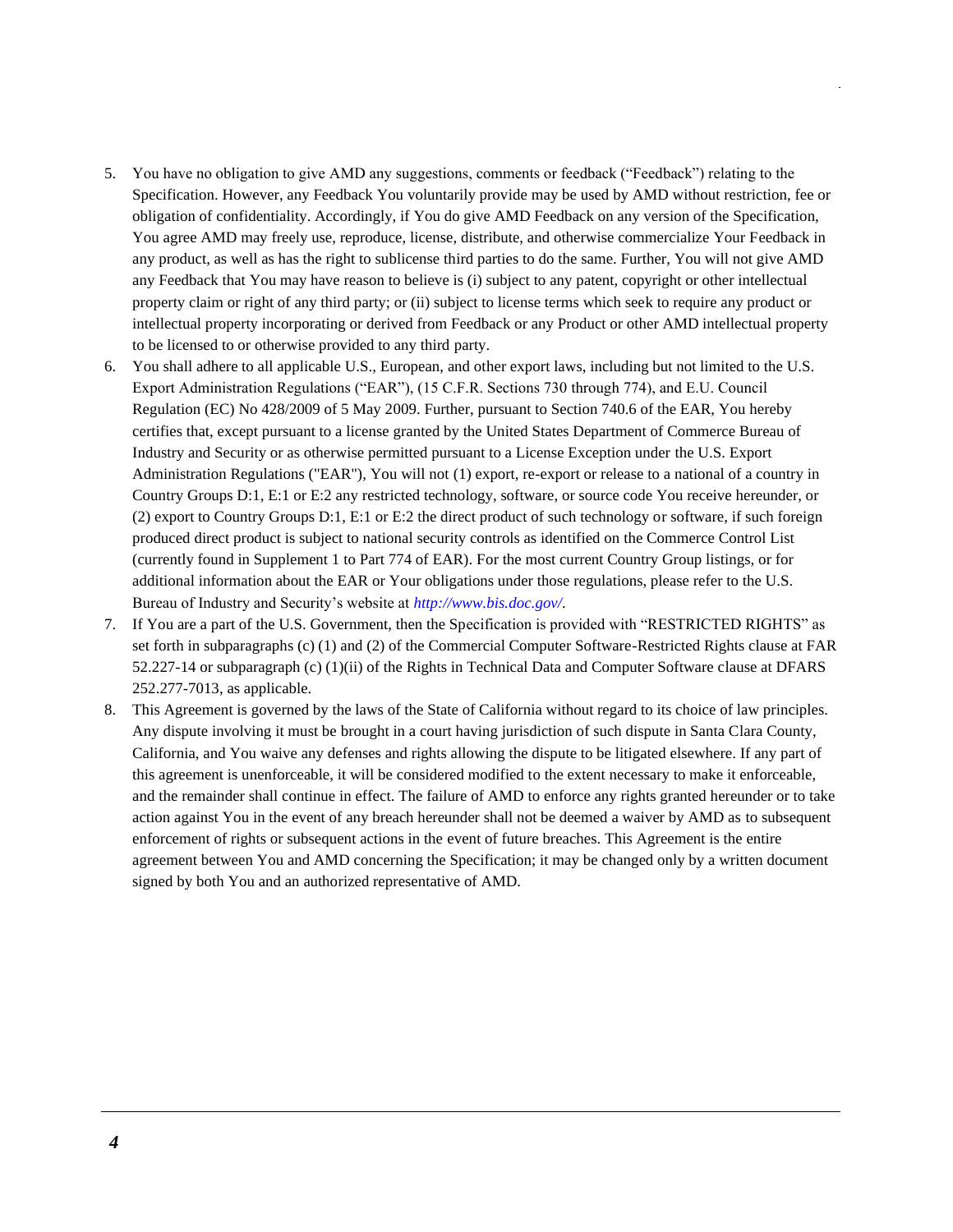5. You have no obligation to give AMD any suggestions, comments or feedback ("Feedback") relating to the Specification. However, any Feedback You voluntarily provide may be used by AMD without restriction, fee or obligation of confidentiality. Accordingly, if You do give AMD Feedback on any version of the Specification, You agree AMD may freely use, reproduce, license, distribute, and otherwise commercialize Your Feedback in any product, as well as has the right to sublicense third parties to do the same. Further, You will not give AMD any Feedback that You may have reason to believe is (i) subject to any patent, copyright or other intellectual property claim or right of any third party; or (ii) subject to license terms which seek to require any product or intellectual property incorporating or derived from Feedback or any Product or other AMD intellectual property to be licensed to or otherwise provided to any third party.
6. You shall adhere to all applicable U.S., European, and other export laws, including but not limited to the U.S. Export Administration Regulations ("EAR"), (15 C.F.R. Sections 730 through 774), and E.U. Council Regulation (EC) No 428/2009 of 5 May 2009. Further, pursuant to Section 740.6 of the EAR, You hereby certifies that, except pursuant to a license granted by the United States Department of Commerce Bureau of Industry and Security or as otherwise permitted pursuant to a License Exception under the U.S. Export Administration Regulations ("EAR"), You will not (1) export, re-export or release to a national of a country in Country Groups D:1, E:1 or E:2 any restricted technology, software, or source code You receive hereunder, or (2) export to Country Groups D:1, E:1 or E:2 the direct product of such technology or software, if such foreign produced direct product is subject to national security controls as identified on the Commerce Control List (currently found in Supplement 1 to Part 774 of EAR). For the most current Country Group listings, or for additional information about the EAR or Your obligations under those regulations, please refer to the U.S. Bureau of Industry and Security's website at *http://www.bis.doc.gov/*.
7. If You are a part of the U.S. Government, then the Specification is provided with "RESTRICTED RIGHTS" as set forth in subparagraphs (c) (1) and (2) of the Commercial Computer Software-Restricted Rights clause at FAR 52.227-14 or subparagraph (c) (1)(ii) of the Rights in Technical Data and Computer Software clause at DFARS 252.277-7013, as applicable.
8. This Agreement is governed by the laws of the State of California without regard to its choice of law principles. Any dispute involving it must be brought in a court having jurisdiction of such dispute in Santa Clara County, California, and You waive any defenses and rights allowing the dispute to be litigated elsewhere. If any part of this agreement is unenforceable, it will be considered modified to the extent necessary to make it enforceable, and the remainder shall continue in effect. The failure of AMD to enforce any rights granted hereunder or to take action against You in the event of any breach hereunder shall not be deemed a waiver by AMD as to subsequent enforcement of rights or subsequent actions in the event of future breaches. This Agreement is the entire agreement between You and AMD concerning the Specification; it may be changed only by a written document signed by both You and an authorized representative of AMD.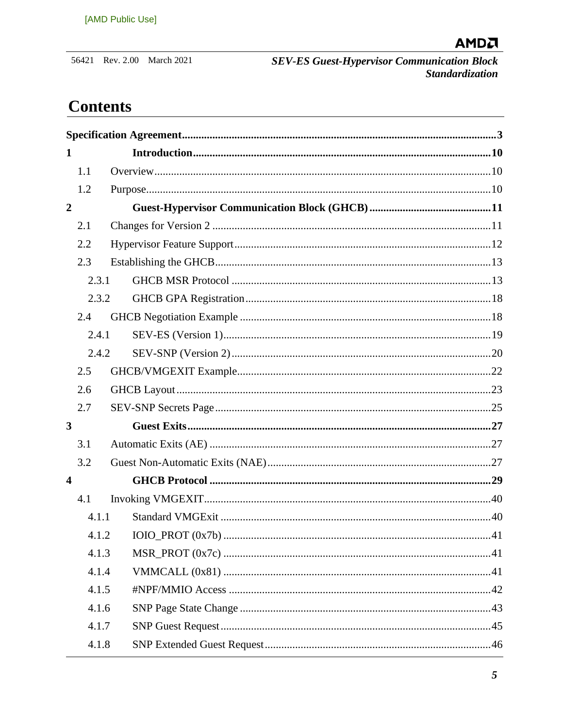# Contents

**Specification Agreement** ........ **3**

**1 Introduction** ........ **10**

- 1.1 Overview ........ 10
- 1.2 Purpose ........ 10

**2 Guest-Hypervisor Communication Block (GHCB)** ........ **11**

- 2.1 Changes for Version 2 ........ 11
- 2.2 Hypervisor Feature Support ........ 12
- 2.3 Establishing the GHCB ........ 13
  - 2.3.1 GHCB MSR Protocol ........ 13
  - 2.3.2 GHCB GPA Registration ........ 18
- 2.4 GHCB Negotiation Example ........ 18
  - 2.4.1 SEV-ES (Version 1) ........ 19
  - 2.4.2 SEV-SNP (Version 2) ........ 20
- 2.5 GHCB/VMGEXIT Example ........ 22
- 2.6 GHCB Layout ........ 23
- 2.7 SEV-SNP Secrets Page ........ 25

**3 Guest Exits** ........ **27**

- 3.1 Automatic Exits (AE) ........ 27
- 3.2 Guest Non-Automatic Exits (NAE) ........ 27

**4 GHCB Protocol** ........ **29**

- 4.1 Invoking VMGEXIT ........ 40
  - 4.1.1 Standard VMGExit ........ 40
  - 4.1.2 IOIO_PROT (0x7b) ........ 41
  - 4.1.3 MSR_PROT (0x7c) ........ 41
  - 4.1.4 VMMCALL (0x81) ........ 41
  - 4.1.5 #NPF/MMIO Access ........ 42
  - 4.1.6 SNP Page State Change ........ 43
  - 4.1.7 SNP Guest Request ........ 45
  - 4.1.8 SNP Extended Guest Request ........ 46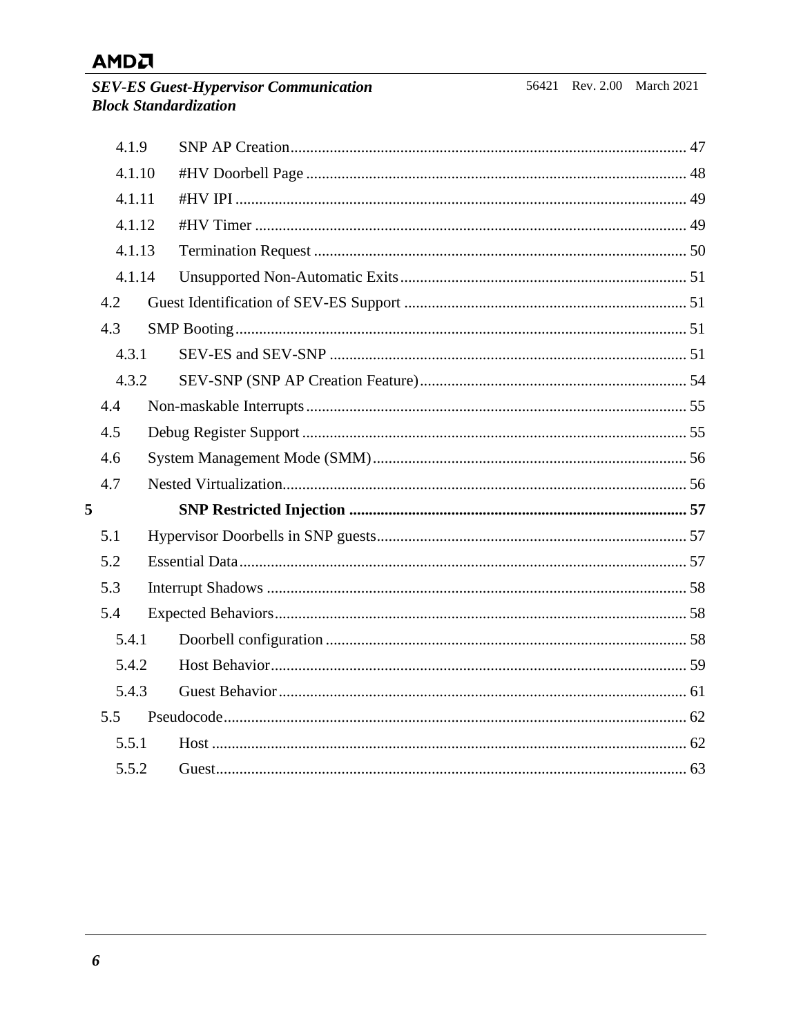| | | |
|---|---|---|
| 4.1.9 | SNP AP Creation | 47 |
| 4.1.10 | #HV Doorbell Page | 48 |
| 4.1.11 | #HV IPI | 49 |
| 4.1.12 | #HV Timer | 49 |
| 4.1.13 | Termination Request | 50 |
| 4.1.14 | Unsupported Non-Automatic Exits | 51 |
| 4.2 | Guest Identification of SEV-ES Support | 51 |
| 4.3 | SMP Booting | 51 |
| 4.3.1 | SEV-ES and SEV-SNP | 51 |
| 4.3.2 | SEV-SNP (SNP AP Creation Feature) | 54 |
| 4.4 | Non-maskable Interrupts | 55 |
| 4.5 | Debug Register Support | 55 |
| 4.6 | System Management Mode (SMM) | 56 |
| 4.7 | Nested Virtualization | 56 |
| **5** | **SNP Restricted Injection** | **57** |
| 5.1 | Hypervisor Doorbells in SNP guests | 57 |
| 5.2 | Essential Data | 57 |
| 5.3 | Interrupt Shadows | 58 |
| 5.4 | Expected Behaviors | 58 |
| 5.4.1 | Doorbell configuration | 58 |
| 5.4.2 | Host Behavior | 59 |
| 5.4.3 | Guest Behavior | 61 |
| 5.5 | Pseudocode | 62 |
| 5.5.1 | Host | 62 |
| 5.5.2 | Guest | 63 |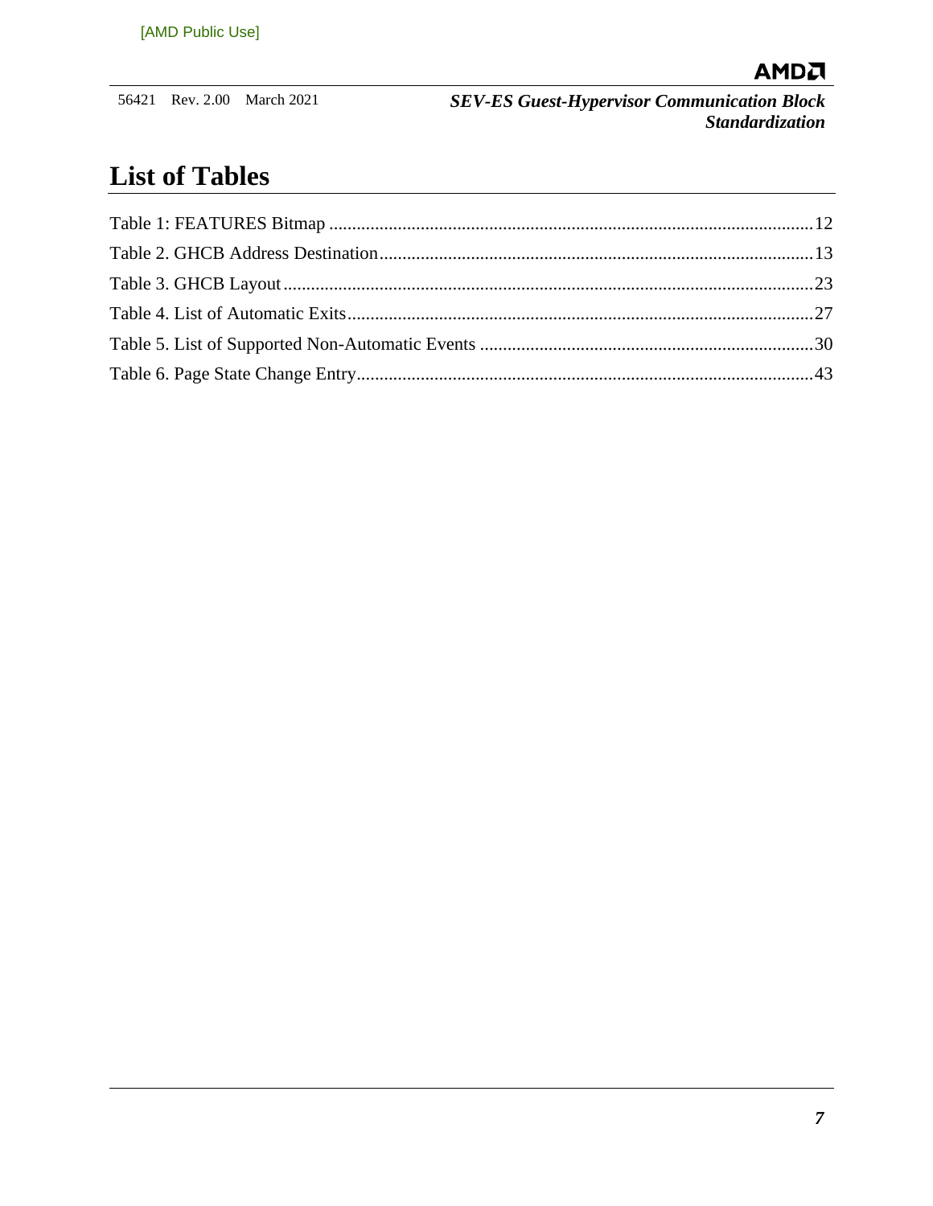# List of Tables

Table 1: FEATURES Bitmap ..........................................................................................................12

Table 2. GHCB Address Destination...............................................................................................13

Table 3. GHCB Layout ....................................................................................................................23

Table 4. List of Automatic Exits......................................................................................................27

Table 5. List of Supported Non-Automatic Events ..........................................................................30

Table 6. Page State Change Entry....................................................................................................43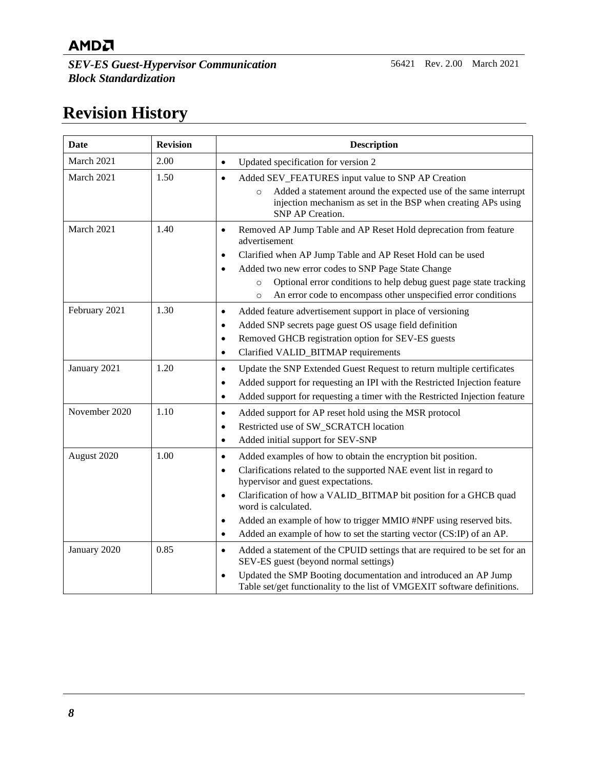# Revision History

| Date | Revision | Description |
|---|---|---|
| March 2021 | 2.00 | • Updated specification for version 2 |
| March 2021 | 1.50 | • Added SEV_FEATURES input value to SNP AP Creation<br>  ○ Added a statement around the expected use of the same interrupt injection mechanism as set in the BSP when creating APs using SNP AP Creation. |
| March 2021 | 1.40 | • Removed AP Jump Table and AP Reset Hold deprecation from feature advertisement<br>• Clarified when AP Jump Table and AP Reset Hold can be used<br>• Added two new error codes to SNP Page State Change<br>  ○ Optional error conditions to help debug guest page state tracking<br>  ○ An error code to encompass other unspecified error conditions |
| February 2021 | 1.30 | • Added feature advertisement support in place of versioning<br>• Added SNP secrets page guest OS usage field definition<br>• Removed GHCB registration option for SEV-ES guests<br>• Clarified VALID_BITMAP requirements |
| January 2021 | 1.20 | • Update the SNP Extended Guest Request to return multiple certificates<br>• Added support for requesting an IPI with the Restricted Injection feature<br>• Added support for requesting a timer with the Restricted Injection feature |
| November 2020 | 1.10 | • Added support for AP reset hold using the MSR protocol<br>• Restricted use of SW_SCRATCH location<br>• Added initial support for SEV-SNP |
| August 2020 | 1.00 | • Added examples of how to obtain the encryption bit position.<br>• Clarifications related to the supported NAE event list in regard to hypervisor and guest expectations.<br>• Clarification of how a VALID_BITMAP bit position for a GHCB quad word is calculated.<br>• Added an example of how to trigger MMIO #NPF using reserved bits.<br>• Added an example of how to set the starting vector (CS:IP) of an AP. |
| January 2020 | 0.85 | • Added a statement of the CPUID settings that are required to be set for an SEV-ES guest (beyond normal settings)<br>• Updated the SMP Booting documentation and introduced an AP Jump Table set/get functionality to the list of VMGEXIT software definitions. |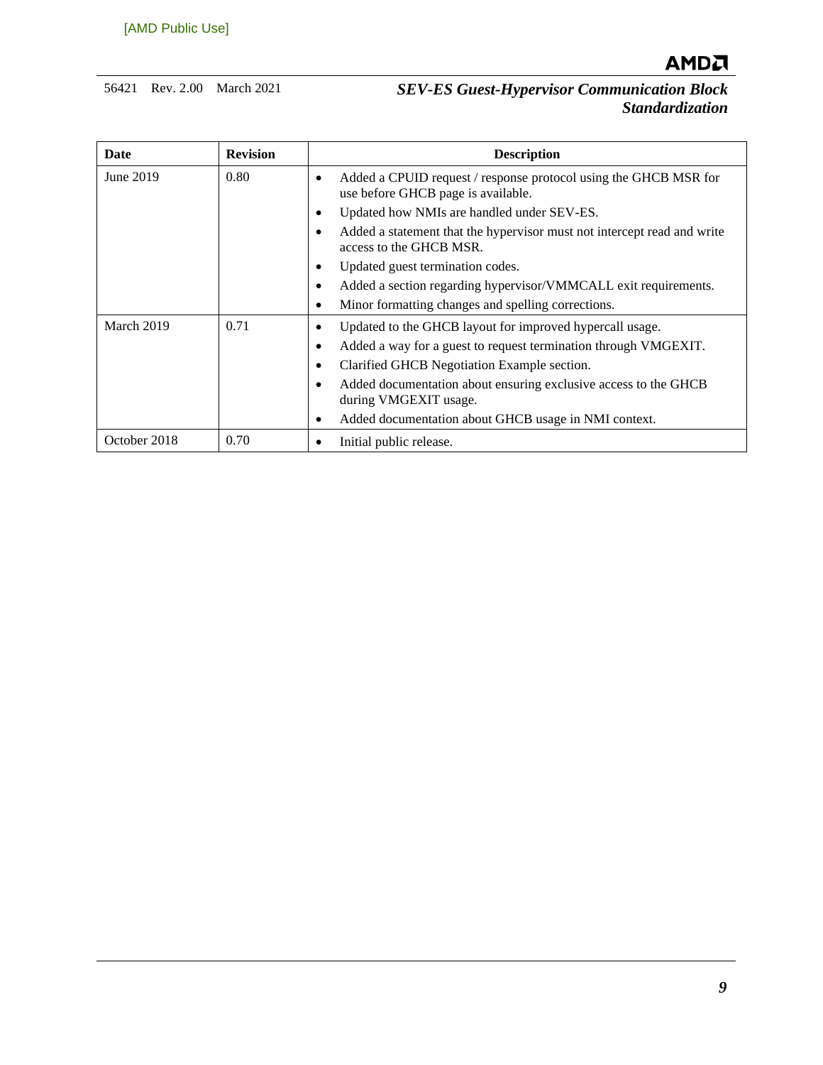| Date | Revision | Description |
|---|---|---|
| June 2019 | 0.80 | • Added a CPUID request / response protocol using the GHCB MSR for use before GHCB page is available.<br>• Updated how NMIs are handled under SEV-ES.<br>• Added a statement that the hypervisor must not intercept read and write access to the GHCB MSR.<br>• Updated guest termination codes.<br>• Added a section regarding hypervisor/VMMCALL exit requirements.<br>• Minor formatting changes and spelling corrections. |
| March 2019 | 0.71 | • Updated to the GHCB layout for improved hypercall usage.<br>• Added a way for a guest to request termination through VMGEXIT.<br>• Clarified GHCB Negotiation Example section.<br>• Added documentation about ensuring exclusive access to the GHCB during VMGEXIT usage.<br>• Added documentation about GHCB usage in NMI context. |
| October 2018 | 0.70 | • Initial public release. |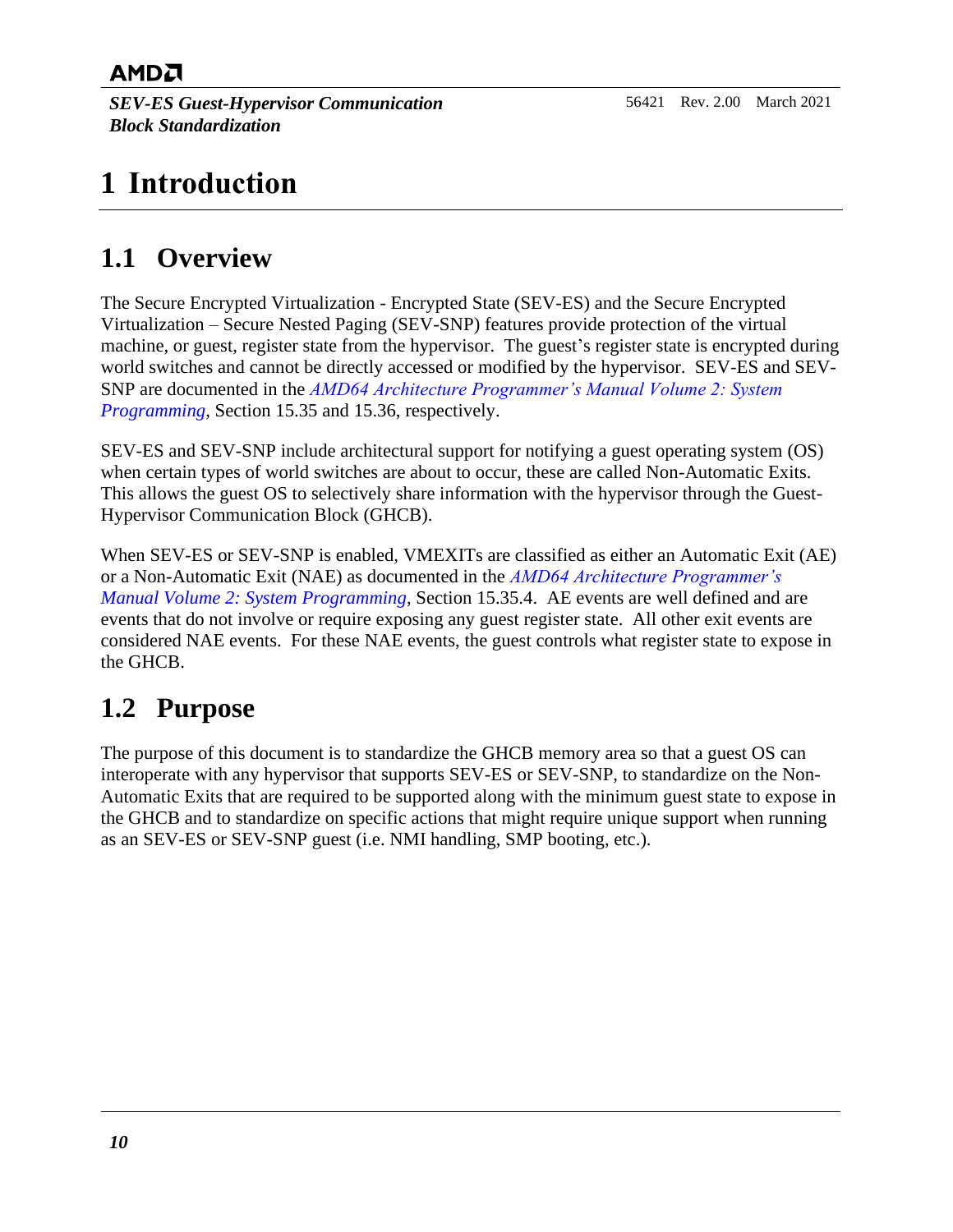# 1 Introduction

## 1.1 Overview

The Secure Encrypted Virtualization - Encrypted State (SEV-ES) and the Secure Encrypted Virtualization – Secure Nested Paging (SEV-SNP) features provide protection of the virtual machine, or guest, register state from the hypervisor. The guest's register state is encrypted during world switches and cannot be directly accessed or modified by the hypervisor. SEV-ES and SEV-SNP are documented in the *AMD64 Architecture Programmer's Manual Volume 2: System Programming*, Section 15.35 and 15.36, respectively.

SEV-ES and SEV-SNP include architectural support for notifying a guest operating system (OS) when certain types of world switches are about to occur, these are called Non-Automatic Exits. This allows the guest OS to selectively share information with the hypervisor through the Guest-Hypervisor Communication Block (GHCB).

When SEV-ES or SEV-SNP is enabled, VMEXITs are classified as either an Automatic Exit (AE) or a Non-Automatic Exit (NAE) as documented in the *AMD64 Architecture Programmer's Manual Volume 2: System Programming*, Section 15.35.4. AE events are well defined and are events that do not involve or require exposing any guest register state. All other exit events are considered NAE events. For these NAE events, the guest controls what register state to expose in the GHCB.

## 1.2 Purpose

The purpose of this document is to standardize the GHCB memory area so that a guest OS can interoperate with any hypervisor that supports SEV-ES or SEV-SNP, to standardize on the Non-Automatic Exits that are required to be supported along with the minimum guest state to expose in the GHCB and to standardize on specific actions that might require unique support when running as an SEV-ES or SEV-SNP guest (i.e. NMI handling, SMP booting, etc.).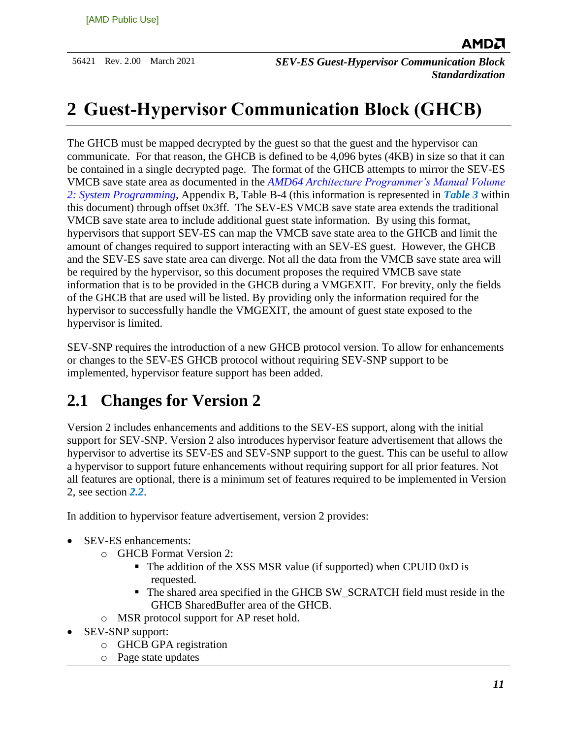# 2 Guest-Hypervisor Communication Block (GHCB)

The GHCB must be mapped decrypted by the guest so that the guest and the hypervisor can communicate. For that reason, the GHCB is defined to be 4,096 bytes (4KB) in size so that it can be contained in a single decrypted page. The format of the GHCB attempts to mirror the SEV-ES VMCB save state area as documented in the *AMD64 Architecture Programmer's Manual Volume 2: System Programming*, Appendix B, Table B-4 (this information is represented in ***Table 3*** within this document) through offset 0x3ff. The SEV-ES VMCB save state area extends the traditional VMCB save state area to include additional guest state information. By using this format, hypervisors that support SEV-ES can map the VMCB save state area to the GHCB and limit the amount of changes required to support interacting with an SEV-ES guest. However, the GHCB and the SEV-ES save state area can diverge. Not all the data from the VMCB save state area will be required by the hypervisor, so this document proposes the required VMCB save state information that is to be provided in the GHCB during a VMGEXIT. For brevity, only the fields of the GHCB that are used will be listed. By providing only the information required for the hypervisor to successfully handle the VMGEXIT, the amount of guest state exposed to the hypervisor is limited.

SEV-SNP requires the introduction of a new GHCB protocol version. To allow for enhancements or changes to the SEV-ES GHCB protocol without requiring SEV-SNP support to be implemented, hypervisor feature support has been added.

## 2.1 Changes for Version 2

Version 2 includes enhancements and additions to the SEV-ES support, along with the initial support for SEV-SNP. Version 2 also introduces hypervisor feature advertisement that allows the hypervisor to advertise its SEV-ES and SEV-SNP support to the guest. This can be useful to allow a hypervisor to support future enhancements without requiring support for all prior features. Not all features are optional, there is a minimum set of features required to be implemented in Version 2, see section ***2.2***.

In addition to hypervisor feature advertisement, version 2 provides:

- SEV-ES enhancements:
  - GHCB Format Version 2:
    - The addition of the XSS MSR value (if supported) when CPUID 0xD is requested.
    - The shared area specified in the GHCB SW_SCRATCH field must reside in the GHCB SharedBuffer area of the GHCB.
  - MSR protocol support for AP reset hold.
- SEV-SNP support:
  - GHCB GPA registration
  - Page state updates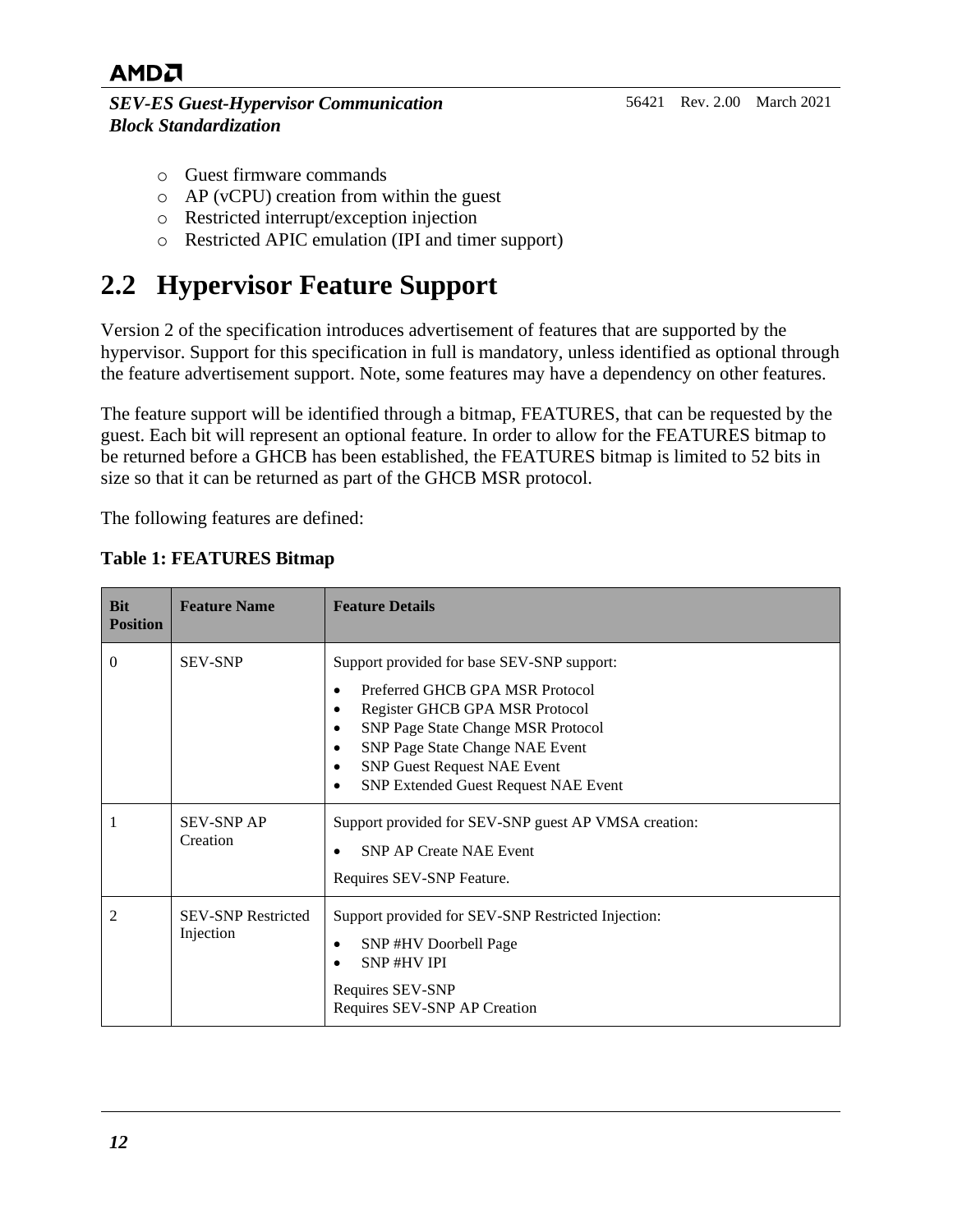- Guest firmware commands
- AP (vCPU) creation from within the guest
- Restricted interrupt/exception injection
- Restricted APIC emulation (IPI and timer support)

## 2.2 Hypervisor Feature Support

Version 2 of the specification introduces advertisement of features that are supported by the hypervisor. Support for this specification in full is mandatory, unless identified as optional through the feature advertisement support. Note, some features may have a dependency on other features.

The feature support will be identified through a bitmap, FEATURES, that can be requested by the guest. Each bit will represent an optional feature. In order to allow for the FEATURES bitmap to be returned before a GHCB has been established, the FEATURES bitmap is limited to 52 bits in size so that it can be returned as part of the GHCB MSR protocol.

The following features are defined:

**Table 1: FEATURES Bitmap**

| Bit Position | Feature Name | Feature Details |
|---|---|---|
| 0 | SEV-SNP | Support provided for base SEV-SNP support:<br>• Preferred GHCB GPA MSR Protocol<br>• Register GHCB GPA MSR Protocol<br>• SNP Page State Change MSR Protocol<br>• SNP Page State Change NAE Event<br>• SNP Guest Request NAE Event<br>• SNP Extended Guest Request NAE Event |
| 1 | SEV-SNP AP Creation | Support provided for SEV-SNP guest AP VMSA creation:<br>• SNP AP Create NAE Event<br>Requires SEV-SNP Feature. |
| 2 | SEV-SNP Restricted Injection | Support provided for SEV-SNP Restricted Injection:<br>• SNP #HV Doorbell Page<br>• SNP #HV IPI<br>Requires SEV-SNP<br>Requires SEV-SNP AP Creation |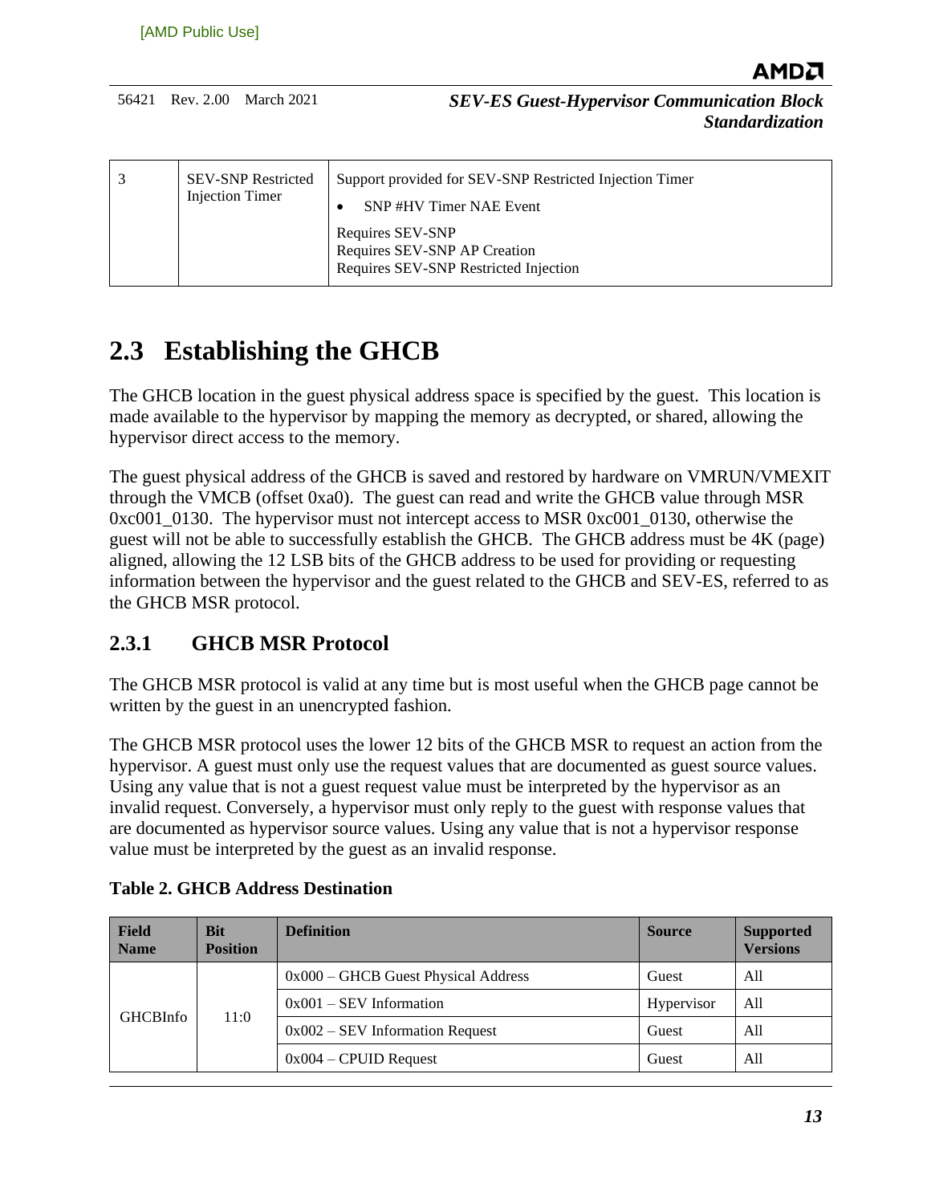| 3 | SEV-SNP Restricted Injection Timer | Support provided for SEV-SNP Restricted Injection Timer<br>• SNP #HV Timer NAE Event<br>Requires SEV-SNP<br>Requires SEV-SNP AP Creation<br>Requires SEV-SNP Restricted Injection |
|---|---|---|

## 2.3 Establishing the GHCB

The GHCB location in the guest physical address space is specified by the guest. This location is made available to the hypervisor by mapping the memory as decrypted, or shared, allowing the hypervisor direct access to the memory.

The guest physical address of the GHCB is saved and restored by hardware on VMRUN/VMEXIT through the VMCB (offset 0xa0). The guest can read and write the GHCB value through MSR 0xc001_0130. The hypervisor must not intercept access to MSR 0xc001_0130, otherwise the guest will not be able to successfully establish the GHCB. The GHCB address must be 4K (page) aligned, allowing the 12 LSB bits of the GHCB address to be used for providing or requesting information between the hypervisor and the guest related to the GHCB and SEV-ES, referred to as the GHCB MSR protocol.

### 2.3.1 GHCB MSR Protocol

The GHCB MSR protocol is valid at any time but is most useful when the GHCB page cannot be written by the guest in an unencrypted fashion.

The GHCB MSR protocol uses the lower 12 bits of the GHCB MSR to request an action from the hypervisor. A guest must only use the request values that are documented as guest source values. Using any value that is not a guest request value must be interpreted by the hypervisor as an invalid request. Conversely, a hypervisor must only reply to the guest with response values that are documented as hypervisor source values. Using any value that is not a hypervisor response value must be interpreted by the guest as an invalid response.

**Table 2. GHCB Address Destination**

| Field Name | Bit Position | Definition | Source | Supported Versions |
|---|---|---|---|---|
| GHCBInfo | 11:0 | 0x000 – GHCB Guest Physical Address | Guest | All |
| | | 0x001 – SEV Information | Hypervisor | All |
| | | 0x002 – SEV Information Request | Guest | All |
| | | 0x004 – CPUID Request | Guest | All |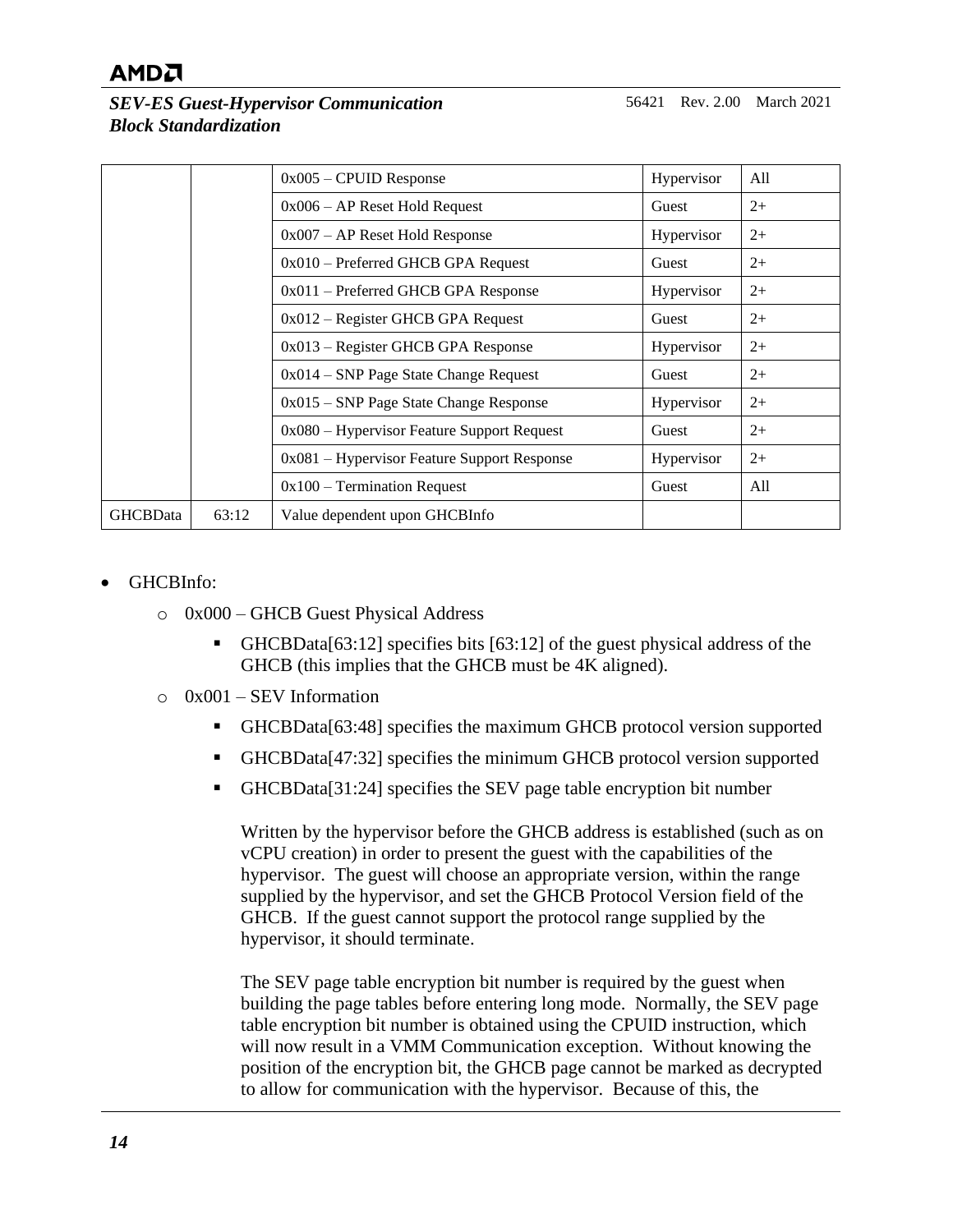| | | | | |
|---|---|---|---|---|
| | | 0x005 – CPUID Response | Hypervisor | All |
| | | 0x006 – AP Reset Hold Request | Guest | 2+ |
| | | 0x007 – AP Reset Hold Response | Hypervisor | 2+ |
| | | 0x010 – Preferred GHCB GPA Request | Guest | 2+ |
| | | 0x011 – Preferred GHCB GPA Response | Hypervisor | 2+ |
| | | 0x012 – Register GHCB GPA Request | Guest | 2+ |
| | | 0x013 – Register GHCB GPA Response | Hypervisor | 2+ |
| | | 0x014 – SNP Page State Change Request | Guest | 2+ |
| | | 0x015 – SNP Page State Change Response | Hypervisor | 2+ |
| | | 0x080 – Hypervisor Feature Support Request | Guest | 2+ |
| | | 0x081 – Hypervisor Feature Support Response | Hypervisor | 2+ |
| | | 0x100 – Termination Request | Guest | All |
| GHCBData | 63:12 | Value dependent upon GHCBInfo | | |

- GHCBInfo:
  - 0x000 – GHCB Guest Physical Address
    - GHCBData[63:12] specifies bits [63:12] of the guest physical address of the GHCB (this implies that the GHCB must be 4K aligned).
  - 0x001 – SEV Information
    - GHCBData[63:48] specifies the maximum GHCB protocol version supported
    - GHCBData[47:32] specifies the minimum GHCB protocol version supported
    - GHCBData[31:24] specifies the SEV page table encryption bit number

      Written by the hypervisor before the GHCB address is established (such as on vCPU creation) in order to present the guest with the capabilities of the hypervisor. The guest will choose an appropriate version, within the range supplied by the hypervisor, and set the GHCB Protocol Version field of the GHCB. If the guest cannot support the protocol range supplied by the hypervisor, it should terminate.

      The SEV page table encryption bit number is required by the guest when building the page tables before entering long mode. Normally, the SEV page table encryption bit number is obtained using the CPUID instruction, which will now result in a VMM Communication exception. Without knowing the position of the encryption bit, the GHCB page cannot be marked as decrypted to allow for communication with the hypervisor. Because of this, the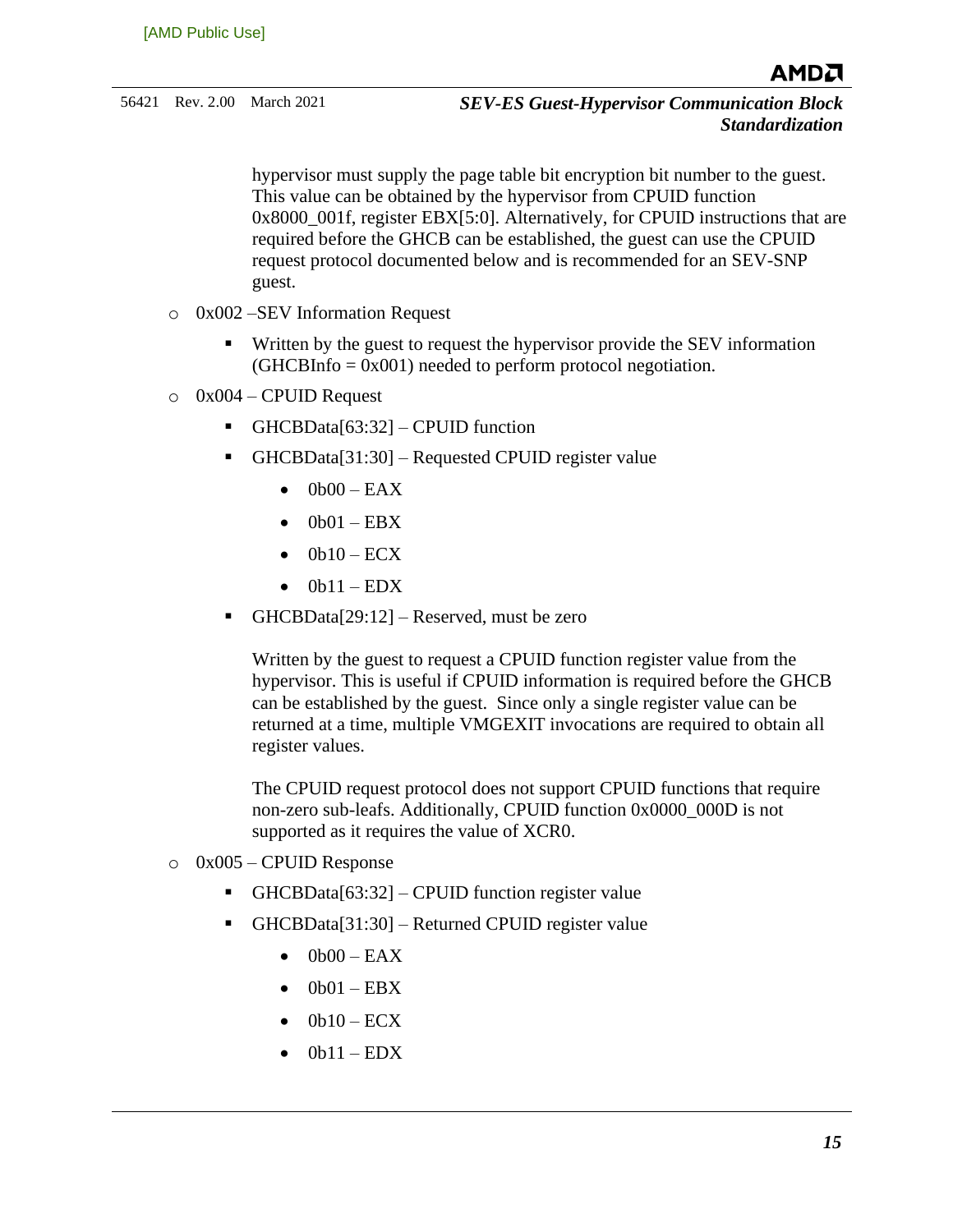hypervisor must supply the page table bit encryption bit number to the guest. This value can be obtained by the hypervisor from CPUID function 0x8000_001f, register EBX[5:0]. Alternatively, for CPUID instructions that are required before the GHCB can be established, the guest can use the CPUID request protocol documented below and is recommended for an SEV-SNP guest.

- 0x002 –SEV Information Request
  - Written by the guest to request the hypervisor provide the SEV information (GHCBInfo = 0x001) needed to perform protocol negotiation.
- 0x004 – CPUID Request
  - GHCBData[63:32] – CPUID function
  - GHCBData[31:30] – Requested CPUID register value
    - 0b00 – EAX
    - 0b01 – EBX
    - 0b10 – ECX
    - 0b11 – EDX
  - GHCBData[29:12] – Reserved, must be zero

    Written by the guest to request a CPUID function register value from the hypervisor. This is useful if CPUID information is required before the GHCB can be established by the guest. Since only a single register value can be returned at a time, multiple VMGEXIT invocations are required to obtain all register values.

    The CPUID request protocol does not support CPUID functions that require non-zero sub-leafs. Additionally, CPUID function 0x0000_000D is not supported as it requires the value of XCR0.
- 0x005 – CPUID Response
  - GHCBData[63:32] – CPUID function register value
  - GHCBData[31:30] – Returned CPUID register value
    - 0b00 – EAX
    - 0b01 – EBX
    - 0b10 – ECX
    - 0b11 – EDX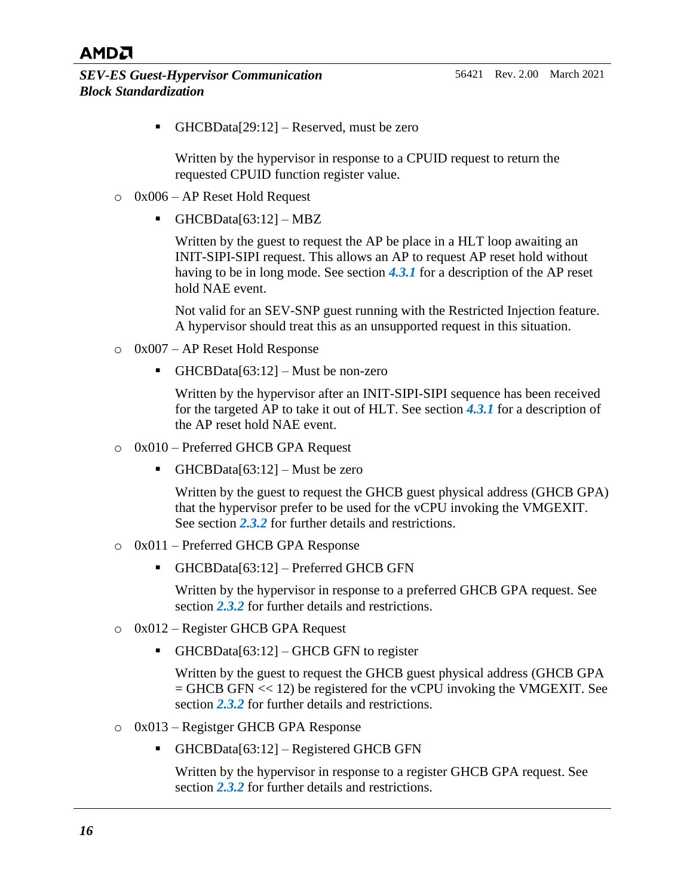- GHCBData[29:12] – Reserved, must be zero

      Written by the hypervisor in response to a CPUID request to return the requested CPUID function register value.

- 0x006 – AP Reset Hold Request
    - GHCBData[63:12] – MBZ

      Written by the guest to request the AP be place in a HLT loop awaiting an INIT-SIPI-SIPI request. This allows an AP to request AP reset hold without having to be in long mode. See section ***4.3.1*** for a description of the AP reset hold NAE event.

      Not valid for an SEV-SNP guest running with the Restricted Injection feature. A hypervisor should treat this as an unsupported request in this situation.

- 0x007 – AP Reset Hold Response
    - GHCBData[63:12] – Must be non-zero

      Written by the hypervisor after an INIT-SIPI-SIPI sequence has been received for the targeted AP to take it out of HLT. See section ***4.3.1*** for a description of the AP reset hold NAE event.

- 0x010 – Preferred GHCB GPA Request
    - GHCBData[63:12] – Must be zero

      Written by the guest to request the GHCB guest physical address (GHCB GPA) that the hypervisor prefer to be used for the vCPU invoking the VMGEXIT. See section ***2.3.2*** for further details and restrictions.

- 0x011 – Preferred GHCB GPA Response
    - GHCBData[63:12] – Preferred GHCB GFN

      Written by the hypervisor in response to a preferred GHCB GPA request. See section ***2.3.2*** for further details and restrictions.

- 0x012 – Register GHCB GPA Request
    - GHCBData[63:12] – GHCB GFN to register

      Written by the guest to request the GHCB guest physical address (GHCB GPA = GHCB GFN << 12) be registered for the vCPU invoking the VMGEXIT. See section ***2.3.2*** for further details and restrictions.

- 0x013 – Regisger GHCB GPA Response
    - GHCBData[63:12] – Registered GHCB GFN

      Written by the hypervisor in response to a register GHCB GPA request. See section ***2.3.2*** for further details and restrictions.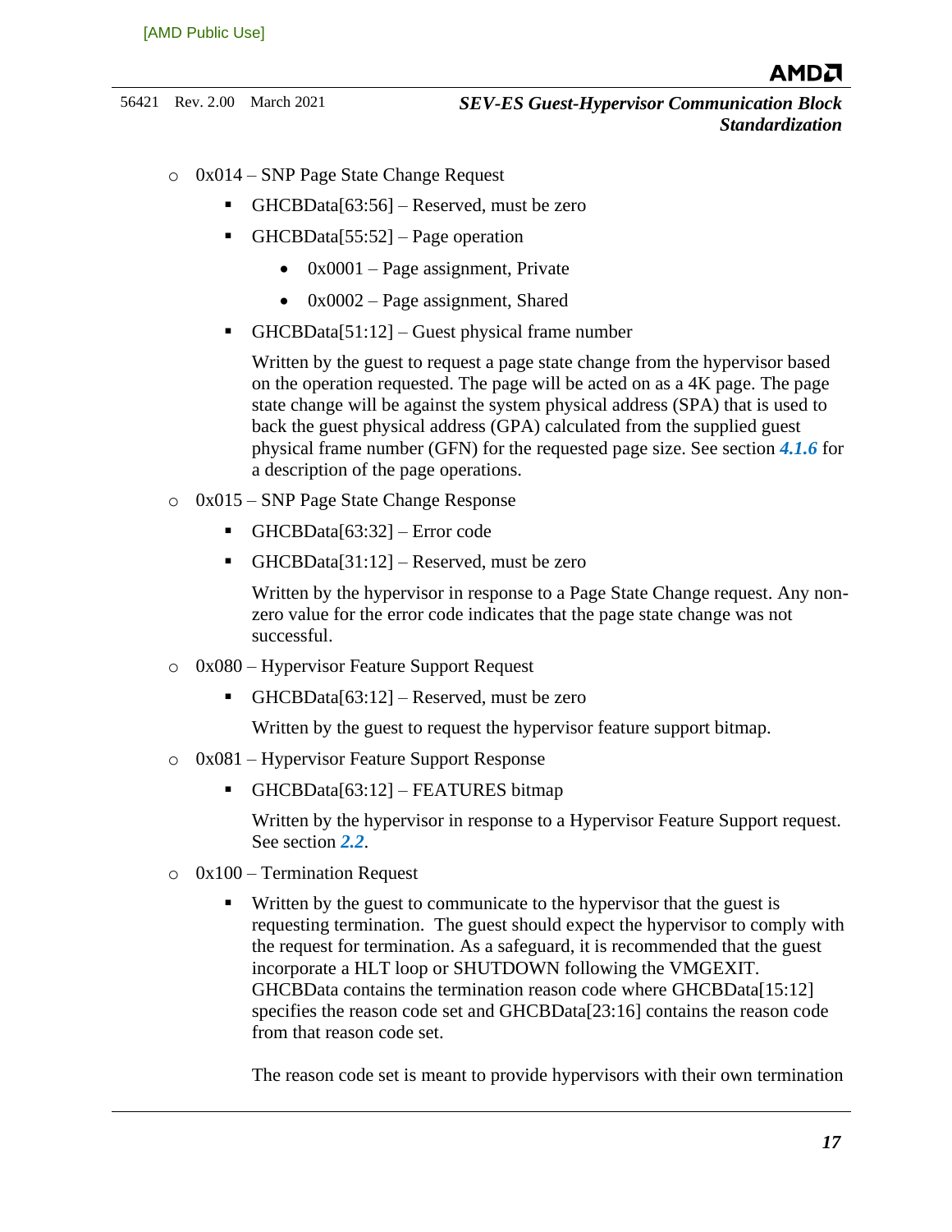- 0x014 – SNP Page State Change Request
  - GHCBData[63:56] – Reserved, must be zero
  - GHCBData[55:52] – Page operation
    - 0x0001 – Page assignment, Private
    - 0x0002 – Page assignment, Shared
  - GHCBData[51:12] – Guest physical frame number

    Written by the guest to request a page state change from the hypervisor based on the operation requested. The page will be acted on as a 4K page. The page state change will be against the system physical address (SPA) that is used to back the guest physical address (GPA) calculated from the supplied guest physical frame number (GFN) for the requested page size. See section ***4.1.6*** for a description of the page operations.
- 0x015 – SNP Page State Change Response
  - GHCBData[63:32] – Error code
  - GHCBData[31:12] – Reserved, must be zero

    Written by the hypervisor in response to a Page State Change request. Any non-zero value for the error code indicates that the page state change was not successful.
- 0x080 – Hypervisor Feature Support Request
  - GHCBData[63:12] – Reserved, must be zero

    Written by the guest to request the hypervisor feature support bitmap.
- 0x081 – Hypervisor Feature Support Response
  - GHCBData[63:12] – FEATURES bitmap

    Written by the hypervisor in response to a Hypervisor Feature Support request. See section ***2.2***.
- 0x100 – Termination Request
  - Written by the guest to communicate to the hypervisor that the guest is requesting termination. The guest should expect the hypervisor to comply with the request for termination. As a safeguard, it is recommended that the guest incorporate a HLT loop or SHUTDOWN following the VMGEXIT. GHCBData contains the termination reason code where GHCBData[15:12] specifies the reason code set and GHCBData[23:16] contains the reason code from that reason code set.

    The reason code set is meant to provide hypervisors with their own termination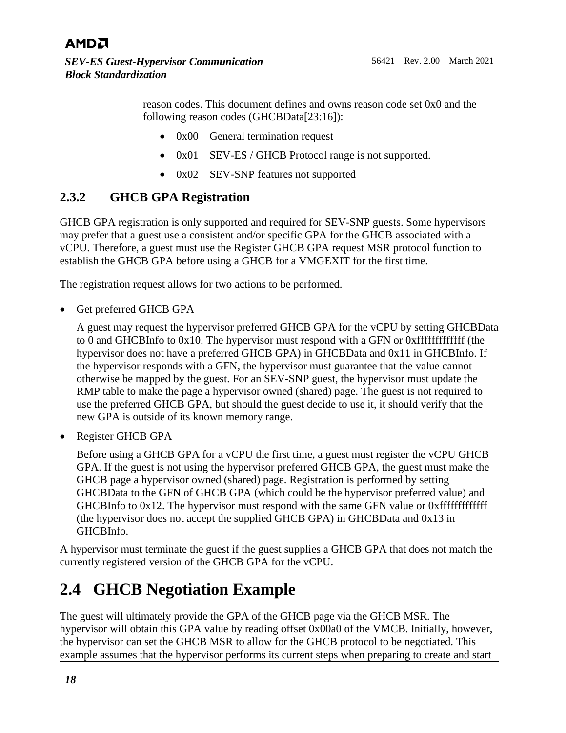reason codes. This document defines and owns reason code set 0x0 and the following reason codes (GHCBData[23:16]):

- 0x00 – General termination request
- 0x01 – SEV-ES / GHCB Protocol range is not supported.
- 0x02 – SEV-SNP features not supported

### 2.3.2 GHCB GPA Registration

GHCB GPA registration is only supported and required for SEV-SNP guests. Some hypervisors may prefer that a guest use a consistent and/or specific GPA for the GHCB associated with a vCPU. Therefore, a guest must use the Register GHCB GPA request MSR protocol function to establish the GHCB GPA before using a GHCB for a VMGEXIT for the first time.

The registration request allows for two actions to be performed.

- Get preferred GHCB GPA

  A guest may request the hypervisor preferred GHCB GPA for the vCPU by setting GHCBData to 0 and GHCBInfo to 0x10. The hypervisor must respond with a GFN or 0xfffffffffffff (the hypervisor does not have a preferred GHCB GPA) in GHCBData and 0x11 in GHCBInfo. If the hypervisor responds with a GFN, the hypervisor must guarantee that the value cannot otherwise be mapped by the guest. For an SEV-SNP guest, the hypervisor must update the RMP table to make the page a hypervisor owned (shared) page. The guest is not required to use the preferred GHCB GPA, but should the guest decide to use it, it should verify that the new GPA is outside of its known memory range.

- Register GHCB GPA

  Before using a GHCB GPA for a vCPU the first time, a guest must register the vCPU GHCB GPA. If the guest is not using the hypervisor preferred GHCB GPA, the guest must make the GHCB page a hypervisor owned (shared) page. Registration is performed by setting GHCBData to the GFN of GHCB GPA (which could be the hypervisor preferred value) and GHCBInfo to 0x12. The hypervisor must respond with the same GFN value or 0xfffffffffffff (the hypervisor does not accept the supplied GHCB GPA) in GHCBData and 0x13 in GHCBInfo.

A hypervisor must terminate the guest if the guest supplies a GHCB GPA that does not match the currently registered version of the GHCB GPA for the vCPU.

## 2.4 GHCB Negotiation Example

The guest will ultimately provide the GPA of the GHCB page via the GHCB MSR. The hypervisor will obtain this GPA value by reading offset 0x00a0 of the VMCB. Initially, however, the hypervisor can set the GHCB MSR to allow for the GHCB protocol to be negotiated. This example assumes that the hypervisor performs its current steps when preparing to create and start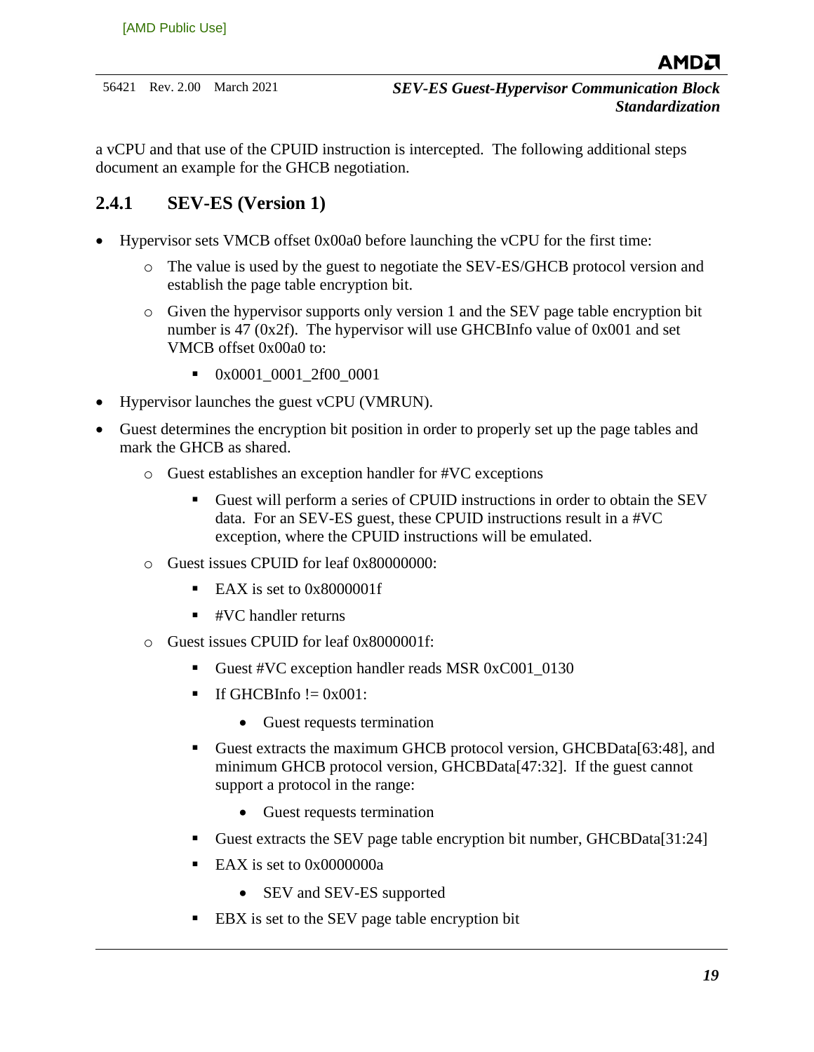a vCPU and that use of the CPUID instruction is intercepted. The following additional steps document an example for the GHCB negotiation.

### 2.4.1 SEV-ES (Version 1)

- Hypervisor sets VMCB offset 0x00a0 before launching the vCPU for the first time:
  - The value is used by the guest to negotiate the SEV-ES/GHCB protocol version and establish the page table encryption bit.
  - Given the hypervisor supports only version 1 and the SEV page table encryption bit number is 47 (0x2f). The hypervisor will use GHCBInfo value of 0x001 and set VMCB offset 0x00a0 to:
    - 0x0001_0001_2f00_0001
- Hypervisor launches the guest vCPU (VMRUN).
- Guest determines the encryption bit position in order to properly set up the page tables and mark the GHCB as shared.
  - Guest establishes an exception handler for #VC exceptions
    - Guest will perform a series of CPUID instructions in order to obtain the SEV data. For an SEV-ES guest, these CPUID instructions result in a #VC exception, where the CPUID instructions will be emulated.
  - Guest issues CPUID for leaf 0x80000000:
    - EAX is set to 0x8000001f
    - #VC handler returns
  - Guest issues CPUID for leaf 0x8000001f:
    - Guest #VC exception handler reads MSR 0xC001_0130
    - If GHCBInfo != 0x001:
      - Guest requests termination
    - Guest extracts the maximum GHCB protocol version, GHCBData[63:48], and minimum GHCB protocol version, GHCBData[47:32]. If the guest cannot support a protocol in the range:
      - Guest requests termination
    - Guest extracts the SEV page table encryption bit number, GHCBData[31:24]
    - EAX is set to 0x0000000a
      - SEV and SEV-ES supported
    - EBX is set to the SEV page table encryption bit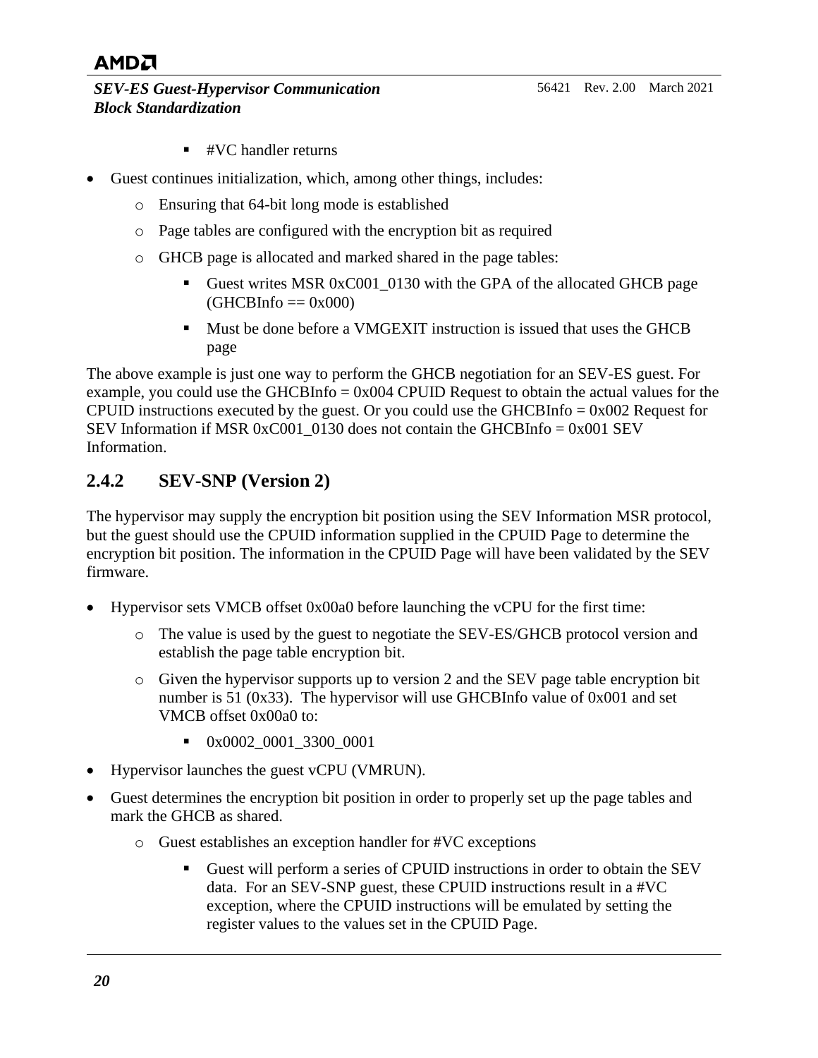- #VC handler returns

- Guest continues initialization, which, among other things, includes:
  - Ensuring that 64-bit long mode is established
  - Page tables are configured with the encryption bit as required
  - GHCB page is allocated and marked shared in the page tables:
    - Guest writes MSR 0xC001_0130 with the GPA of the allocated GHCB page (GHCBInfo == 0x000)
    - Must be done before a VMGEXIT instruction is issued that uses the GHCB page

The above example is just one way to perform the GHCB negotiation for an SEV-ES guest. For example, you could use the GHCBInfo = 0x004 CPUID Request to obtain the actual values for the CPUID instructions executed by the guest. Or you could use the GHCBInfo = 0x002 Request for SEV Information if MSR 0xC001_0130 does not contain the GHCBInfo = 0x001 SEV Information.

### 2.4.2 SEV-SNP (Version 2)

The hypervisor may supply the encryption bit position using the SEV Information MSR protocol, but the guest should use the CPUID information supplied in the CPUID Page to determine the encryption bit position. The information in the CPUID Page will have been validated by the SEV firmware.

- Hypervisor sets VMCB offset 0x00a0 before launching the vCPU for the first time:
  - The value is used by the guest to negotiate the SEV-ES/GHCB protocol version and establish the page table encryption bit.
  - Given the hypervisor supports up to version 2 and the SEV page table encryption bit number is 51 (0x33). The hypervisor will use GHCBInfo value of 0x001 and set VMCB offset 0x00a0 to:
    - 0x0002_0001_3300_0001
- Hypervisor launches the guest vCPU (VMRUN).
- Guest determines the encryption bit position in order to properly set up the page tables and mark the GHCB as shared.
  - Guest establishes an exception handler for #VC exceptions
    - Guest will perform a series of CPUID instructions in order to obtain the SEV data. For an SEV-SNP guest, these CPUID instructions result in a #VC exception, where the CPUID instructions will be emulated by setting the register values to the values set in the CPUID Page.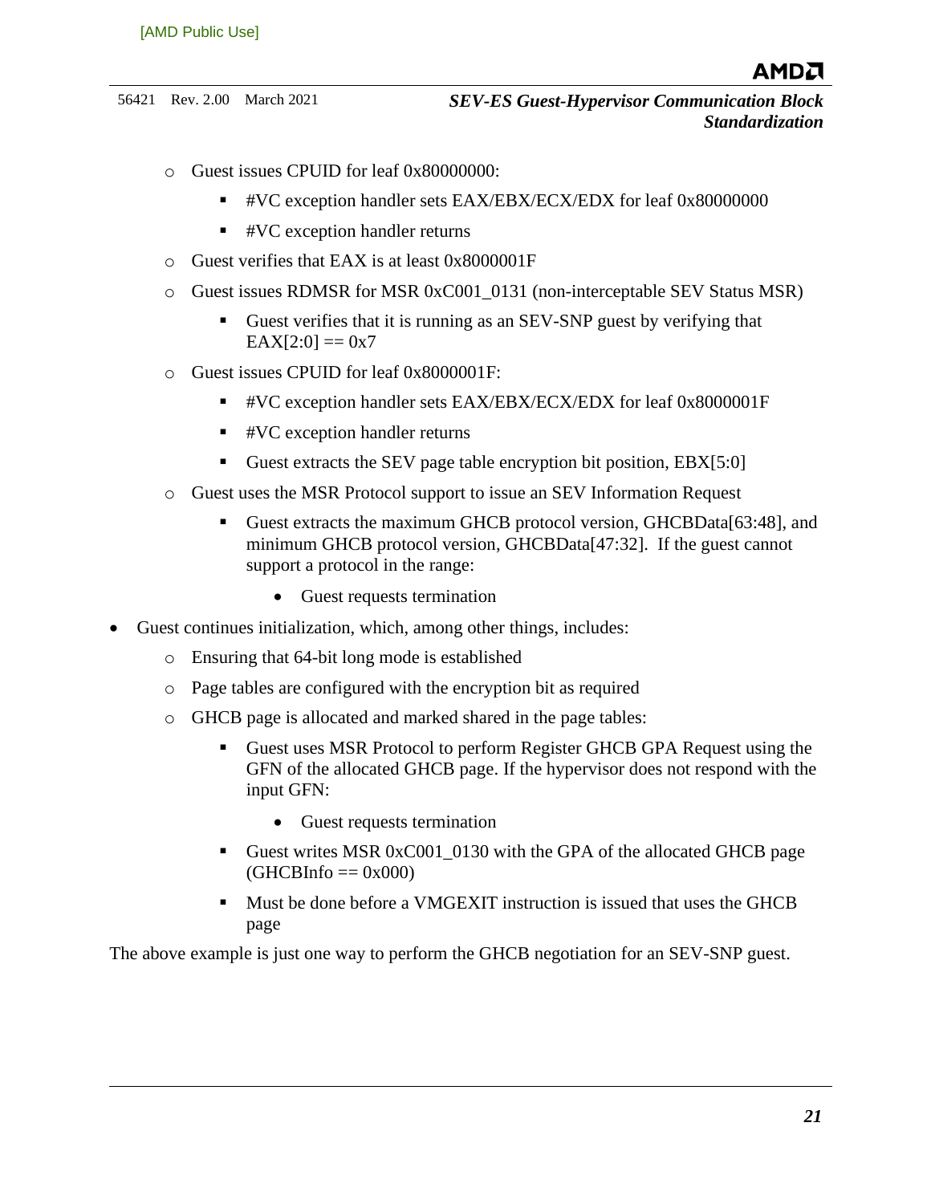- Guest issues CPUID for leaf 0x80000000:
  - #VC exception handler sets EAX/EBX/ECX/EDX for leaf 0x80000000
  - #VC exception handler returns
- Guest verifies that EAX is at least 0x8000001F
- Guest issues RDMSR for MSR 0xC001_0131 (non-interceptable SEV Status MSR)
  - Guest verifies that it is running as an SEV-SNP guest by verifying that EAX[2:0] == 0x7
- Guest issues CPUID for leaf 0x8000001F:
  - #VC exception handler sets EAX/EBX/ECX/EDX for leaf 0x8000001F
  - #VC exception handler returns
  - Guest extracts the SEV page table encryption bit position, EBX[5:0]
- Guest uses the MSR Protocol support to issue an SEV Information Request
  - Guest extracts the maximum GHCB protocol version, GHCBData[63:48], and minimum GHCB protocol version, GHCBData[47:32]. If the guest cannot support a protocol in the range:
    - Guest requests termination

- Guest continues initialization, which, among other things, includes:
  - Ensuring that 64-bit long mode is established
  - Page tables are configured with the encryption bit as required
  - GHCB page is allocated and marked shared in the page tables:
    - Guest uses MSR Protocol to perform Register GHCB GPA Request using the GFN of the allocated GHCB page. If the hypervisor does not respond with the input GFN:
      - Guest requests termination
    - Guest writes MSR 0xC001_0130 with the GPA of the allocated GHCB page (GHCBInfo == 0x000)
    - Must be done before a VMGEXIT instruction is issued that uses the GHCB page

The above example is just one way to perform the GHCB negotiation for an SEV-SNP guest.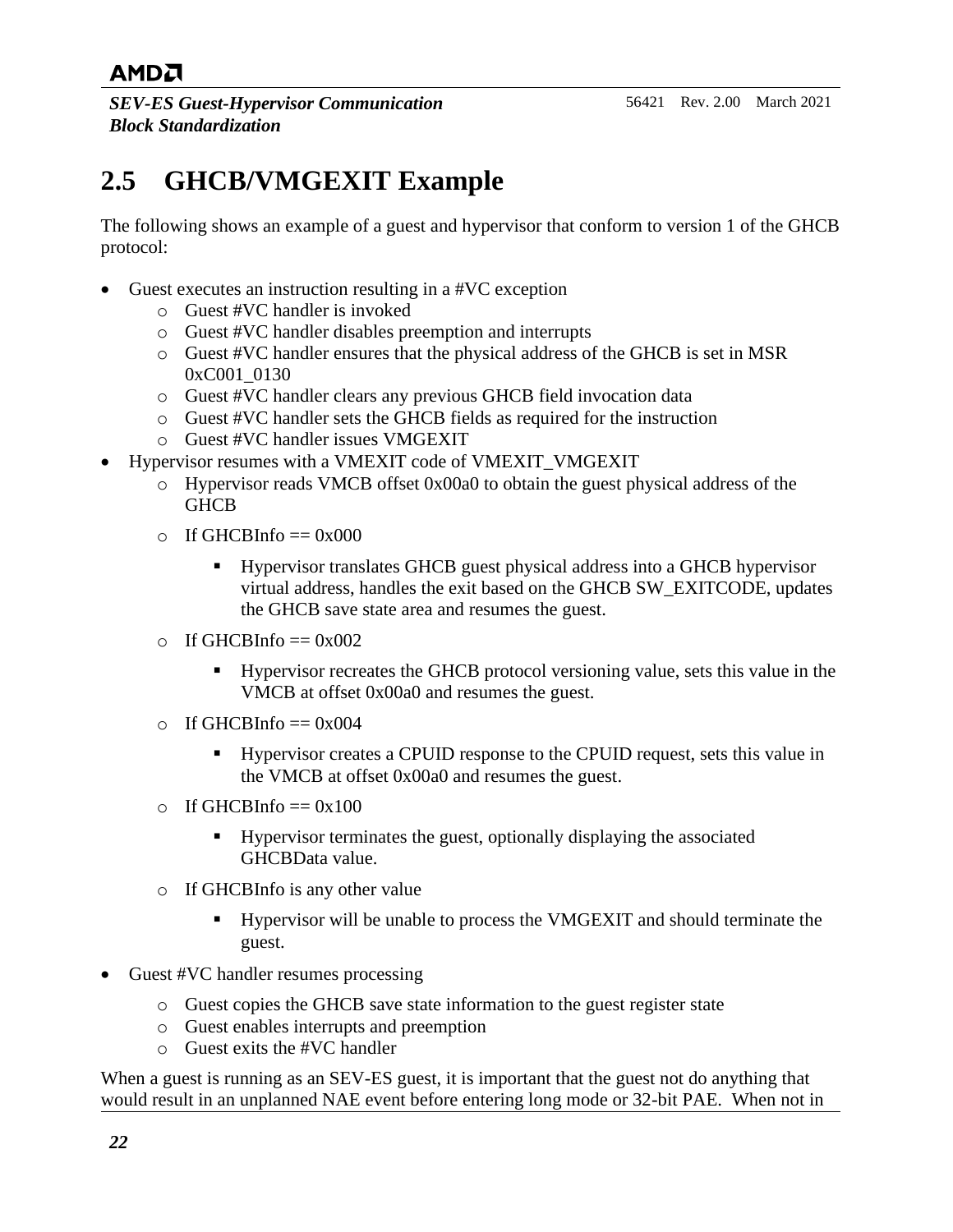## 2.5 GHCB/VMGEXIT Example

The following shows an example of a guest and hypervisor that conform to version 1 of the GHCB protocol:

- Guest executes an instruction resulting in a #VC exception
  - Guest #VC handler is invoked
  - Guest #VC handler disables preemption and interrupts
  - Guest #VC handler ensures that the physical address of the GHCB is set in MSR 0xC001_0130
  - Guest #VC handler clears any previous GHCB field invocation data
  - Guest #VC handler sets the GHCB fields as required for the instruction
  - Guest #VC handler issues VMGEXIT
- Hypervisor resumes with a VMEXIT code of VMEXIT_VMGEXIT
  - Hypervisor reads VMCB offset 0x00a0 to obtain the guest physical address of the GHCB
  - If GHCBInfo == 0x000
    - Hypervisor translates GHCB guest physical address into a GHCB hypervisor virtual address, handles the exit based on the GHCB SW_EXITCODE, updates the GHCB save state area and resumes the guest.
  - If GHCBInfo == 0x002
    - Hypervisor recreates the GHCB protocol versioning value, sets this value in the VMCB at offset 0x00a0 and resumes the guest.
  - If GHCBInfo == 0x004
    - Hypervisor creates a CPUID response to the CPUID request, sets this value in the VMCB at offset 0x00a0 and resumes the guest.
  - If GHCBInfo == 0x100
    - Hypervisor terminates the guest, optionally displaying the associated GHCBData value.
  - If GHCBInfo is any other value
    - Hypervisor will be unable to process the VMGEXIT and should terminate the guest.
- Guest #VC handler resumes processing
  - Guest copies the GHCB save state information to the guest register state
  - Guest enables interrupts and preemption
  - Guest exits the #VC handler

When a guest is running as an SEV-ES guest, it is important that the guest not do anything that would result in an unplanned NAE event before entering long mode or 32-bit PAE. When not in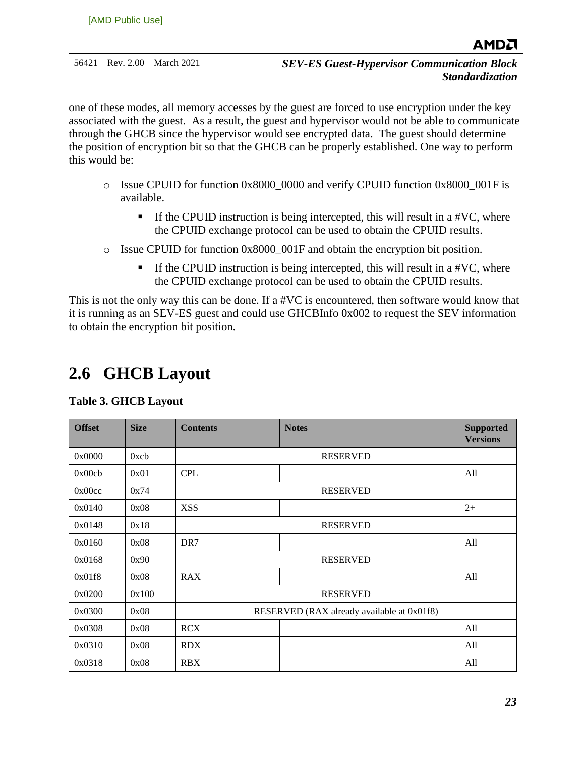one of these modes, all memory accesses by the guest are forced to use encryption under the key associated with the guest. As a result, the guest and hypervisor would not be able to communicate through the GHCB since the hypervisor would see encrypted data. The guest should determine the position of encryption bit so that the GHCB can be properly established. One way to perform this would be:

- Issue CPUID for function 0x8000_0000 and verify CPUID function 0x8000_001F is available.
  - If the CPUID instruction is being intercepted, this will result in a #VC, where the CPUID exchange protocol can be used to obtain the CPUID results.
- Issue CPUID for function 0x8000_001F and obtain the encryption bit position.
  - If the CPUID instruction is being intercepted, this will result in a #VC, where the CPUID exchange protocol can be used to obtain the CPUID results.

This is not the only way this can be done. If a #VC is encountered, then software would know that it is running as an SEV-ES guest and could use GHCBInfo 0x002 to request the SEV information to obtain the encryption bit position.

## 2.6 GHCB Layout

**Table 3. GHCB Layout**

| Offset | Size | Contents | Notes | Supported Versions |
|---|---|---|---|---|
| 0x0000 | 0xcb | RESERVED | | |
| 0x00cb | 0x01 | CPL | | All |
| 0x00cc | 0x74 | RESERVED | | |
| 0x0140 | 0x08 | XSS | | 2+ |
| 0x0148 | 0x18 | RESERVED | | |
| 0x0160 | 0x08 | DR7 | | All |
| 0x0168 | 0x90 | RESERVED | | |
| 0x01f8 | 0x08 | RAX | | All |
| 0x0200 | 0x100 | RESERVED | | |
| 0x0300 | 0x08 | RESERVED (RAX already available at 0x01f8) | | |
| 0x0308 | 0x08 | RCX | | All |
| 0x0310 | 0x08 | RDX | | All |
| 0x0318 | 0x08 | RBX | | All |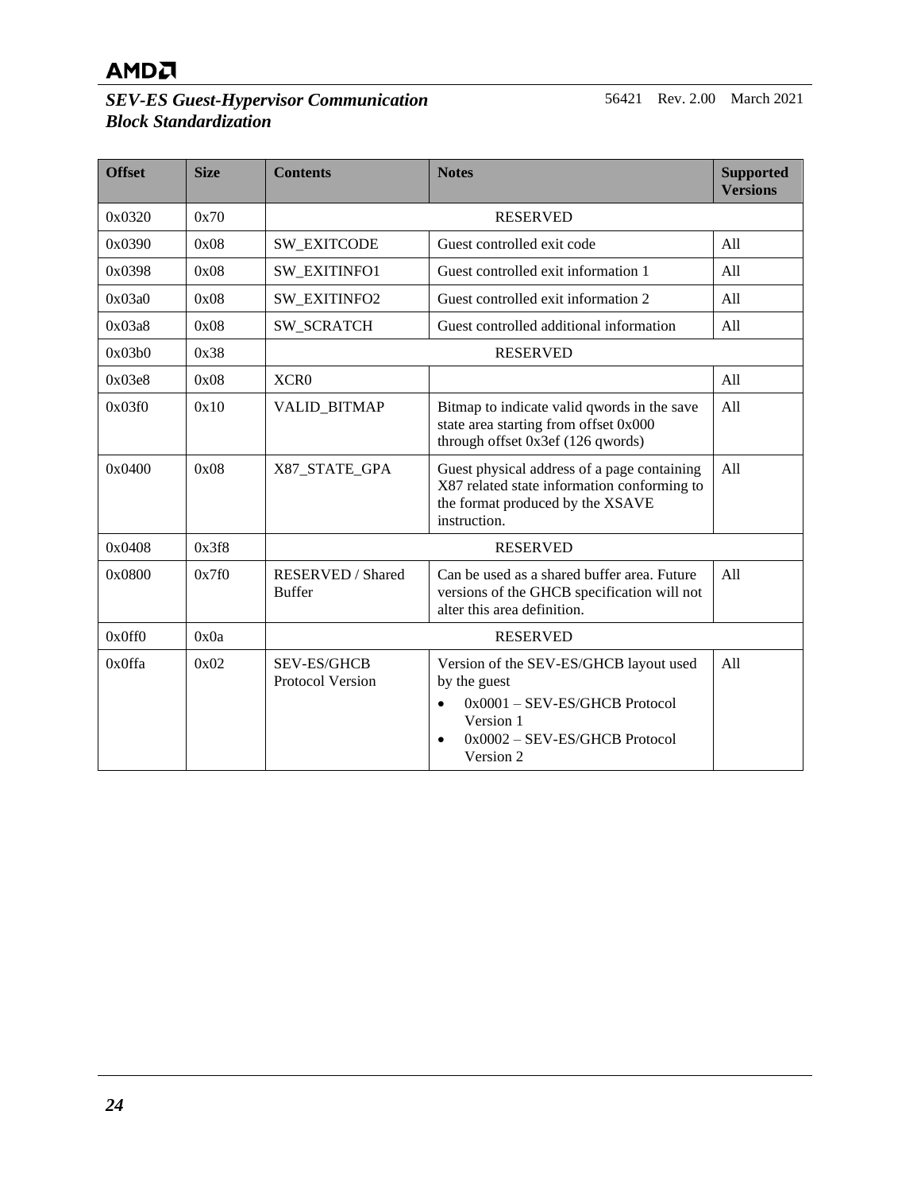| Offset | Size | Contents | Notes | Supported Versions |
|---|---|---|---|---|
| 0x0320 | 0x70 | RESERVED | | |
| 0x0390 | 0x08 | SW_EXITCODE | Guest controlled exit code | All |
| 0x0398 | 0x08 | SW_EXITINFO1 | Guest controlled exit information 1 | All |
| 0x03a0 | 0x08 | SW_EXITINFO2 | Guest controlled exit information 2 | All |
| 0x03a8 | 0x08 | SW_SCRATCH | Guest controlled additional information | All |
| 0x03b0 | 0x38 | RESERVED | | |
| 0x03e8 | 0x08 | XCR0 | | All |
| 0x03f0 | 0x10 | VALID_BITMAP | Bitmap to indicate valid qwords in the save state area starting from offset 0x000 through offset 0x3ef (126 qwords) | All |
| 0x0400 | 0x08 | X87_STATE_GPA | Guest physical address of a page containing X87 related state information conforming to the format produced by the XSAVE instruction. | All |
| 0x0408 | 0x3f8 | RESERVED | | |
| 0x0800 | 0x7f0 | RESERVED / Shared Buffer | Can be used as a shared buffer area. Future versions of the GHCB specification will not alter this area definition. | All |
| 0x0ff0 | 0x0a | RESERVED | | |
| 0x0ffa | 0x02 | SEV-ES/GHCB Protocol Version | Version of the SEV-ES/GHCB layout used by the guest<br>• 0x0001 – SEV-ES/GHCB Protocol Version 1<br>• 0x0002 – SEV-ES/GHCB Protocol Version 2 | All |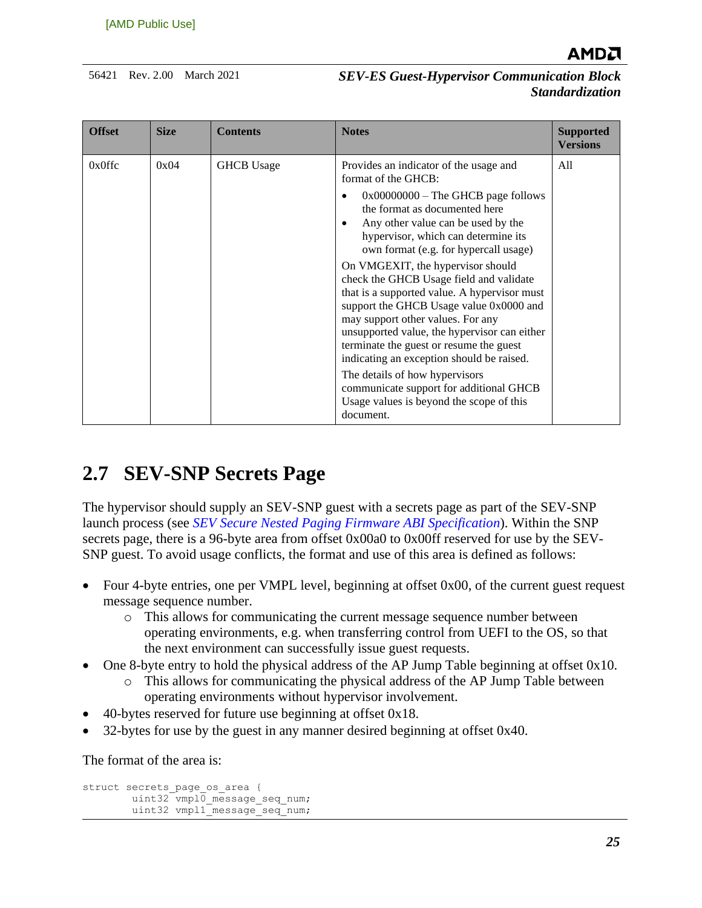| Offset | Size | Contents | Notes | Supported Versions |
|---|---|---|---|---|
| 0x0ffc | 0x04 | GHCB Usage | Provides an indicator of the usage and format of the GHCB:<br>• 0x00000000 – The GHCB page follows the format as documented here<br>• Any other value can be used by the hypervisor, which can determine its own format (e.g. for hypercall usage)<br>On VMGEXIT, the hypervisor should check the GHCB Usage field and validate that is a supported value. A hypervisor must support the GHCB Usage value 0x0000 and may support other values. For any unsupported value, the hypervisor can either terminate the guest or resume the guest indicating an exception should be raised.<br>The details of how hypervisors communicate support for additional GHCB Usage values is beyond the scope of this document. | All |

## 2.7 SEV-SNP Secrets Page

The hypervisor should supply an SEV-SNP guest with a secrets page as part of the SEV-SNP launch process (see *SEV Secure Nested Paging Firmware ABI Specification*). Within the SNP secrets page, there is a 96-byte area from offset 0x00a0 to 0x00ff reserved for use by the SEV-SNP guest. To avoid usage conflicts, the format and use of this area is defined as follows:

- Four 4-byte entries, one per VMPL level, beginning at offset 0x00, of the current guest request message sequence number.
  - This allows for communicating the current message sequence number between operating environments, e.g. when transferring control from UEFI to the OS, so that the next environment can successfully issue guest requests.
- One 8-byte entry to hold the physical address of the AP Jump Table beginning at offset 0x10.
  - This allows for communicating the physical address of the AP Jump Table between operating environments without hypervisor involvement.
- 40-bytes reserved for future use beginning at offset 0x18.
- 32-bytes for use by the guest in any manner desired beginning at offset 0x40.

The format of the area is:

```
struct secrets_page_os_area {
        uint32 vmpl0_message_seq_num;
        uint32 vmpl1_message_seq_num;
```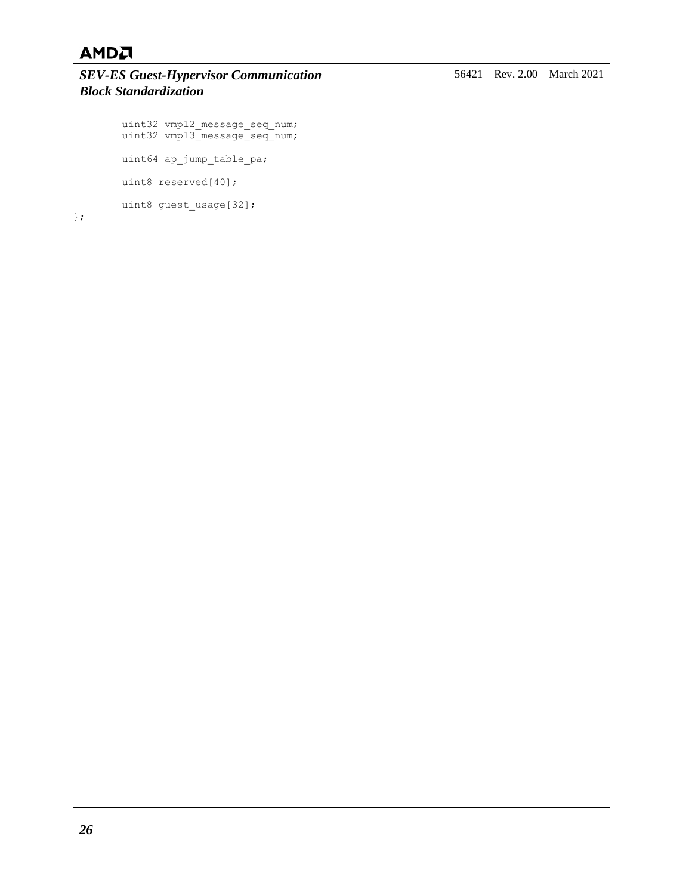```
        uint32 vmpl2_message_seq_num;
        uint32 vmpl3_message_seq_num;

        uint64 ap_jump_table_pa;

        uint8 reserved[40];

        uint8 guest_usage[32];
};
```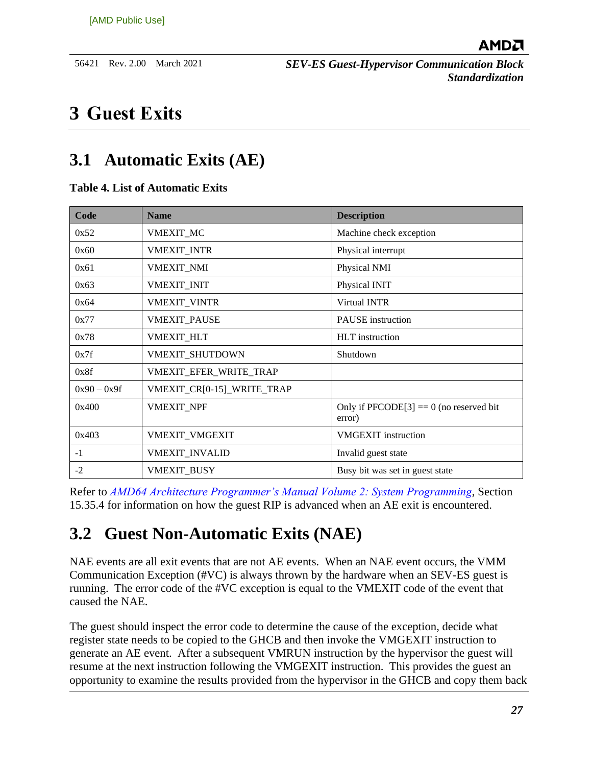# 3 Guest Exits

## 3.1 Automatic Exits (AE)

**Table 4. List of Automatic Exits**

| Code | Name | Description |
|---|---|---|
| 0x52 | VMEXIT_MC | Machine check exception |
| 0x60 | VMEXIT_INTR | Physical interrupt |
| 0x61 | VMEXIT_NMI | Physical NMI |
| 0x63 | VMEXIT_INIT | Physical INIT |
| 0x64 | VMEXIT_VINTR | Virtual INTR |
| 0x77 | VMEXIT_PAUSE | PAUSE instruction |
| 0x78 | VMEXIT_HLT | HLT instruction |
| 0x7f | VMEXIT_SHUTDOWN | Shutdown |
| 0x8f | VMEXIT_EFER_WRITE_TRAP | |
| 0x90 – 0x9f | VMEXIT_CR[0-15]_WRITE_TRAP | |
| 0x400 | VMEXIT_NPF | Only if PFCODE[3] == 0 (no reserved bit error) |
| 0x403 | VMEXIT_VMGEXIT | VMGEXIT instruction |
| -1 | VMEXIT_INVALID | Invalid guest state |
| -2 | VMEXIT_BUSY | Busy bit was set in guest state |

Refer to *AMD64 Architecture Programmer's Manual Volume 2: System Programming*, Section 15.35.4 for information on how the guest RIP is advanced when an AE exit is encountered.

## 3.2 Guest Non-Automatic Exits (NAE)

NAE events are all exit events that are not AE events. When an NAE event occurs, the VMM Communication Exception (#VC) is always thrown by the hardware when an SEV-ES guest is running. The error code of the #VC exception is equal to the VMEXIT code of the event that caused the NAE.

The guest should inspect the error code to determine the cause of the exception, decide what register state needs to be copied to the GHCB and then invoke the VMGEXIT instruction to generate an AE event. After a subsequent VMRUN instruction by the hypervisor the guest will resume at the next instruction following the VMGEXIT instruction. This provides the guest an opportunity to examine the results provided from the hypervisor in the GHCB and copy them back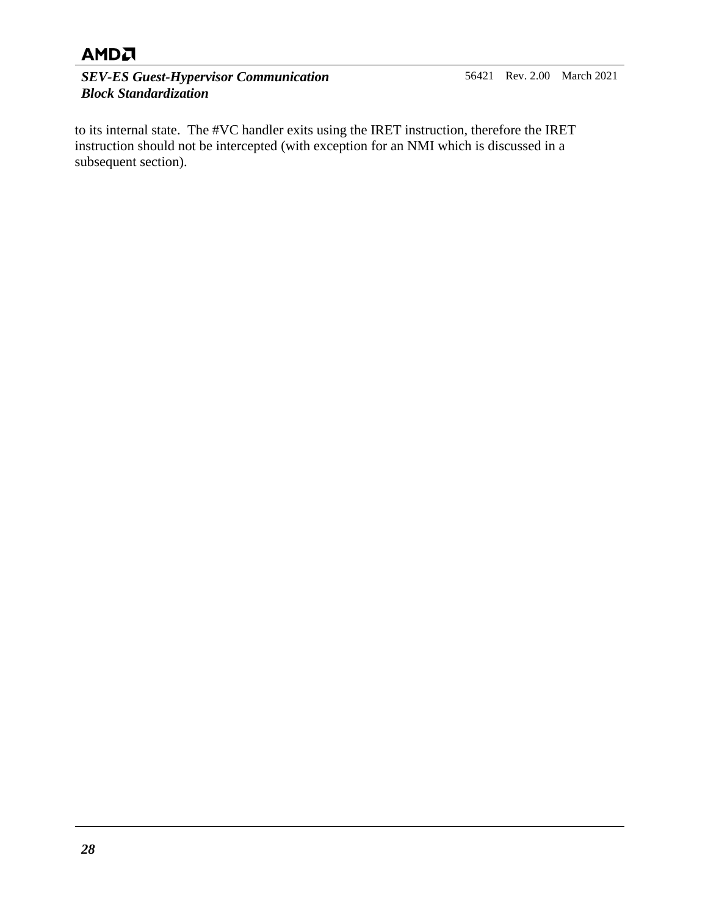to its internal state.  The #VC handler exits using the IRET instruction, therefore the IRET instruction should not be intercepted (with exception for an NMI which is discussed in a subsequent section).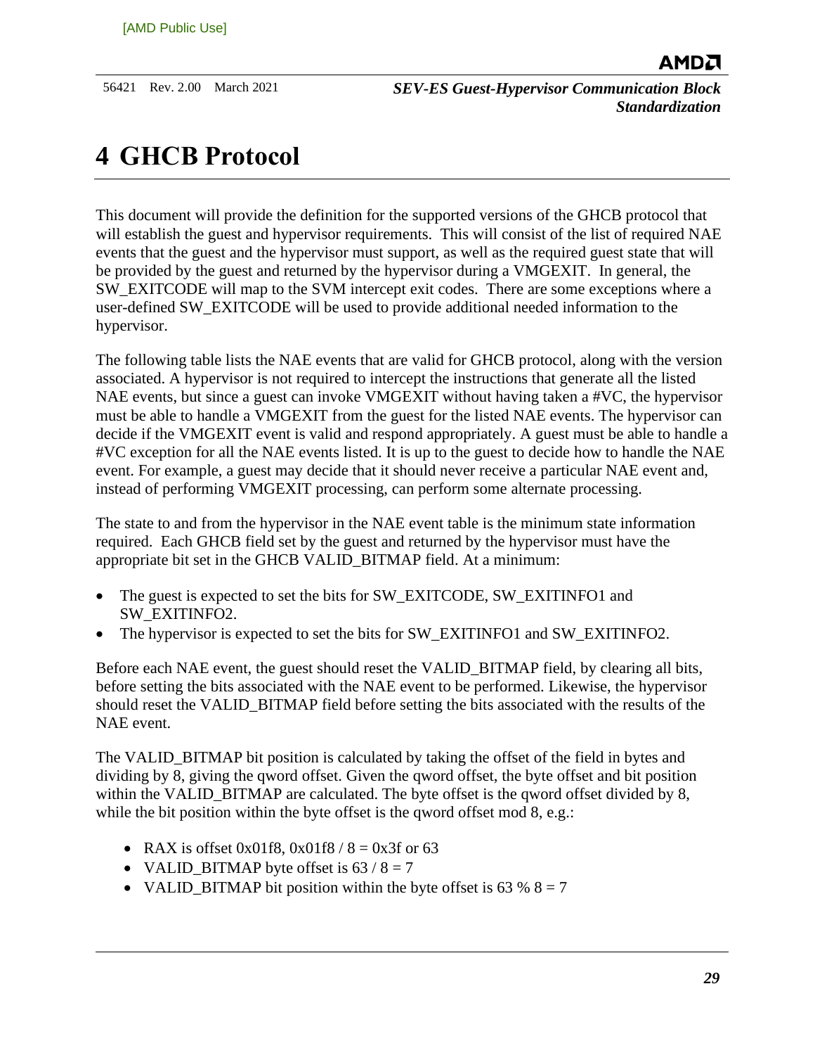# 4 GHCB Protocol

This document will provide the definition for the supported versions of the GHCB protocol that will establish the guest and hypervisor requirements. This will consist of the list of required NAE events that the guest and the hypervisor must support, as well as the required guest state that will be provided by the guest and returned by the hypervisor during a VMGEXIT. In general, the SW_EXITCODE will map to the SVM intercept exit codes. There are some exceptions where a user-defined SW_EXITCODE will be used to provide additional needed information to the hypervisor.

The following table lists the NAE events that are valid for GHCB protocol, along with the version associated. A hypervisor is not required to intercept the instructions that generate all the listed NAE events, but since a guest can invoke VMGEXIT without having taken a #VC, the hypervisor must be able to handle a VMGEXIT from the guest for the listed NAE events. The hypervisor can decide if the VMGEXIT event is valid and respond appropriately. A guest must be able to handle a #VC exception for all the NAE events listed. It is up to the guest to decide how to handle the NAE event. For example, a guest may decide that it should never receive a particular NAE event and, instead of performing VMGEXIT processing, can perform some alternate processing.

The state to and from the hypervisor in the NAE event table is the minimum state information required. Each GHCB field set by the guest and returned by the hypervisor must have the appropriate bit set in the GHCB VALID_BITMAP field. At a minimum:

- The guest is expected to set the bits for SW_EXITCODE, SW_EXITINFO1 and SW_EXITINFO2.
- The hypervisor is expected to set the bits for SW_EXITINFO1 and SW_EXITINFO2.

Before each NAE event, the guest should reset the VALID_BITMAP field, by clearing all bits, before setting the bits associated with the NAE event to be performed. Likewise, the hypervisor should reset the VALID_BITMAP field before setting the bits associated with the results of the NAE event.

The VALID_BITMAP bit position is calculated by taking the offset of the field in bytes and dividing by 8, giving the qword offset. Given the qword offset, the byte offset and bit position within the VALID_BITMAP are calculated. The byte offset is the qword offset divided by 8, while the bit position within the byte offset is the qword offset mod 8, e.g.:

- RAX is offset 0x01f8, 0x01f8 / 8 = 0x3f or 63
- VALID_BITMAP byte offset is 63 / 8 = 7
- VALID_BITMAP bit position within the byte offset is 63 % 8 = 7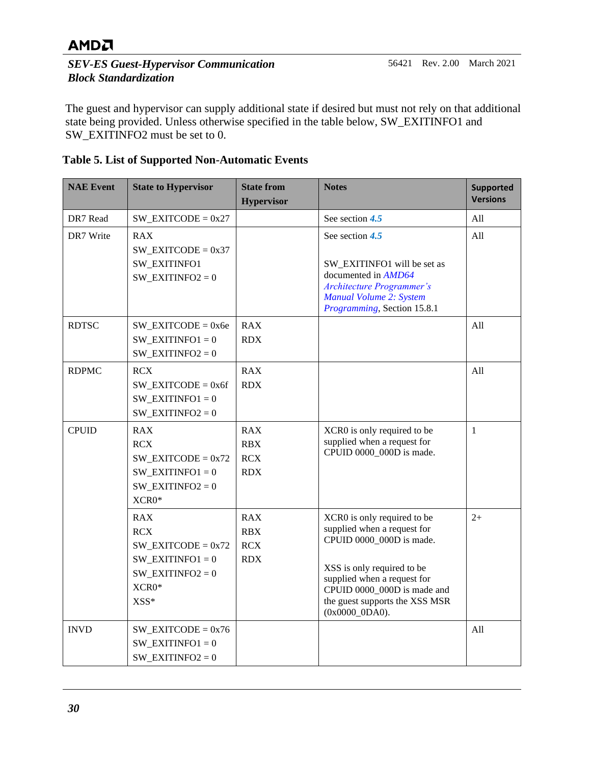The guest and hypervisor can supply additional state if desired but must not rely on that additional state being provided. Unless otherwise specified in the table below, SW_EXITINFO1 and SW_EXITINFO2 must be set to 0.

**Table 5. List of Supported Non-Automatic Events**

| NAE Event | State to Hypervisor | State from Hypervisor | Notes | Supported Versions |
|---|---|---|---|---|
| DR7 Read | SW_EXITCODE = 0x27 | | See section ***4.5*** | All |
| DR7 Write | RAX<br>SW_EXITCODE = 0x37<br>SW_EXITINFO1<br>SW_EXITINFO2 = 0 | | See section ***4.5***<br><br>SW_EXITINFO1 will be set as documented in *AMD64 Architecture Programmer's Manual Volume 2: System Programming*, Section 15.8.1 | All |
| RDTSC | SW_EXITCODE = 0x6e<br>SW_EXITINFO1 = 0<br>SW_EXITINFO2 = 0 | RAX<br>RDX | | All |
| RDPMC | RCX<br>SW_EXITCODE = 0x6f<br>SW_EXITINFO1 = 0<br>SW_EXITINFO2 = 0 | RAX<br>RDX | | All |
| CPUID | RAX<br>RCX<br>SW_EXITCODE = 0x72<br>SW_EXITINFO1 = 0<br>SW_EXITINFO2 = 0<br>XCR0* | RAX<br>RBX<br>RCX<br>RDX | XCR0 is only required to be supplied when a request for CPUID 0000_000D is made. | 1 |
| | RAX<br>RCX<br>SW_EXITCODE = 0x72<br>SW_EXITINFO1 = 0<br>SW_EXITINFO2 = 0<br>XCR0*<br>XSS* | RAX<br>RBX<br>RCX<br>RDX | XCR0 is only required to be supplied when a request for CPUID 0000_000D is made.<br><br>XSS is only required to be supplied when a request for CPUID 0000_000D is made and the guest supports the XSS MSR (0x0000_0DA0). | 2+ |
| INVD | SW_EXITCODE = 0x76<br>SW_EXITINFO1 = 0<br>SW_EXITINFO2 = 0 | | | All |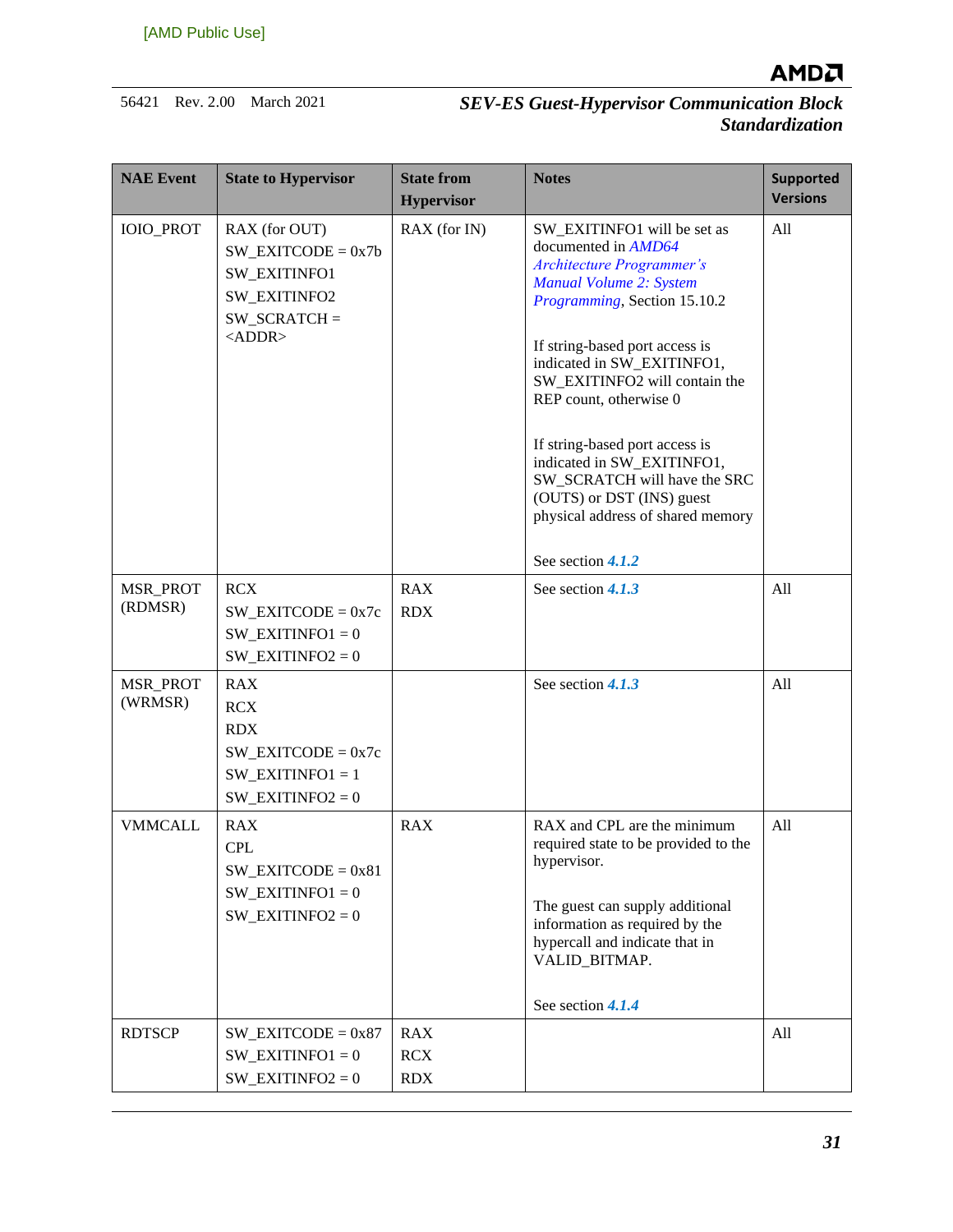| NAE Event | State to Hypervisor | State from Hypervisor | Notes | Supported Versions |
|---|---|---|---|---|
| IOIO_PROT | RAX (for OUT)<br>SW_EXITCODE = 0x7b<br>SW_EXITINFO1<br>SW_EXITINFO2<br>SW_SCRATCH = <ADDR> | RAX (for IN) | SW_EXITINFO1 will be set as documented in *AMD64 Architecture Programmer's Manual Volume 2: System Programming*, Section 15.10.2<br><br>If string-based port access is indicated in SW_EXITINFO1, SW_EXITINFO2 will contain the REP count, otherwise 0<br><br>If string-based port access is indicated in SW_EXITINFO1, SW_SCRATCH will have the SRC (OUTS) or DST (INS) guest physical address of shared memory<br><br>See section ***4.1.2*** | All |
| MSR_PROT (RDMSR) | RCX<br>SW_EXITCODE = 0x7c<br>SW_EXITINFO1 = 0<br>SW_EXITINFO2 = 0 | RAX<br>RDX | See section ***4.1.3*** | All |
| MSR_PROT (WRMSR) | RAX<br>RCX<br>RDX<br>SW_EXITCODE = 0x7c<br>SW_EXITINFO1 = 1<br>SW_EXITINFO2 = 0 | | See section ***4.1.3*** | All |
| VMMCALL | RAX<br>CPL<br>SW_EXITCODE = 0x81<br>SW_EXITINFO1 = 0<br>SW_EXITINFO2 = 0 | RAX | RAX and CPL are the minimum required state to be provided to the hypervisor.<br><br>The guest can supply additional information as required by the hypercall and indicate that in VALID_BITMAP.<br><br>See section ***4.1.4*** | All |
| RDTSCP | SW_EXITCODE = 0x87<br>SW_EXITINFO1 = 0<br>SW_EXITINFO2 = 0 | RAX<br>RCX<br>RDX | | All |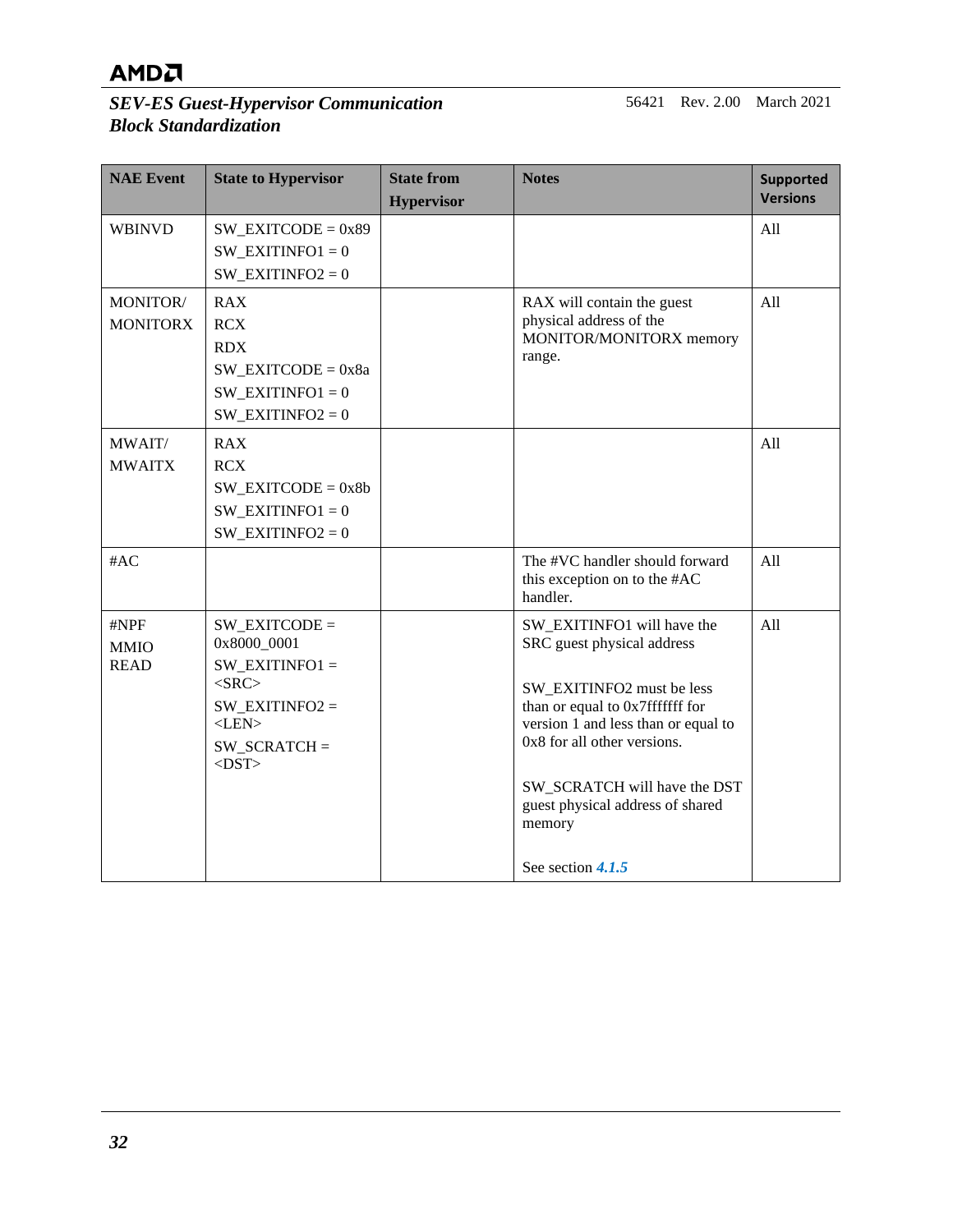| NAE Event | State to Hypervisor | State from Hypervisor | Notes | Supported Versions |
|---|---|---|---|---|
| WBINVD | SW_EXITCODE = 0x89<br>SW_EXITINFO1 = 0<br>SW_EXITINFO2 = 0 | | | All |
| MONITOR/<br>MONITORX | RAX<br>RCX<br>RDX<br>SW_EXITCODE = 0x8a<br>SW_EXITINFO1 = 0<br>SW_EXITINFO2 = 0 | | RAX will contain the guest physical address of the MONITOR/MONITORX memory range. | All |
| MWAIT/<br>MWAITX | RAX<br>RCX<br>SW_EXITCODE = 0x8b<br>SW_EXITINFO1 = 0<br>SW_EXITINFO2 = 0 | | | All |
| #AC | | | The #VC handler should forward this exception on to the #AC handler. | All |
| #NPF<br>MMIO<br>READ | SW_EXITCODE = 0x8000_0001<br>SW_EXITINFO1 = <SRC><br>SW_EXITINFO2 = <LEN><br>SW_SCRATCH = <DST> | | SW_EXITINFO1 will have the SRC guest physical address<br><br>SW_EXITINFO2 must be less than or equal to 0x7fffffff for version 1 and less than or equal to 0x8 for all other versions.<br><br>SW_SCRATCH will have the DST guest physical address of shared memory<br><br>See section ***4.1.5*** | All |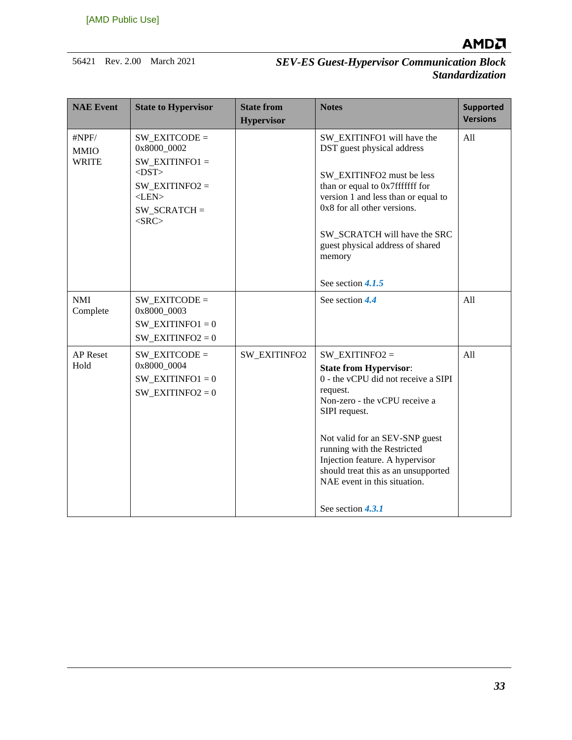| NAE Event | State to Hypervisor | State from Hypervisor | Notes | Supported Versions |
|---|---|---|---|---|
| #NPF/ MMIO WRITE | SW_EXITCODE = 0x8000_0002<br>SW_EXITINFO1 = <DST><br>SW_EXITINFO2 = <LEN><br>SW_SCRATCH = <SRC> | | SW_EXITINFO1 will have the DST guest physical address<br><br>SW_EXITINFO2 must be less than or equal to 0x7fffffff for version 1 and less than or equal to 0x8 for all other versions.<br><br>SW_SCRATCH will have the SRC guest physical address of shared memory<br><br>See section ***4.1.5*** | All |
| NMI Complete | SW_EXITCODE = 0x8000_0003<br>SW_EXITINFO1 = 0<br>SW_EXITINFO2 = 0 | | See section ***4.4*** | All |
| AP Reset Hold | SW_EXITCODE = 0x8000_0004<br>SW_EXITINFO1 = 0<br>SW_EXITINFO2 = 0 | SW_EXITINFO2 | SW_EXITINFO2 =<br>**State from Hypervisor**:<br>0 - the vCPU did not receive a SIPI request.<br>Non-zero - the vCPU receive a SIPI request.<br><br>Not valid for an SEV-SNP guest running with the Restricted Injection feature. A hypervisor should treat this as an unsupported NAE event in this situation.<br><br>See section ***4.3.1*** | All |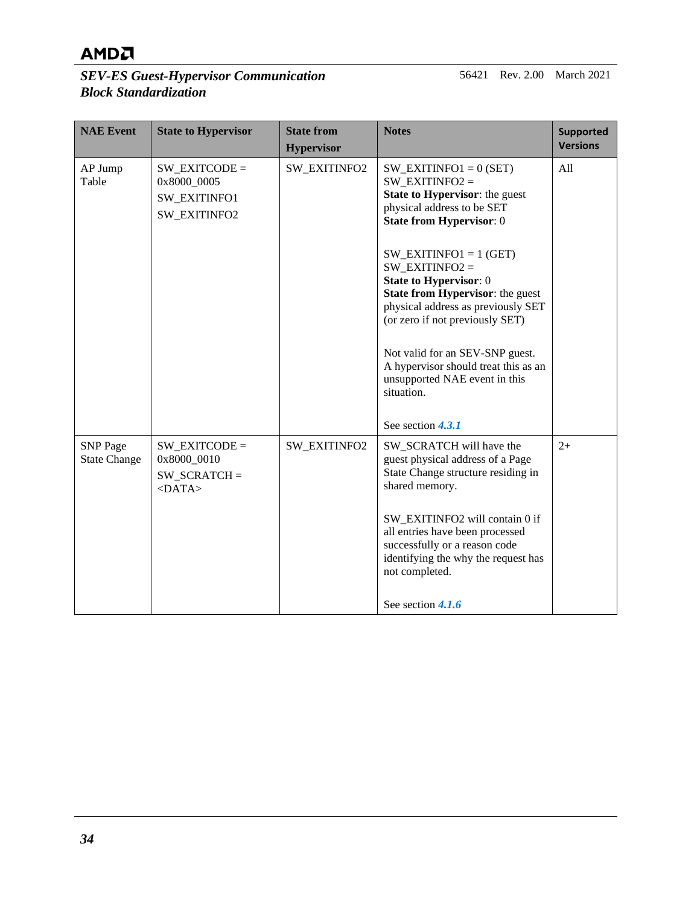| NAE Event | State to Hypervisor | State from Hypervisor | Notes | Supported Versions |
|---|---|---|---|---|
| AP Jump Table | SW_EXITCODE = 0x8000_0005<br>SW_EXITINFO1<br>SW_EXITINFO2 | SW_EXITINFO2 | SW_EXITINFO1 = 0 (SET)<br>SW_EXITINFO2 =<br>**State to Hypervisor**: the guest physical address to be SET<br>**State from Hypervisor**: 0<br><br>SW_EXITINFO1 = 1 (GET)<br>SW_EXITINFO2 =<br>**State to Hypervisor**: 0<br>**State from Hypervisor**: the guest physical address as previously SET (or zero if not previously SET)<br><br>Not valid for an SEV-SNP guest. A hypervisor should treat this as an unsupported NAE event in this situation.<br><br>See section ***4.3.1*** | All |
| SNP Page State Change | SW_EXITCODE = 0x8000_0010<br>SW_SCRATCH = <DATA> | SW_EXITINFO2 | SW_SCRATCH will have the guest physical address of a Page State Change structure residing in shared memory.<br><br>SW_EXITINFO2 will contain 0 if all entries have been processed successfully or a reason code identifying the why the request has not completed.<br><br>See section ***4.1.6*** | 2+ |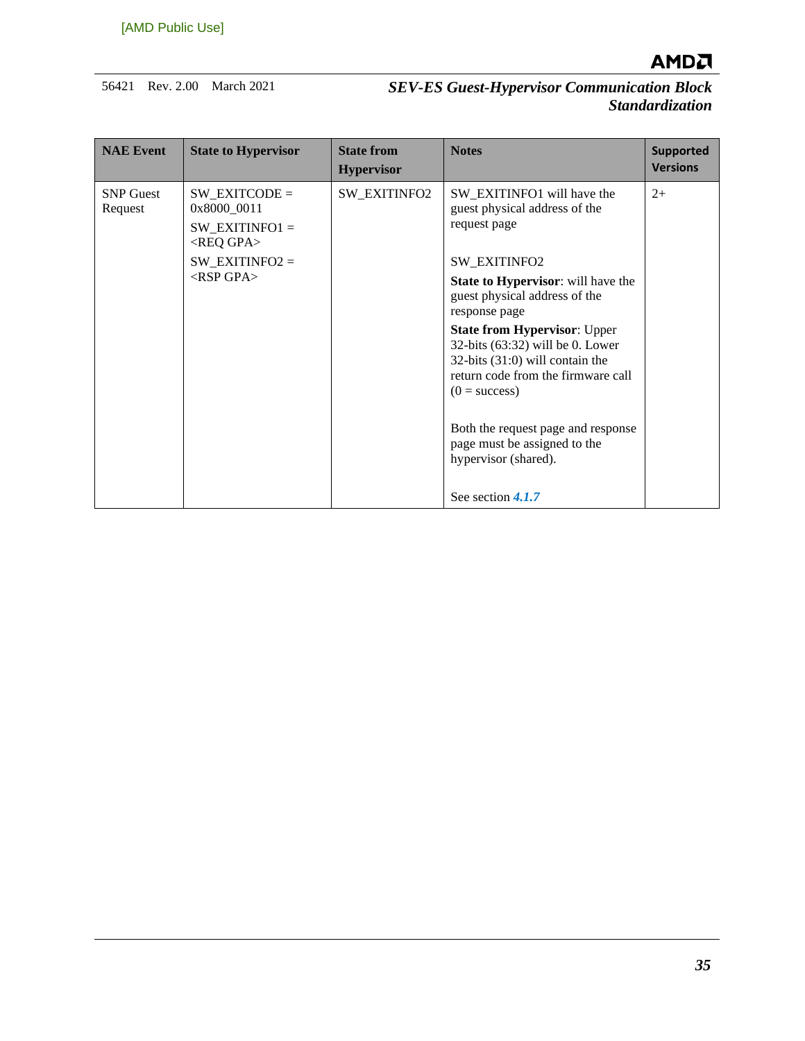| NAE Event | State to Hypervisor | State from Hypervisor | Notes | Supported Versions |
|---|---|---|---|---|
| SNP Guest Request | SW_EXITCODE = 0x8000_0011<br>SW_EXITINFO1 = <REQ GPA><br>SW_EXITINFO2 = <RSP GPA> | SW_EXITINFO2 | SW_EXITINFO1 will have the guest physical address of the request page<br><br>SW_EXITINFO2<br>**State to Hypervisor**: will have the guest physical address of the response page<br>**State from Hypervisor**: Upper 32-bits (63:32) will be 0. Lower 32-bits (31:0) will contain the return code from the firmware call (0 = success)<br><br>Both the request page and response page must be assigned to the hypervisor (shared).<br><br>See section ***4.1.7*** | 2+ |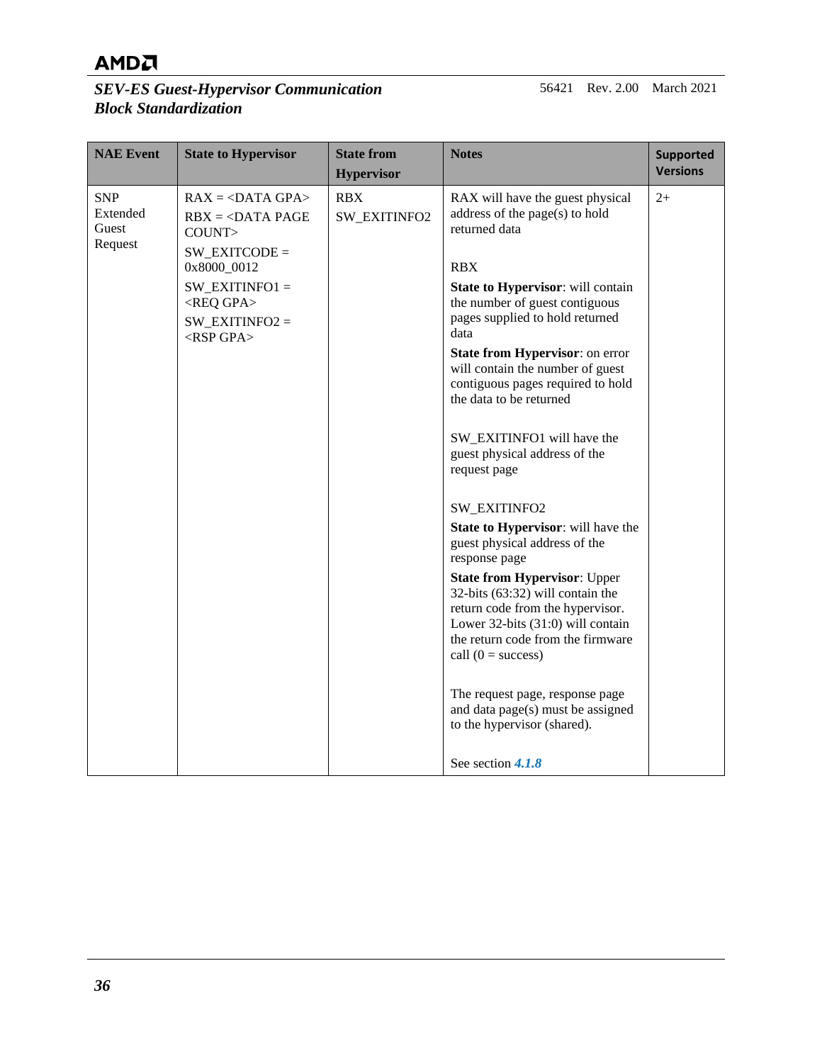| NAE Event | State to Hypervisor | State from Hypervisor | Notes | Supported Versions |
|---|---|---|---|---|
| SNP Extended Guest Request | RAX = <DATA GPA><br>RBX = <DATA PAGE COUNT><br>SW_EXITCODE = 0x8000_0012<br>SW_EXITINFO1 = <REQ GPA><br>SW_EXITINFO2 = <RSP GPA> | RBX<br>SW_EXITINFO2 | RAX will have the guest physical address of the page(s) to hold returned data<br><br>RBX<br>**State to Hypervisor**: will contain the number of guest contiguous pages supplied to hold returned data<br>**State from Hypervisor**: on error will contain the number of guest contiguous pages required to hold the data to be returned<br><br>SW_EXITINFO1 will have the guest physical address of the request page<br><br>SW_EXITINFO2<br>**State to Hypervisor**: will have the guest physical address of the response page<br>**State from Hypervisor**: Upper 32-bits (63:32) will contain the return code from the hypervisor. Lower 32-bits (31:0) will contain the return code from the firmware call (0 = success)<br><br>The request page, response page and data page(s) must be assigned to the hypervisor (shared).<br><br>See section ***4.1.8*** | 2+ |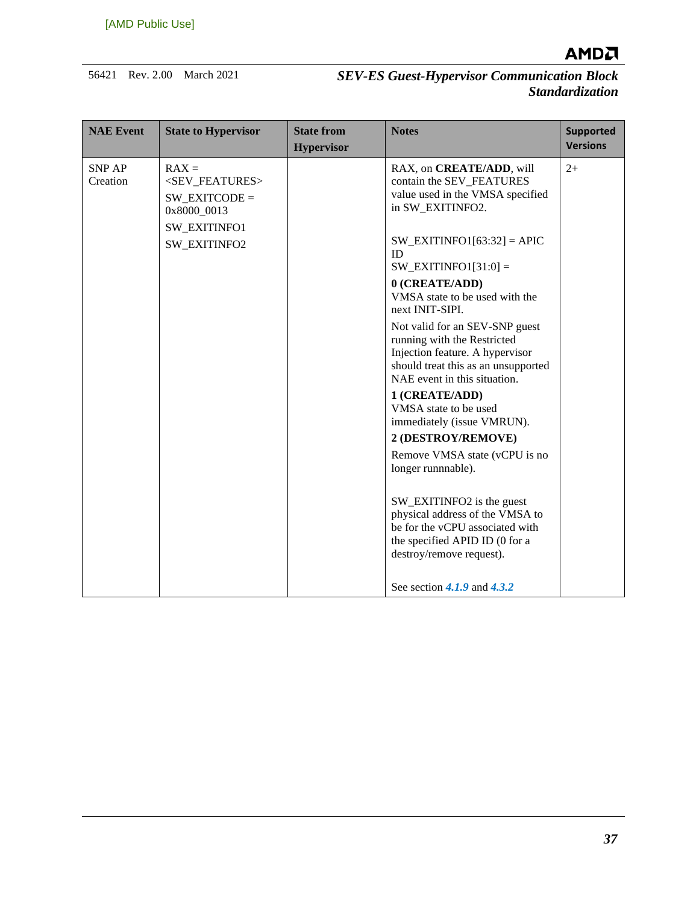| NAE Event | State to Hypervisor | State from Hypervisor | Notes | Supported Versions |
|---|---|---|---|---|
| SNP AP Creation | RAX = <SEV_FEATURES><br>SW_EXITCODE = 0x8000_0013<br>SW_EXITINFO1<br>SW_EXITINFO2 | | RAX, on **CREATE/ADD**, will contain the SEV_FEATURES value used in the VMSA specified in SW_EXITINFO2.<br><br>SW_EXITINFO1[63:32] = APIC ID<br>SW_EXITINFO1[31:0] =<br>**0 (CREATE/ADD)**<br>VMSA state to be used with the next INIT-SIPI.<br>Not valid for an SEV-SNP guest running with the Restricted Injection feature. A hypervisor should treat this as an unsupported NAE event in this situation.<br>**1 (CREATE/ADD)**<br>VMSA state to be used immediately (issue VMRUN).<br>**2 (DESTROY/REMOVE)**<br>Remove VMSA state (vCPU is no longer runnnable).<br><br>SW_EXITINFO2 is the guest physical address of the VMSA to be for the vCPU associated with the specified APID ID (0 for a destroy/remove request).<br><br>See section ***4.1.9*** and ***4.3.2*** | 2+ |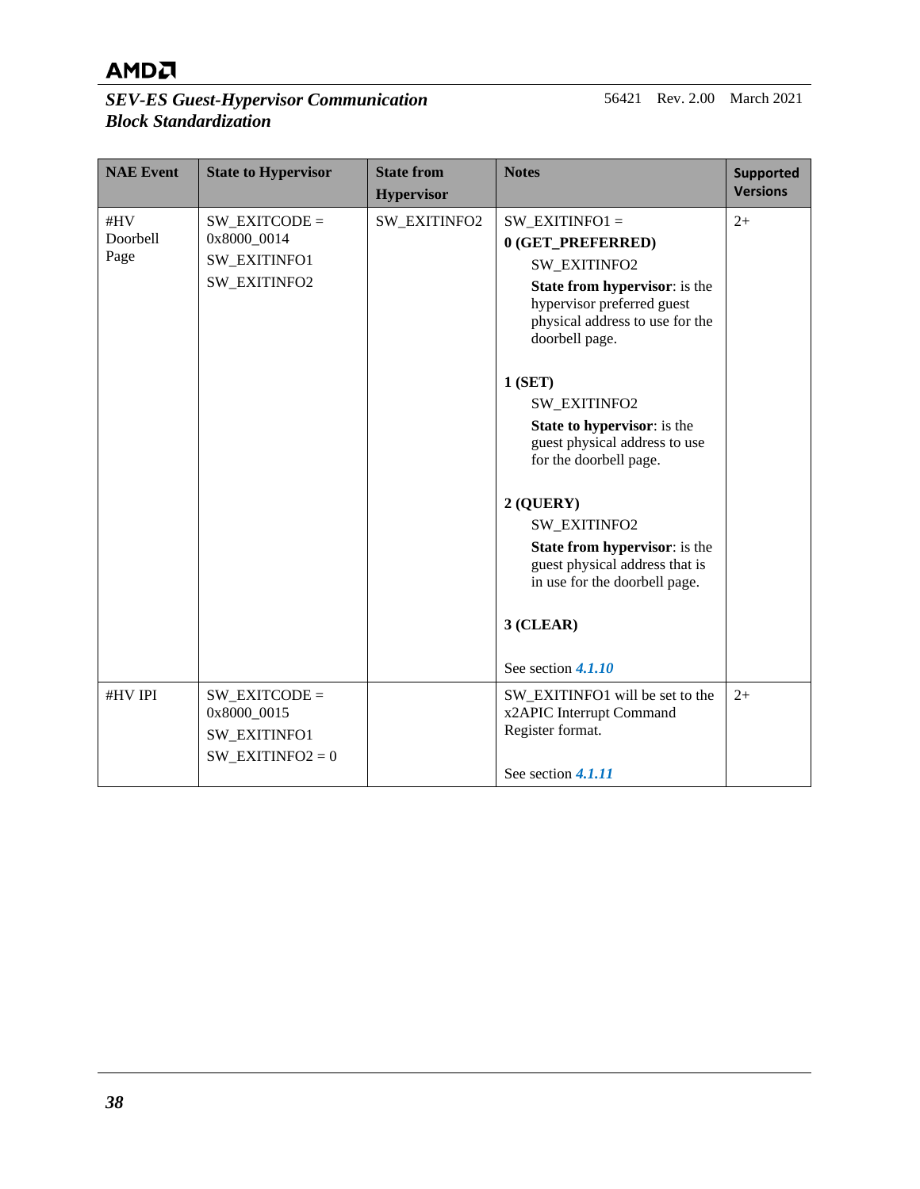| NAE Event | State to Hypervisor | State from Hypervisor | Notes | Supported Versions |
|---|---|---|---|---|
| #HV Doorbell Page | SW_EXITCODE = 0x8000_0014<br>SW_EXITINFO1<br>SW_EXITINFO2 | SW_EXITINFO2 | SW_EXITINFO1 =<br>**0 (GET_PREFERRED)**<br>SW_EXITINFO2<br>**State from hypervisor**: is the hypervisor preferred guest physical address to use for the doorbell page.<br><br>**1 (SET)**<br>SW_EXITINFO2<br>**State to hypervisor**: is the guest physical address to use for the doorbell page.<br><br>**2 (QUERY)**<br>SW_EXITINFO2<br>**State from hypervisor**: is the guest physical address that is in use for the doorbell page.<br><br>**3 (CLEAR)**<br><br>See section *4.1.10* | 2+ |
| #HV IPI | SW_EXITCODE = 0x8000_0015<br>SW_EXITINFO1<br>SW_EXITINFO2 = 0 | | SW_EXITINFO1 will be set to the x2APIC Interrupt Command Register format.<br><br>See section *4.1.11* | 2+ |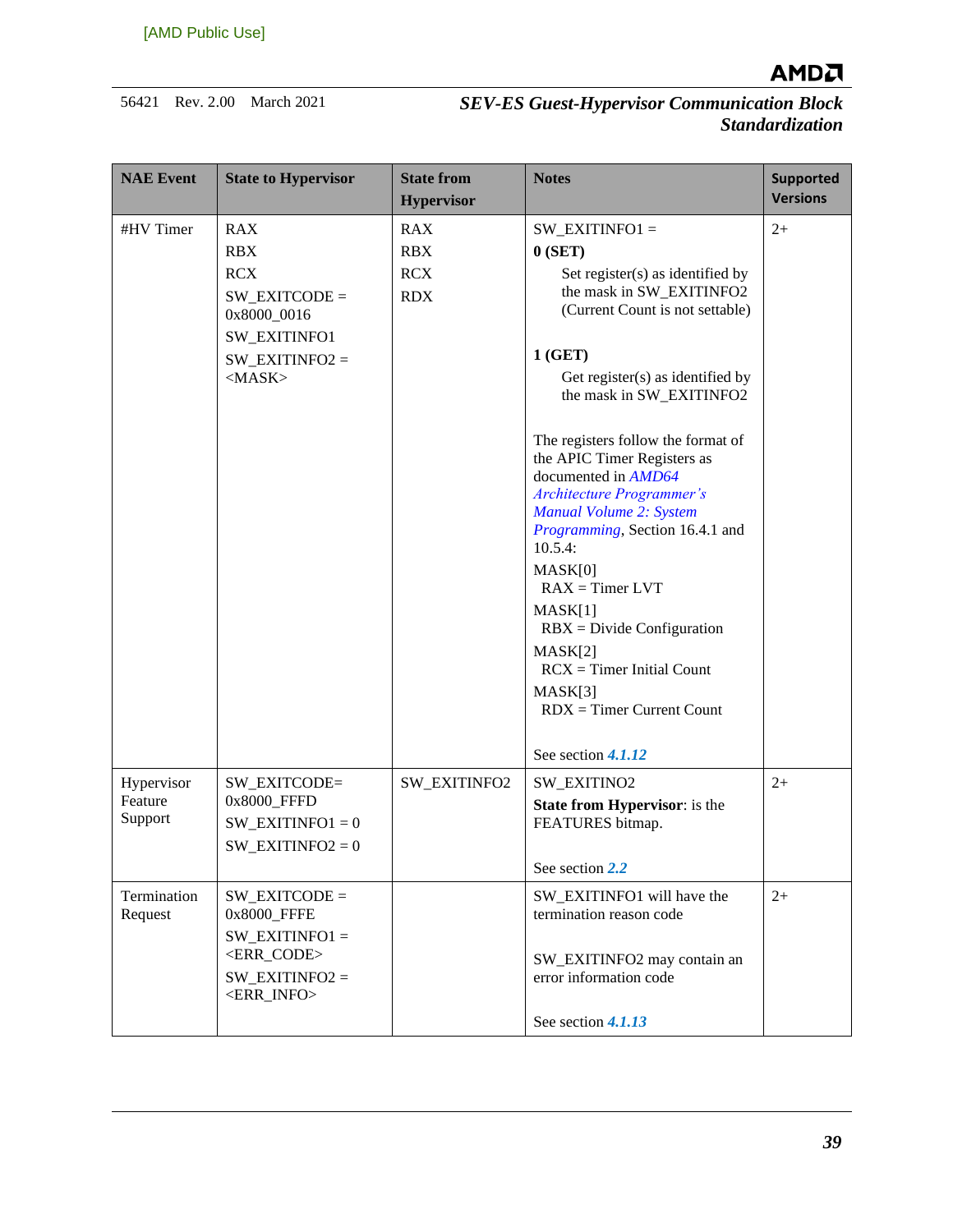| NAE Event | State to Hypervisor | State from Hypervisor | Notes | Supported Versions |
|---|---|---|---|---|
| #HV Timer | RAX<br>RBX<br>RCX<br>SW_EXITCODE = 0x8000_0016<br>SW_EXITINFO1<br>SW_EXITINFO2 = <MASK> | RAX<br>RBX<br>RCX<br>RDX | SW_EXITINFO1 =<br>**0 (SET)**<br>Set register(s) as identified by the mask in SW_EXITINFO2 (Current Count is not settable)<br><br>**1 (GET)**<br>Get register(s) as identified by the mask in SW_EXITINFO2<br><br>The registers follow the format of the APIC Timer Registers as documented in *AMD64 Architecture Programmer's Manual Volume 2: System Programming*, Section 16.4.1 and 10.5.4:<br>MASK[0]<br>RAX = Timer LVT<br>MASK[1]<br>RBX = Divide Configuration<br>MASK[2]<br>RCX = Timer Initial Count<br>MASK[3]<br>RDX = Timer Current Count<br><br>See section ***4.1.12*** | 2+ |
| Hypervisor Feature Support | SW_EXITCODE= 0x8000_FFFD<br>SW_EXITINFO1 = 0<br>SW_EXITINFO2 = 0 | SW_EXITINFO2 | SW_EXITINO2<br>**State from Hypervisor**: is the FEATURES bitmap.<br><br>See section ***2.2*** | 2+ |
| Termination Request | SW_EXITCODE = 0x8000_FFFE<br>SW_EXITINFO1 = <ERR_CODE><br>SW_EXITINFO2 = <ERR_INFO> | | SW_EXITINFO1 will have the termination reason code<br><br>SW_EXITINFO2 may contain an error information code<br><br>See section ***4.1.13*** | 2+ |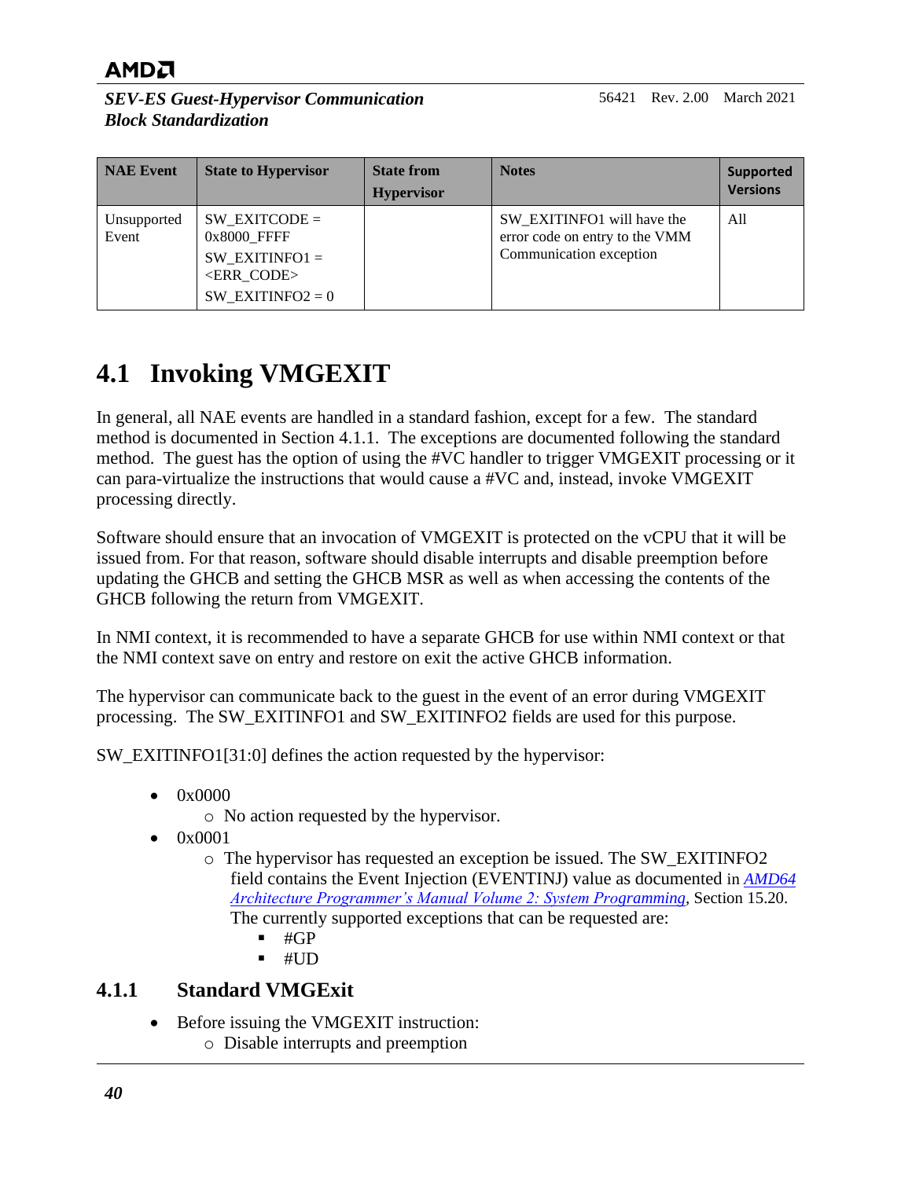| NAE Event | State to Hypervisor | State from Hypervisor | Notes | Supported Versions |
|---|---|---|---|---|
| Unsupported Event | SW_EXITCODE = 0x8000_FFFF<br>SW_EXITINFO1 = <ERR_CODE><br>SW_EXITINFO2 = 0 | | SW_EXITINFO1 will have the error code on entry to the VMM Communication exception | All |

## 4.1 Invoking VMGEXIT

In general, all NAE events are handled in a standard fashion, except for a few. The standard method is documented in Section 4.1.1. The exceptions are documented following the standard method. The guest has the option of using the #VC handler to trigger VMGEXIT processing or it can para-virtualize the instructions that would cause a #VC and, instead, invoke VMGEXIT processing directly.

Software should ensure that an invocation of VMGEXIT is protected on the vCPU that it will be issued from. For that reason, software should disable interrupts and disable preemption before updating the GHCB and setting the GHCB MSR as well as when accessing the contents of the GHCB following the return from VMGEXIT.

In NMI context, it is recommended to have a separate GHCB for use within NMI context or that the NMI context save on entry and restore on exit the active GHCB information.

The hypervisor can communicate back to the guest in the event of an error during VMGEXIT processing. The SW_EXITINFO1 and SW_EXITINFO2 fields are used for this purpose.

SW_EXITINFO1[31:0] defines the action requested by the hypervisor:

- 0x0000
  - No action requested by the hypervisor.
- 0x0001
  - The hypervisor has requested an exception be issued. The SW_EXITINFO2 field contains the Event Injection (EVENTINJ) value as documented in *AMD64 Architecture Programmer's Manual Volume 2: System Programming*, Section 15.20. The currently supported exceptions that can be requested are:
    - #GP
    - #UD

### 4.1.1 Standard VMGExit

- Before issuing the VMGEXIT instruction:
  - Disable interrupts and preemption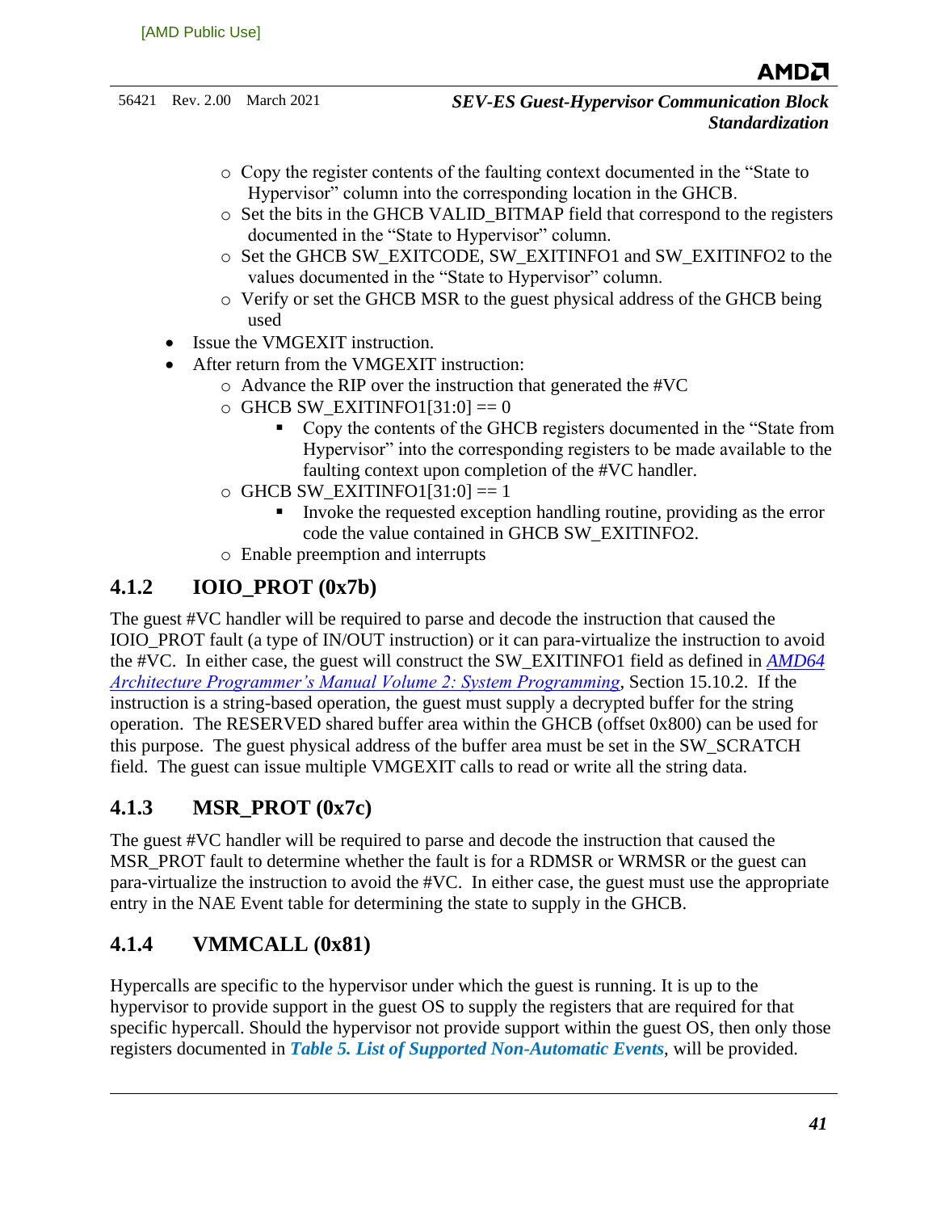- Copy the register contents of the faulting context documented in the "State to Hypervisor" column into the corresponding location in the GHCB.
  - Set the bits in the GHCB VALID_BITMAP field that correspond to the registers documented in the "State to Hypervisor" column.
  - Set the GHCB SW_EXITCODE, SW_EXITINFO1 and SW_EXITINFO2 to the values documented in the "State to Hypervisor" column.
  - Verify or set the GHCB MSR to the guest physical address of the GHCB being used
- Issue the VMGEXIT instruction.
- After return from the VMGEXIT instruction:
  - Advance the RIP over the instruction that generated the #VC
  - GHCB SW_EXITINFO1[31:0] == 0
    - Copy the contents of the GHCB registers documented in the "State from Hypervisor" into the corresponding registers to be made available to the faulting context upon completion of the #VC handler.
  - GHCB SW_EXITINFO1[31:0] == 1
    - Invoke the requested exception handling routine, providing as the error code the value contained in GHCB SW_EXITINFO2.
  - Enable preemption and interrupts

### 4.1.2 IOIO_PROT (0x7b)

The guest #VC handler will be required to parse and decode the instruction that caused the IOIO_PROT fault (a type of IN/OUT instruction) or it can para-virtualize the instruction to avoid the #VC. In either case, the guest will construct the SW_EXITINFO1 field as defined in *AMD64 Architecture Programmer's Manual Volume 2: System Programming*, Section 15.10.2. If the instruction is a string-based operation, the guest must supply a decrypted buffer for the string operation. The RESERVED shared buffer area within the GHCB (offset 0x800) can be used for this purpose. The guest physical address of the buffer area must be set in the SW_SCRATCH field. The guest can issue multiple VMGEXIT calls to read or write all the string data.

### 4.1.3 MSR_PROT (0x7c)

The guest #VC handler will be required to parse and decode the instruction that caused the MSR_PROT fault to determine whether the fault is for a RDMSR or WRMSR or the guest can para-virtualize the instruction to avoid the #VC. In either case, the guest must use the appropriate entry in the NAE Event table for determining the state to supply in the GHCB.

### 4.1.4 VMMCALL (0x81)

Hypercalls are specific to the hypervisor under which the guest is running. It is up to the hypervisor to provide support in the guest OS to supply the registers that are required for that specific hypercall. Should the hypervisor not provide support within the guest OS, then only those registers documented in ***Table 5. List of Supported Non-Automatic Events***, will be provided.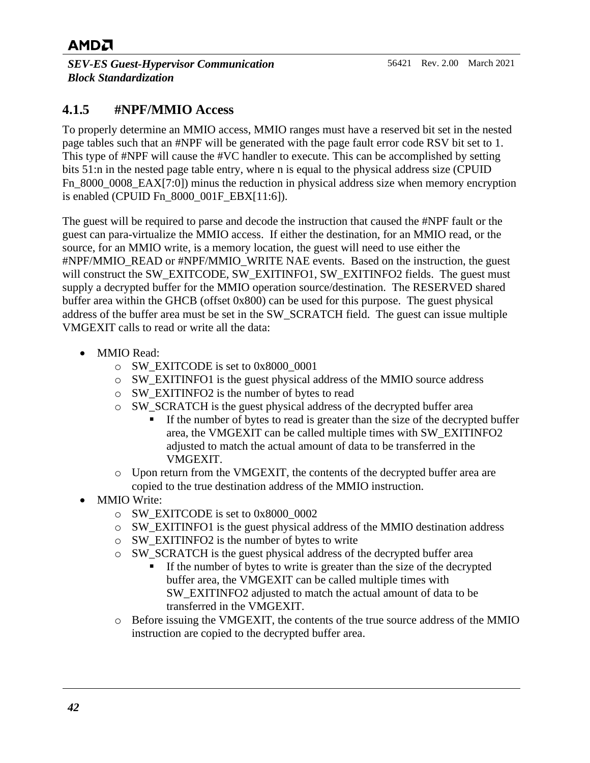### 4.1.5 #NPF/MMIO Access

To properly determine an MMIO access, MMIO ranges must have a reserved bit set in the nested page tables such that an #NPF will be generated with the page fault error code RSV bit set to 1. This type of #NPF will cause the #VC handler to execute. This can be accomplished by setting bits 51:n in the nested page table entry, where n is equal to the physical address size (CPUID Fn_8000_0008_EAX[7:0]) minus the reduction in physical address size when memory encryption is enabled (CPUID Fn_8000_001F_EBX[11:6]).

The guest will be required to parse and decode the instruction that caused the #NPF fault or the guest can para-virtualize the MMIO access. If either the destination, for an MMIO read, or the source, for an MMIO write, is a memory location, the guest will need to use either the #NPF/MMIO_READ or #NPF/MMIO_WRITE NAE events. Based on the instruction, the guest will construct the SW_EXITCODE, SW_EXITINFO1, SW_EXITINFO2 fields. The guest must supply a decrypted buffer for the MMIO operation source/destination. The RESERVED shared buffer area within the GHCB (offset 0x800) can be used for this purpose. The guest physical address of the buffer area must be set in the SW_SCRATCH field. The guest can issue multiple VMGEXIT calls to read or write all the data:

- MMIO Read:
  - SW_EXITCODE is set to 0x8000_0001
  - SW_EXITINFO1 is the guest physical address of the MMIO source address
  - SW_EXITINFO2 is the number of bytes to read
  - SW_SCRATCH is the guest physical address of the decrypted buffer area
    - If the number of bytes to read is greater than the size of the decrypted buffer area, the VMGEXIT can be called multiple times with SW_EXITINFO2 adjusted to match the actual amount of data to be transferred in the VMGEXIT.
  - Upon return from the VMGEXIT, the contents of the decrypted buffer area are copied to the true destination address of the MMIO instruction.
- MMIO Write:
  - SW_EXITCODE is set to 0x8000_0002
  - SW_EXITINFO1 is the guest physical address of the MMIO destination address
  - SW_EXITINFO2 is the number of bytes to write
  - SW_SCRATCH is the guest physical address of the decrypted buffer area
    - If the number of bytes to write is greater than the size of the decrypted buffer area, the VMGEXIT can be called multiple times with SW_EXITINFO2 adjusted to match the actual amount of data to be transferred in the VMGEXIT.
  - Before issuing the VMGEXIT, the contents of the true source address of the MMIO instruction are copied to the decrypted buffer area.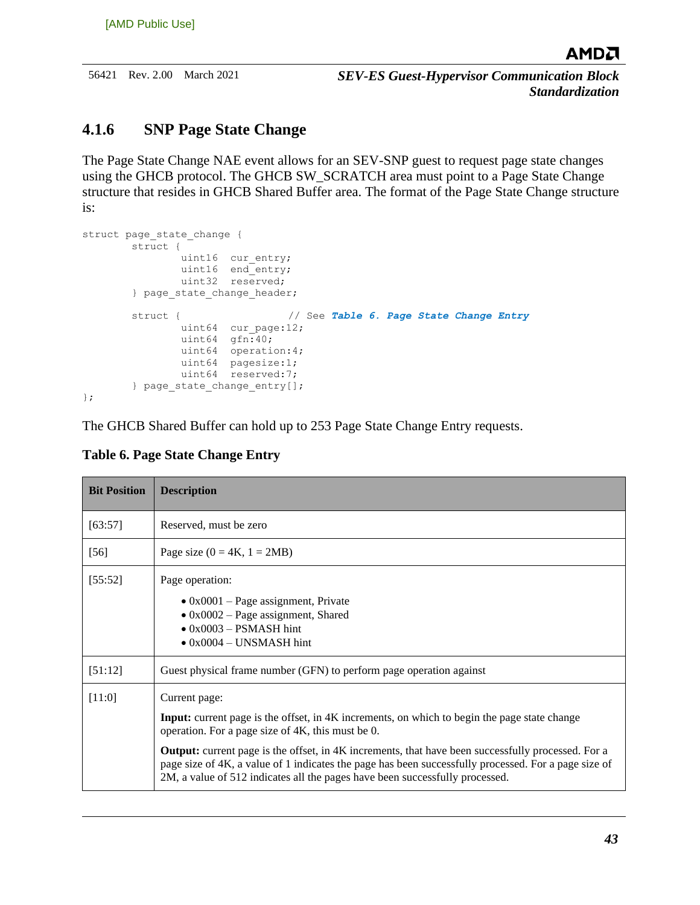### 4.1.6 SNP Page State Change

The Page State Change NAE event allows for an SEV-SNP guest to request page state changes using the GHCB protocol. The GHCB SW_SCRATCH area must point to a Page State Change structure that resides in GHCB Shared Buffer area. The format of the Page State Change structure is:

```
struct page_state_change {
        struct {
                uint16  cur_entry;
                uint16  end_entry;
                uint32  reserved;
        } page_state_change_header;

        struct {                    // See Table 6. Page State Change Entry
                uint64  cur_page:12;
                uint64  gfn:40;
                uint64  operation:4;
                uint64  pagesize:1;
                uint64  reserved:7;
        } page_state_change_entry[];
};
```

The GHCB Shared Buffer can hold up to 253 Page State Change Entry requests.

**Table 6. Page State Change Entry**

| Bit Position | Description |
|---|---|
| [63:57] | Reserved, must be zero |
| [56] | Page size (0 = 4K, 1 = 2MB) |
| [55:52] | Page operation:<br>• 0x0001 – Page assignment, Private<br>• 0x0002 – Page assignment, Shared<br>• 0x0003 – PSMASH hint<br>• 0x0004 – UNSMASH hint |
| [51:12] | Guest physical frame number (GFN) to perform page operation against |
| [11:0] | Current page:<br>**Input:** current page is the offset, in 4K increments, on which to begin the page state change operation. For a page size of 4K, this must be 0.<br>**Output:** current page is the offset, in 4K increments, that have been successfully processed. For a page size of 4K, a value of 1 indicates the page has been successfully processed. For a page size of 2M, a value of 512 indicates all the pages have been successfully processed. |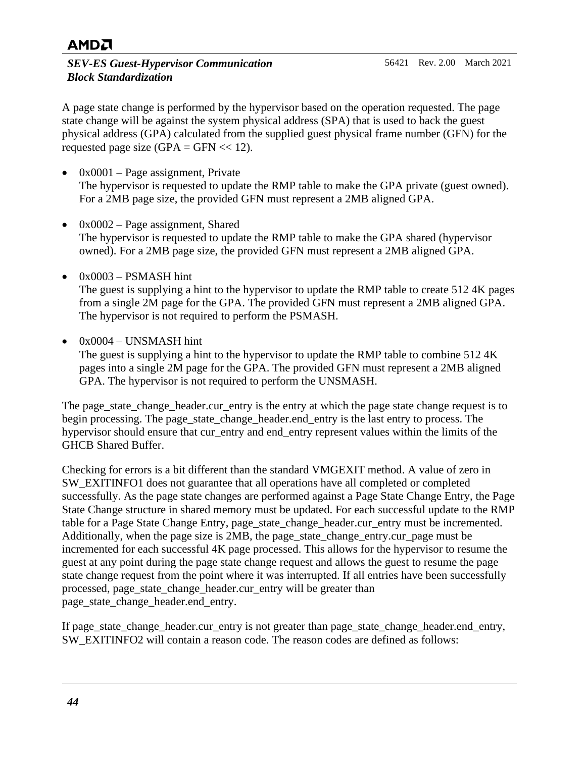A page state change is performed by the hypervisor based on the operation requested. The page state change will be against the system physical address (SPA) that is used to back the guest physical address (GPA) calculated from the supplied guest physical frame number (GFN) for the requested page size (GPA = GFN << 12).

- 0x0001 – Page assignment, Private
  The hypervisor is requested to update the RMP table to make the GPA private (guest owned). For a 2MB page size, the provided GFN must represent a 2MB aligned GPA.

- 0x0002 – Page assignment, Shared
  The hypervisor is requested to update the RMP table to make the GPA shared (hypervisor owned). For a 2MB page size, the provided GFN must represent a 2MB aligned GPA.

- 0x0003 – PSMASH hint
  The guest is supplying a hint to the hypervisor to update the RMP table to create 512 4K pages from a single 2M page for the GPA. The provided GFN must represent a 2MB aligned GPA. The hypervisor is not required to perform the PSMASH.

- 0x0004 – UNSMASH hint
  The guest is supplying a hint to the hypervisor to update the RMP table to combine 512 4K pages into a single 2M page for the GPA. The provided GFN must represent a 2MB aligned GPA. The hypervisor is not required to perform the UNSMASH.

The page_state_change_header.cur_entry is the entry at which the page state change request is to begin processing. The page_state_change_header.end_entry is the last entry to process. The hypervisor should ensure that cur_entry and end_entry represent values within the limits of the GHCB Shared Buffer.

Checking for errors is a bit different than the standard VMGEXIT method. A value of zero in SW_EXITINFO1 does not guarantee that all operations have all completed or completed successfully. As the page state changes are performed against a Page State Change Entry, the Page State Change structure in shared memory must be updated. For each successful update to the RMP table for a Page State Change Entry, page_state_change_header.cur_entry must be incremented. Additionally, when the page size is 2MB, the page_state_change_entry.cur_page must be incremented for each successful 4K page processed. This allows for the hypervisor to resume the guest at any point during the page state change request and allows the guest to resume the page state change request from the point where it was interrupted. If all entries have been successfully processed, page_state_change_header.cur_entry will be greater than page_state_change_header.end_entry.

If page_state_change_header.cur_entry is not greater than page_state_change_header.end_entry, SW_EXITINFO2 will contain a reason code. The reason codes are defined as follows: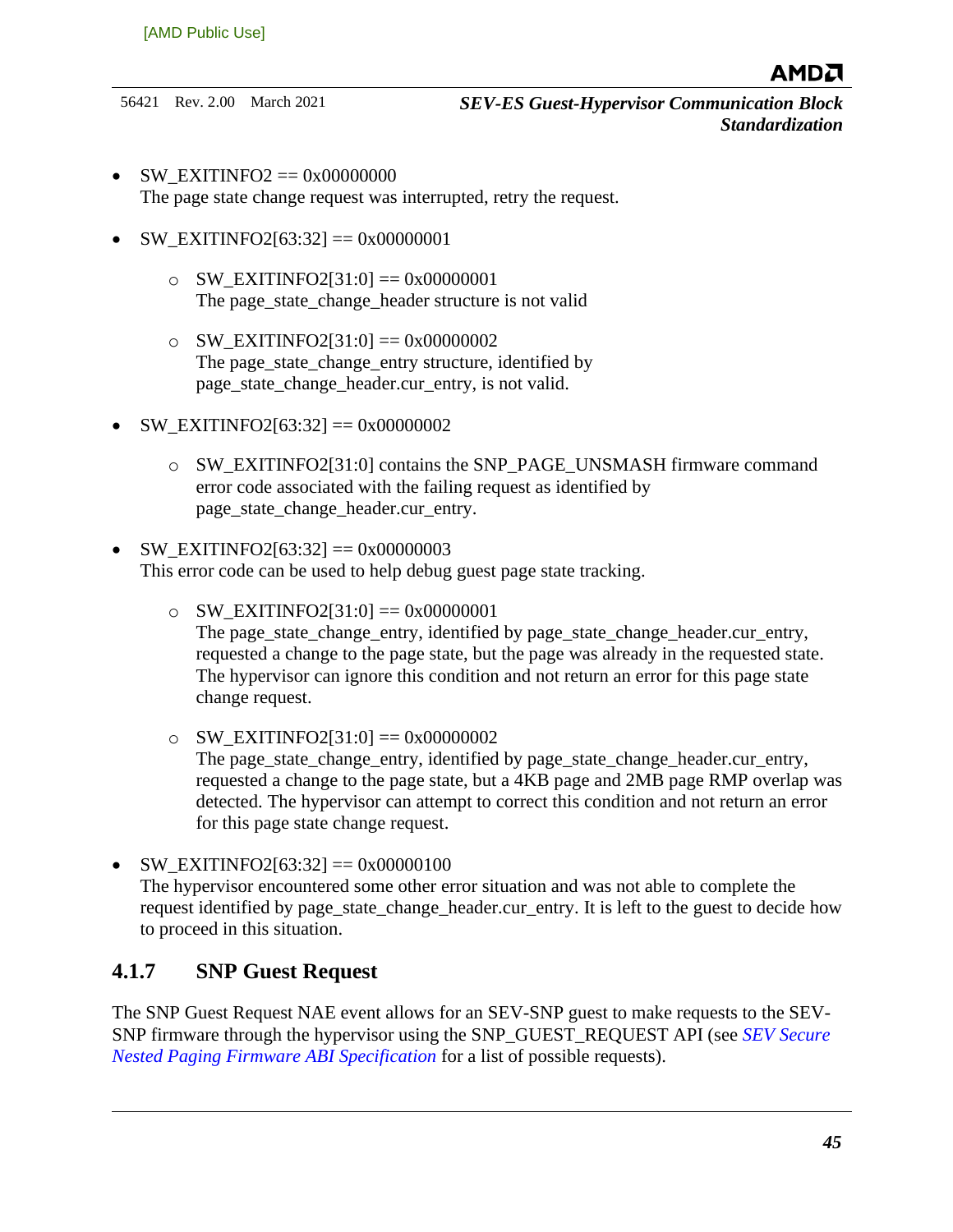- SW_EXITINFO2 == 0x00000000
  The page state change request was interrupted, retry the request.

- SW_EXITINFO2[63:32] == 0x00000001

  - SW_EXITINFO2[31:0] == 0x00000001
    The page_state_change_header structure is not valid

  - SW_EXITINFO2[31:0] == 0x00000002
    The page_state_change_entry structure, identified by page_state_change_header.cur_entry, is not valid.

- SW_EXITINFO2[63:32] == 0x00000002

  - SW_EXITINFO2[31:0] contains the SNP_PAGE_UNSMASH firmware command error code associated with the failing request as identified by page_state_change_header.cur_entry.

- SW_EXITINFO2[63:32] == 0x00000003
  This error code can be used to help debug guest page state tracking.

  - SW_EXITINFO2[31:0] == 0x00000001
    The page_state_change_entry, identified by page_state_change_header.cur_entry, requested a change to the page state, but the page was already in the requested state. The hypervisor can ignore this condition and not return an error for this page state change request.

  - SW_EXITINFO2[31:0] == 0x00000002
    The page_state_change_entry, identified by page_state_change_header.cur_entry, requested a change to the page state, but a 4KB page and 2MB page RMP overlap was detected. The hypervisor can attempt to correct this condition and not return an error for this page state change request.

- SW_EXITINFO2[63:32] == 0x00000100
  The hypervisor encountered some other error situation and was not able to complete the request identified by page_state_change_header.cur_entry. It is left to the guest to decide how to proceed in this situation.

### 4.1.7 SNP Guest Request

The SNP Guest Request NAE event allows for an SEV-SNP guest to make requests to the SEV-SNP firmware through the hypervisor using the SNP_GUEST_REQUEST API (see *SEV Secure Nested Paging Firmware ABI Specification* for a list of possible requests).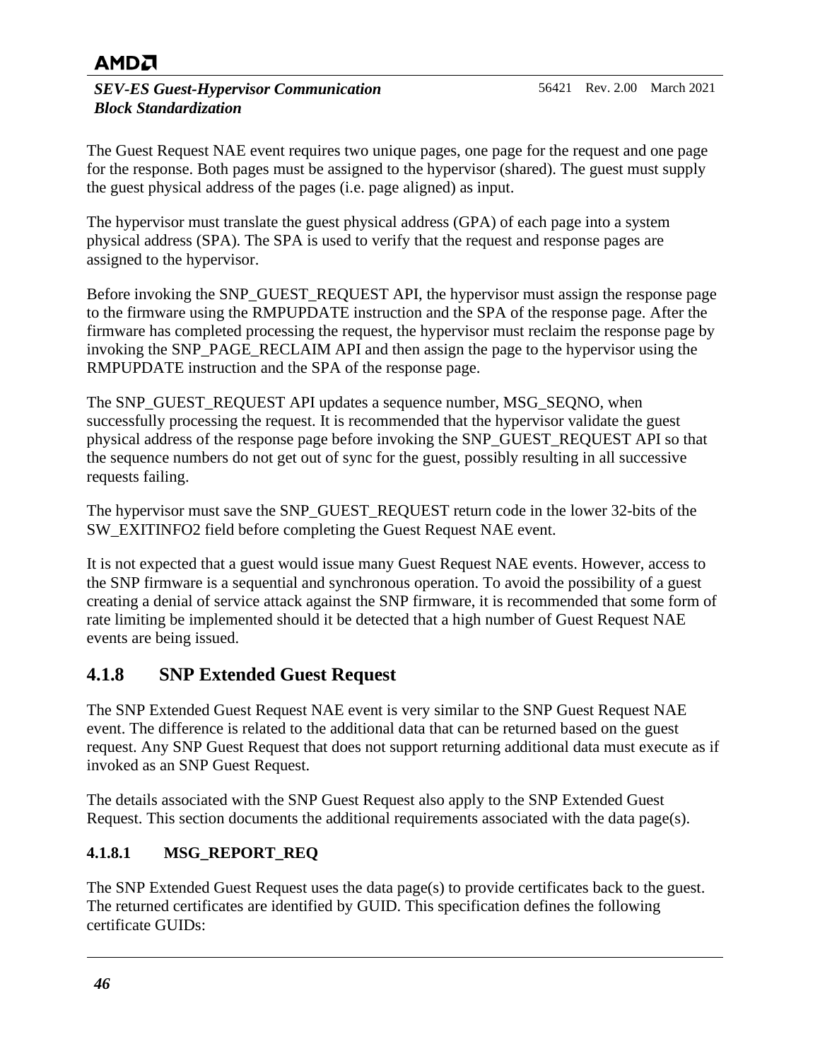The Guest Request NAE event requires two unique pages, one page for the request and one page for the response. Both pages must be assigned to the hypervisor (shared). The guest must supply the guest physical address of the pages (i.e. page aligned) as input.

The hypervisor must translate the guest physical address (GPA) of each page into a system physical address (SPA). The SPA is used to verify that the request and response pages are assigned to the hypervisor.

Before invoking the SNP_GUEST_REQUEST API, the hypervisor must assign the response page to the firmware using the RMPUPDATE instruction and the SPA of the response page. After the firmware has completed processing the request, the hypervisor must reclaim the response page by invoking the SNP_PAGE_RECLAIM API and then assign the page to the hypervisor using the RMPUPDATE instruction and the SPA of the response page.

The SNP_GUEST_REQUEST API updates a sequence number, MSG_SEQNO, when successfully processing the request. It is recommended that the hypervisor validate the guest physical address of the response page before invoking the SNP_GUEST_REQUEST API so that the sequence numbers do not get out of sync for the guest, possibly resulting in all successive requests failing.

The hypervisor must save the SNP_GUEST_REQUEST return code in the lower 32-bits of the SW_EXITINFO2 field before completing the Guest Request NAE event.

It is not expected that a guest would issue many Guest Request NAE events. However, access to the SNP firmware is a sequential and synchronous operation. To avoid the possibility of a guest creating a denial of service attack against the SNP firmware, it is recommended that some form of rate limiting be implemented should it be detected that a high number of Guest Request NAE events are being issued.

### 4.1.8 SNP Extended Guest Request

The SNP Extended Guest Request NAE event is very similar to the SNP Guest Request NAE event. The difference is related to the additional data that can be returned based on the guest request. Any SNP Guest Request that does not support returning additional data must execute as if invoked as an SNP Guest Request.

The details associated with the SNP Guest Request also apply to the SNP Extended Guest Request. This section documents the additional requirements associated with the data page(s).

#### 4.1.8.1 MSG_REPORT_REQ

The SNP Extended Guest Request uses the data page(s) to provide certificates back to the guest. The returned certificates are identified by GUID. This specification defines the following certificate GUIDs: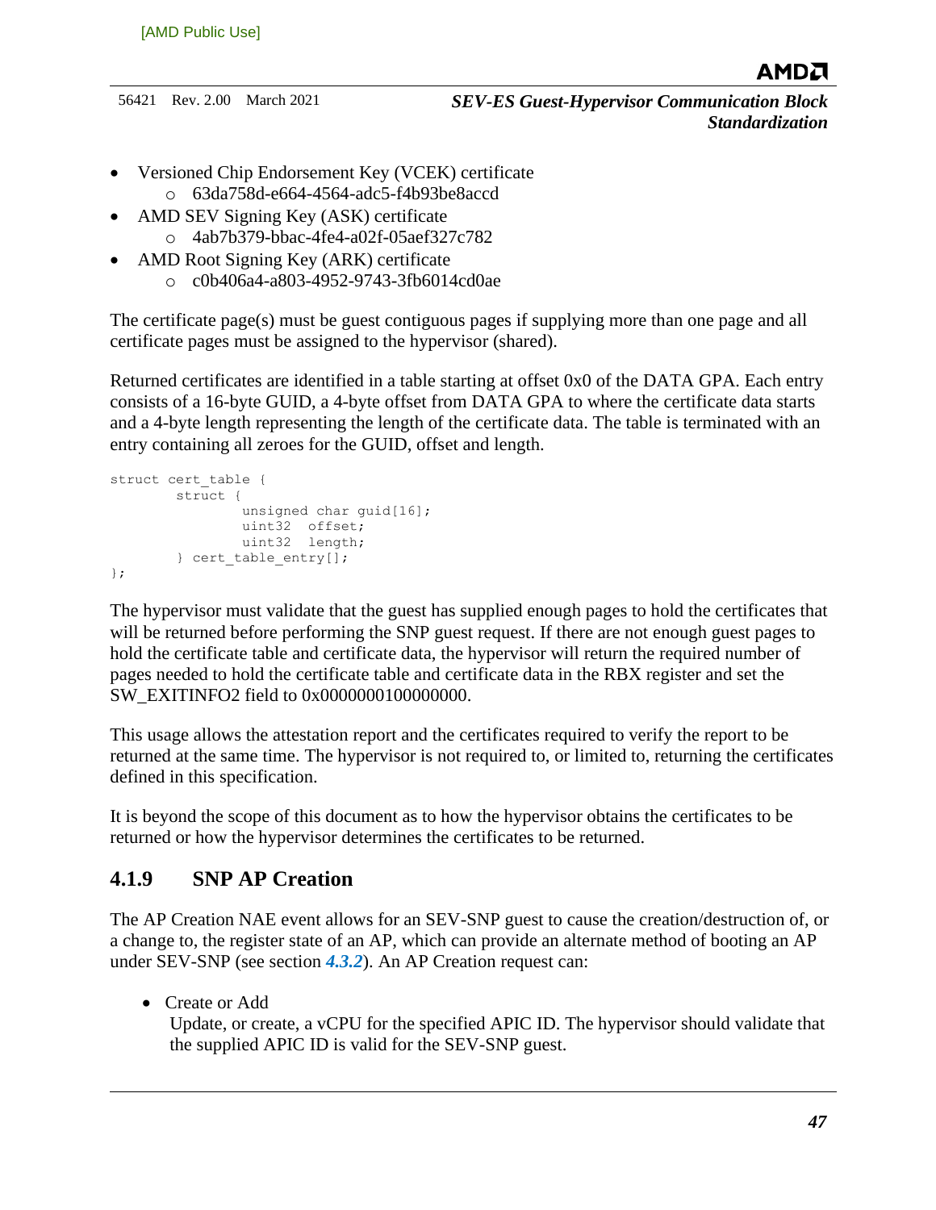- Versioned Chip Endorsement Key (VCEK) certificate
    - 63da758d-e664-4564-adc5-f4b93be8accd
- AMD SEV Signing Key (ASK) certificate
    - 4ab7b379-bbac-4fe4-a02f-05aef327c782
- AMD Root Signing Key (ARK) certificate
    - c0b406a4-a803-4952-9743-3fb6014cd0ae

The certificate page(s) must be guest contiguous pages if supplying more than one page and all certificate pages must be assigned to the hypervisor (shared).

Returned certificates are identified in a table starting at offset 0x0 of the DATA GPA. Each entry consists of a 16-byte GUID, a 4-byte offset from DATA GPA to where the certificate data starts and a 4-byte length representing the length of the certificate data. The table is terminated with an entry containing all zeroes for the GUID, offset and length.

```
struct cert_table {
        struct {
                unsigned char guid[16];
                uint32  offset;
                uint32  length;
        } cert_table_entry[];
};
```

The hypervisor must validate that the guest has supplied enough pages to hold the certificates that will be returned before performing the SNP guest request. If there are not enough guest pages to hold the certificate table and certificate data, the hypervisor will return the required number of pages needed to hold the certificate table and certificate data in the RBX register and set the SW_EXITINFO2 field to 0x0000000100000000.

This usage allows the attestation report and the certificates required to verify the report to be returned at the same time. The hypervisor is not required to, or limited to, returning the certificates defined in this specification.

It is beyond the scope of this document as to how the hypervisor obtains the certificates to be returned or how the hypervisor determines the certificates to be returned.

### 4.1.9 SNP AP Creation

The AP Creation NAE event allows for an SEV-SNP guest to cause the creation/destruction of, or a change to, the register state of an AP, which can provide an alternate method of booting an AP under SEV-SNP (see section ***4.3.2***). An AP Creation request can:

- Create or Add
  Update, or create, a vCPU for the specified APIC ID. The hypervisor should validate that the supplied APIC ID is valid for the SEV-SNP guest.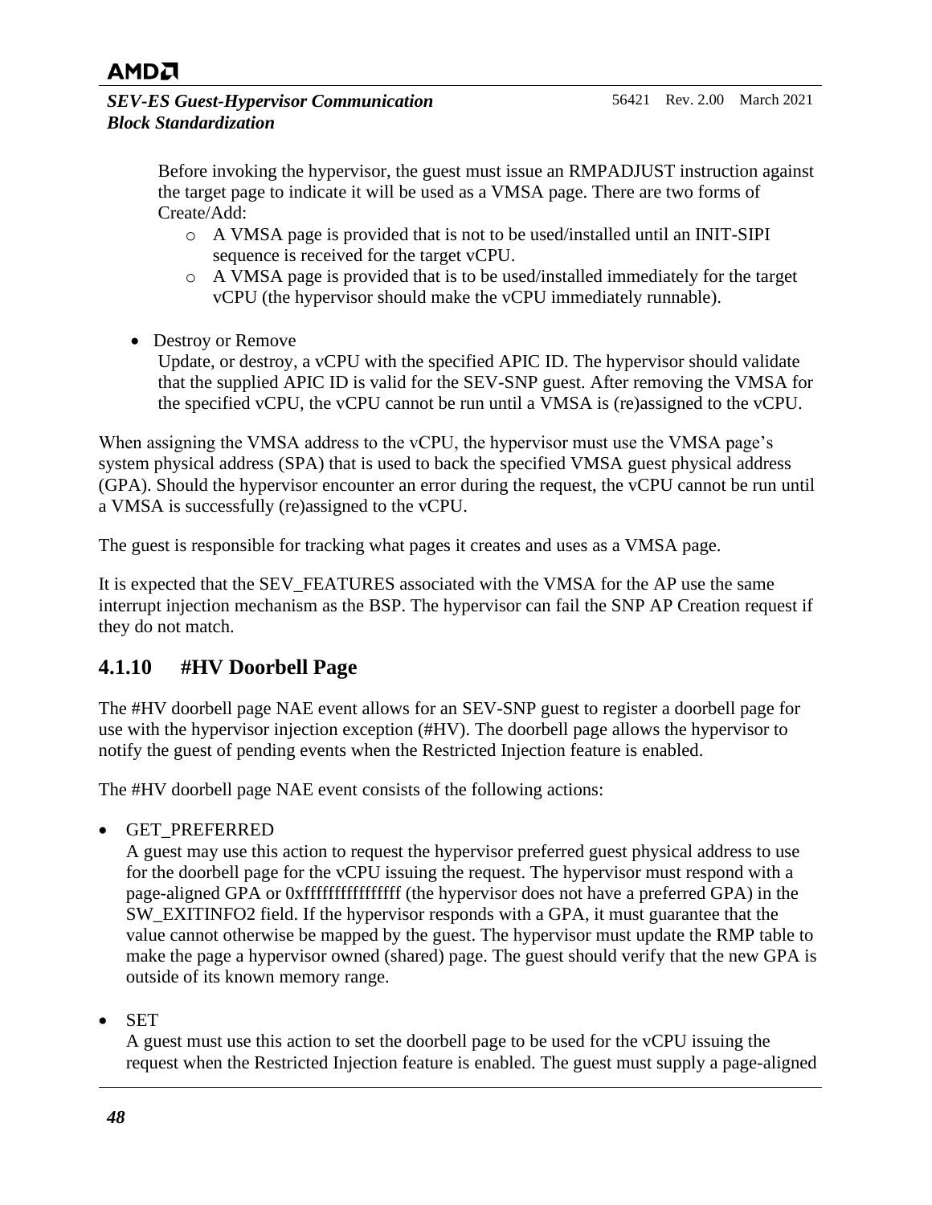Before invoking the hypervisor, the guest must issue an RMPADJUST instruction against the target page to indicate it will be used as a VMSA page. There are two forms of Create/Add:

  - A VMSA page is provided that is not to be used/installed until an INIT-SIPI sequence is received for the target vCPU.
  - A VMSA page is provided that is to be used/installed immediately for the target vCPU (the hypervisor should make the vCPU immediately runnable).

- Destroy or Remove
  Update, or destroy, a vCPU with the specified APIC ID. The hypervisor should validate that the supplied APIC ID is valid for the SEV-SNP guest. After removing the VMSA for the specified vCPU, the vCPU cannot be run until a VMSA is (re)assigned to the vCPU.

When assigning the VMSA address to the vCPU, the hypervisor must use the VMSA page's system physical address (SPA) that is used to back the specified VMSA guest physical address (GPA). Should the hypervisor encounter an error during the request, the vCPU cannot be run until a VMSA is successfully (re)assigned to the vCPU.

The guest is responsible for tracking what pages it creates and uses as a VMSA page.

It is expected that the SEV_FEATURES associated with the VMSA for the AP use the same interrupt injection mechanism as the BSP. The hypervisor can fail the SNP AP Creation request if they do not match.

### 4.1.10 #HV Doorbell Page

The #HV doorbell page NAE event allows for an SEV-SNP guest to register a doorbell page for use with the hypervisor injection exception (#HV). The doorbell page allows the hypervisor to notify the guest of pending events when the Restricted Injection feature is enabled.

The #HV doorbell page NAE event consists of the following actions:

- GET_PREFERRED
  A guest may use this action to request the hypervisor preferred guest physical address to use for the doorbell page for the vCPU issuing the request. The hypervisor must respond with a page-aligned GPA or 0xffffffffffffffff (the hypervisor does not have a preferred GPA) in the SW_EXITINFO2 field. If the hypervisor responds with a GPA, it must guarantee that the value cannot otherwise be mapped by the guest. The hypervisor must update the RMP table to make the page a hypervisor owned (shared) page. The guest should verify that the new GPA is outside of its known memory range.

- SET
  A guest must use this action to set the doorbell page to be used for the vCPU issuing the request when the Restricted Injection feature is enabled. The guest must supply a page-aligned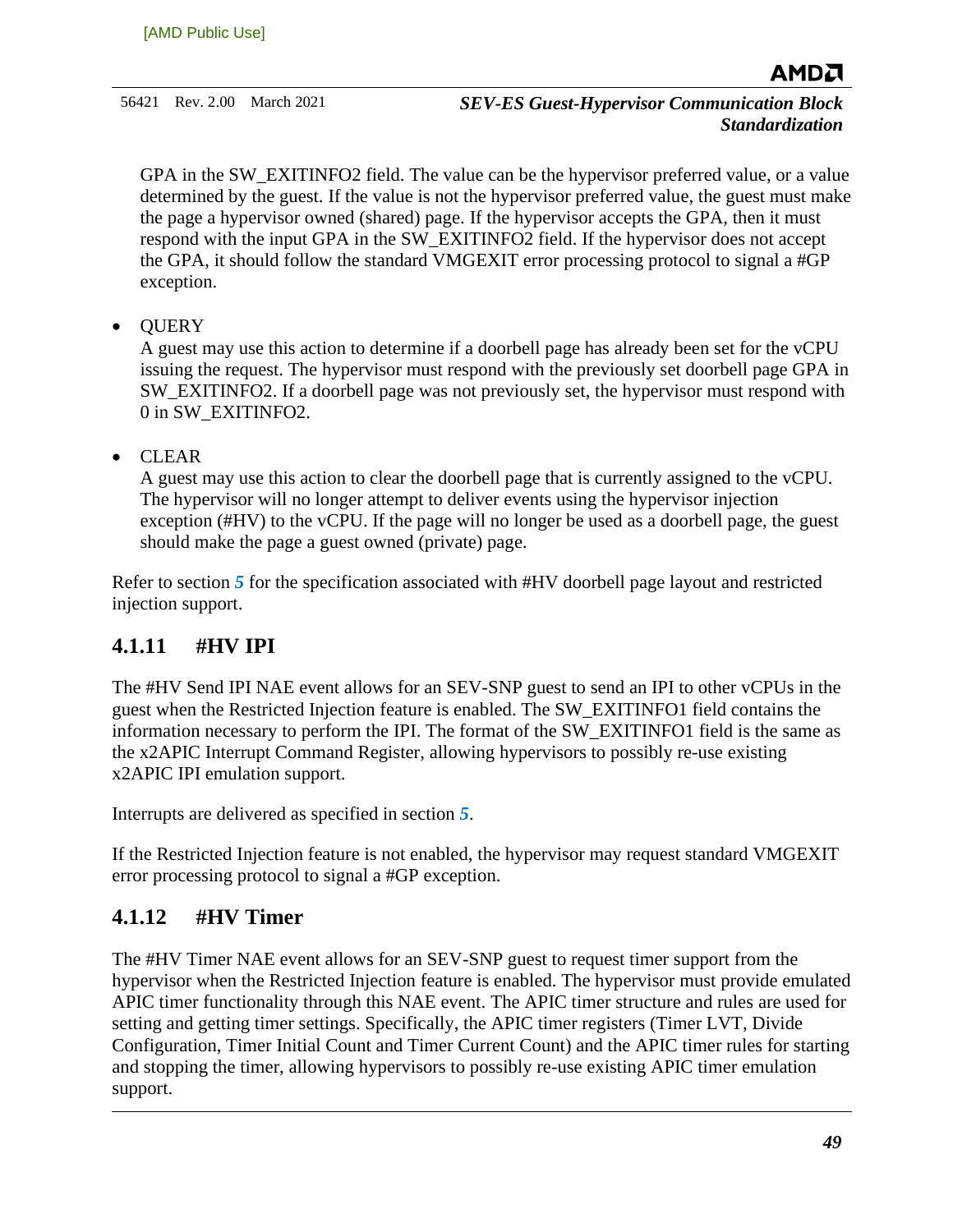GPA in the SW_EXITINFO2 field. The value can be the hypervisor preferred value, or a value determined by the guest. If the value is not the hypervisor preferred value, the guest must make the page a hypervisor owned (shared) page. If the hypervisor accepts the GPA, then it must respond with the input GPA in the SW_EXITINFO2 field. If the hypervisor does not accept the GPA, it should follow the standard VMGEXIT error processing protocol to signal a #GP exception.

- QUERY
  A guest may use this action to determine if a doorbell page has already been set for the vCPU issuing the request. The hypervisor must respond with the previously set doorbell page GPA in SW_EXITINFO2. If a doorbell page was not previously set, the hypervisor must respond with 0 in SW_EXITINFO2.

- CLEAR
  A guest may use this action to clear the doorbell page that is currently assigned to the vCPU. The hypervisor will no longer attempt to deliver events using the hypervisor injection exception (#HV) to the vCPU. If the page will no longer be used as a doorbell page, the guest should make the page a guest owned (private) page.

Refer to section ***5*** for the specification associated with #HV doorbell page layout and restricted injection support.

### 4.1.11 #HV IPI

The #HV Send IPI NAE event allows for an SEV-SNP guest to send an IPI to other vCPUs in the guest when the Restricted Injection feature is enabled. The SW_EXITINFO1 field contains the information necessary to perform the IPI. The format of the SW_EXITINFO1 field is the same as the x2APIC Interrupt Command Register, allowing hypervisors to possibly re-use existing x2APIC IPI emulation support.

Interrupts are delivered as specified in section ***5***.

If the Restricted Injection feature is not enabled, the hypervisor may request standard VMGEXIT error processing protocol to signal a #GP exception.

### 4.1.12 #HV Timer

The #HV Timer NAE event allows for an SEV-SNP guest to request timer support from the hypervisor when the Restricted Injection feature is enabled. The hypervisor must provide emulated APIC timer functionality through this NAE event. The APIC timer structure and rules are used for setting and getting timer settings. Specifically, the APIC timer registers (Timer LVT, Divide Configuration, Timer Initial Count and Timer Current Count) and the APIC timer rules for starting and stopping the timer, allowing hypervisors to possibly re-use existing APIC timer emulation support.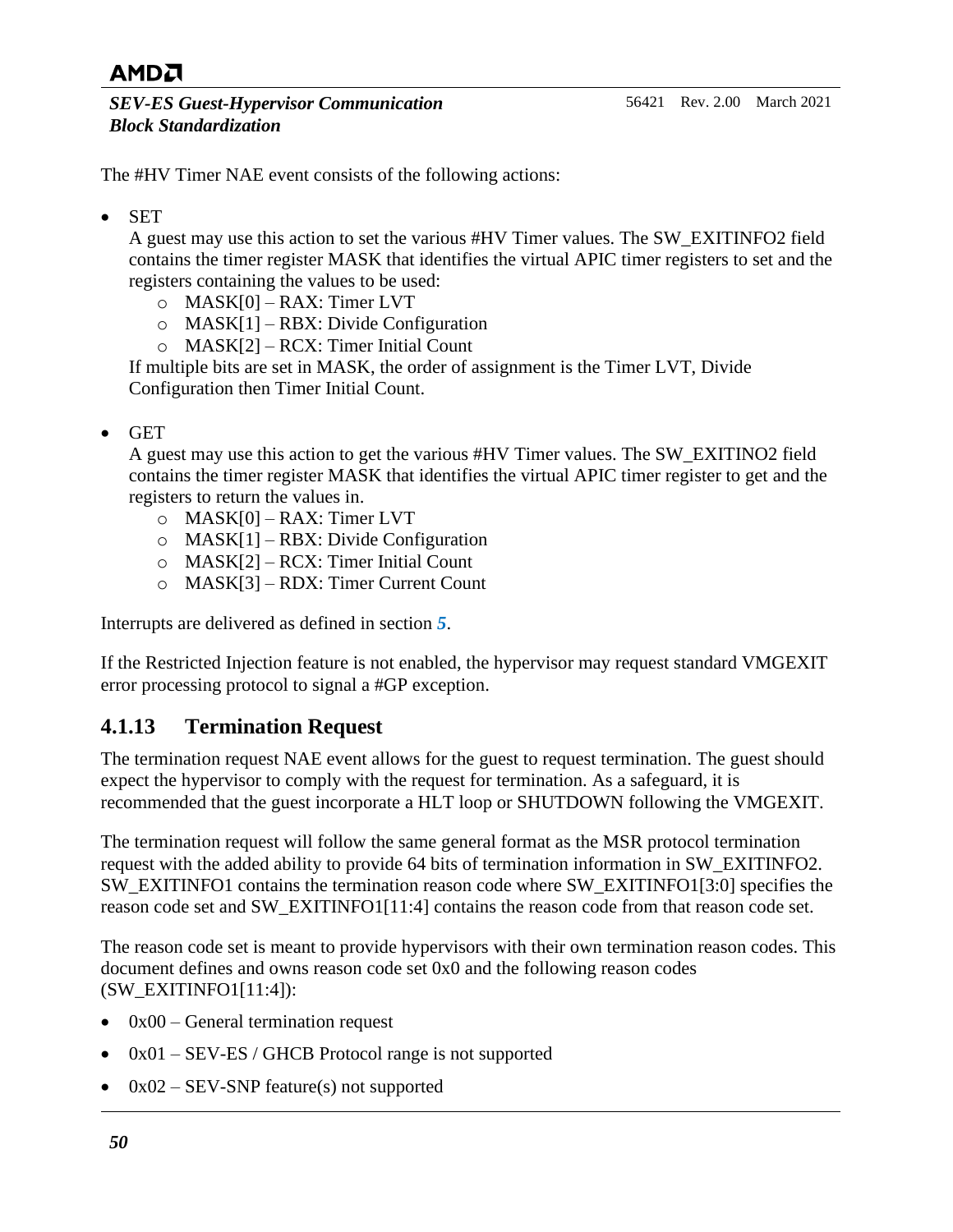The #HV Timer NAE event consists of the following actions:

- SET
  A guest may use this action to set the various #HV Timer values. The SW_EXITINFO2 field contains the timer register MASK that identifies the virtual APIC timer registers to set and the registers containing the values to be used:
  - MASK[0] – RAX: Timer LVT
  - MASK[1] – RBX: Divide Configuration
  - MASK[2] – RCX: Timer Initial Count

  If multiple bits are set in MASK, the order of assignment is the Timer LVT, Divide Configuration then Timer Initial Count.

- GET
  A guest may use this action to get the various #HV Timer values. The SW_EXITINO2 field contains the timer register MASK that identifies the virtual APIC timer register to get and the registers to return the values in.
  - MASK[0] – RAX: Timer LVT
  - MASK[1] – RBX: Divide Configuration
  - MASK[2] – RCX: Timer Initial Count
  - MASK[3] – RDX: Timer Current Count

Interrupts are delivered as defined in section ***5***.

If the Restricted Injection feature is not enabled, the hypervisor may request standard VMGEXIT error processing protocol to signal a #GP exception.

### 4.1.13 Termination Request

The termination request NAE event allows for the guest to request termination. The guest should expect the hypervisor to comply with the request for termination. As a safeguard, it is recommended that the guest incorporate a HLT loop or SHUTDOWN following the VMGEXIT.

The termination request will follow the same general format as the MSR protocol termination request with the added ability to provide 64 bits of termination information in SW_EXITINFO2. SW_EXITINFO1 contains the termination reason code where SW_EXITINFO1[3:0] specifies the reason code set and SW_EXITINFO1[11:4] contains the reason code from that reason code set.

The reason code set is meant to provide hypervisors with their own termination reason codes. This document defines and owns reason code set 0x0 and the following reason codes (SW_EXITINFO1[11:4]):

- 0x00 – General termination request
- 0x01 – SEV-ES / GHCB Protocol range is not supported
- 0x02 – SEV-SNP feature(s) not supported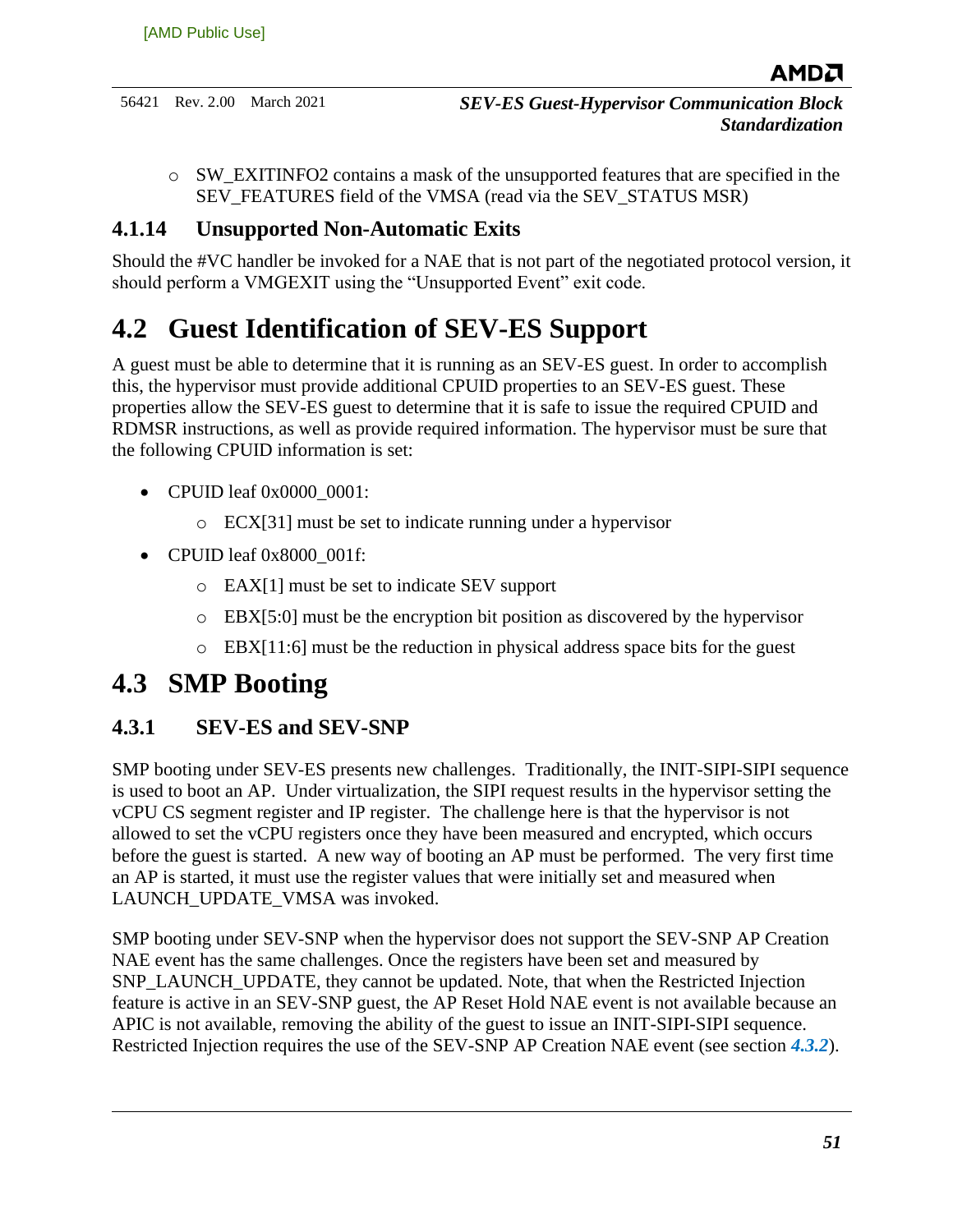- SW_EXITINFO2 contains a mask of the unsupported features that are specified in the SEV_FEATURES field of the VMSA (read via the SEV_STATUS MSR)

### 4.1.14 Unsupported Non-Automatic Exits

Should the #VC handler be invoked for a NAE that is not part of the negotiated protocol version, it should perform a VMGEXIT using the "Unsupported Event" exit code.

## 4.2 Guest Identification of SEV-ES Support

A guest must be able to determine that it is running as an SEV-ES guest. In order to accomplish this, the hypervisor must provide additional CPUID properties to an SEV-ES guest. These properties allow the SEV-ES guest to determine that it is safe to issue the required CPUID and RDMSR instructions, as well as provide required information. The hypervisor must be sure that the following CPUID information is set:

- CPUID leaf 0x0000_0001:
  - ECX[31] must be set to indicate running under a hypervisor
- CPUID leaf 0x8000_001f:
  - EAX[1] must be set to indicate SEV support
  - EBX[5:0] must be the encryption bit position as discovered by the hypervisor
  - EBX[11:6] must be the reduction in physical address space bits for the guest

## 4.3 SMP Booting

### 4.3.1 SEV-ES and SEV-SNP

SMP booting under SEV-ES presents new challenges. Traditionally, the INIT-SIPI-SIPI sequence is used to boot an AP. Under virtualization, the SIPI request results in the hypervisor setting the vCPU CS segment register and IP register. The challenge here is that the hypervisor is not allowed to set the vCPU registers once they have been measured and encrypted, which occurs before the guest is started. A new way of booting an AP must be performed. The very first time an AP is started, it must use the register values that were initially set and measured when LAUNCH_UPDATE_VMSA was invoked.

SMP booting under SEV-SNP when the hypervisor does not support the SEV-SNP AP Creation NAE event has the same challenges. Once the registers have been set and measured by SNP_LAUNCH_UPDATE, they cannot be updated. Note, that when the Restricted Injection feature is active in an SEV-SNP guest, the AP Reset Hold NAE event is not available because an APIC is not available, removing the ability of the guest to issue an INIT-SIPI-SIPI sequence. Restricted Injection requires the use of the SEV-SNP AP Creation NAE event (see section ***4.3.2***).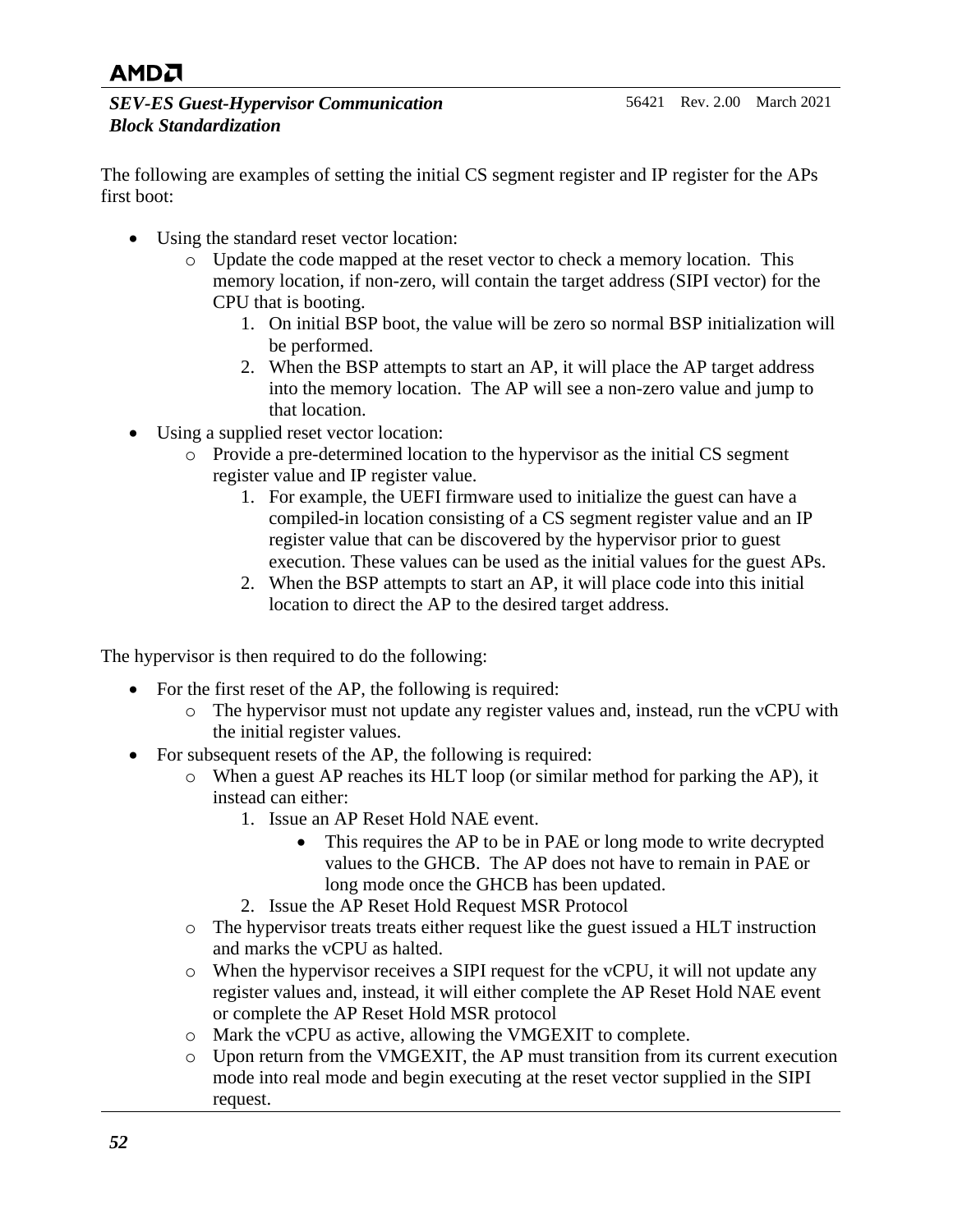The following are examples of setting the initial CS segment register and IP register for the APs first boot:

- Using the standard reset vector location:
    - Update the code mapped at the reset vector to check a memory location. This memory location, if non-zero, will contain the target address (SIPI vector) for the CPU that is booting.
        1. On initial BSP boot, the value will be zero so normal BSP initialization will be performed.
        2. When the BSP attempts to start an AP, it will place the AP target address into the memory location. The AP will see a non-zero value and jump to that location.
- Using a supplied reset vector location:
    - Provide a pre-determined location to the hypervisor as the initial CS segment register value and IP register value.
        1. For example, the UEFI firmware used to initialize the guest can have a compiled-in location consisting of a CS segment register value and an IP register value that can be discovered by the hypervisor prior to guest execution. These values can be used as the initial values for the guest APs.
        2. When the BSP attempts to start an AP, it will place code into this initial location to direct the AP to the desired target address.

The hypervisor is then required to do the following:

- For the first reset of the AP, the following is required:
    - The hypervisor must not update any register values and, instead, run the vCPU with the initial register values.
- For subsequent resets of the AP, the following is required:
    - When a guest AP reaches its HLT loop (or similar method for parking the AP), it instead can either:
        1. Issue an AP Reset Hold NAE event.
            - This requires the AP to be in PAE or long mode to write decrypted values to the GHCB. The AP does not have to remain in PAE or long mode once the GHCB has been updated.
        2. Issue the AP Reset Hold Request MSR Protocol
    - The hypervisor treats treats either request like the guest issued a HLT instruction and marks the vCPU as halted.
    - When the hypervisor receives a SIPI request for the vCPU, it will not update any register values and, instead, it will either complete the AP Reset Hold NAE event or complete the AP Reset Hold MSR protocol
    - Mark the vCPU as active, allowing the VMGEXIT to complete.
    - Upon return from the VMGEXIT, the AP must transition from its current execution mode into real mode and begin executing at the reset vector supplied in the SIPI request.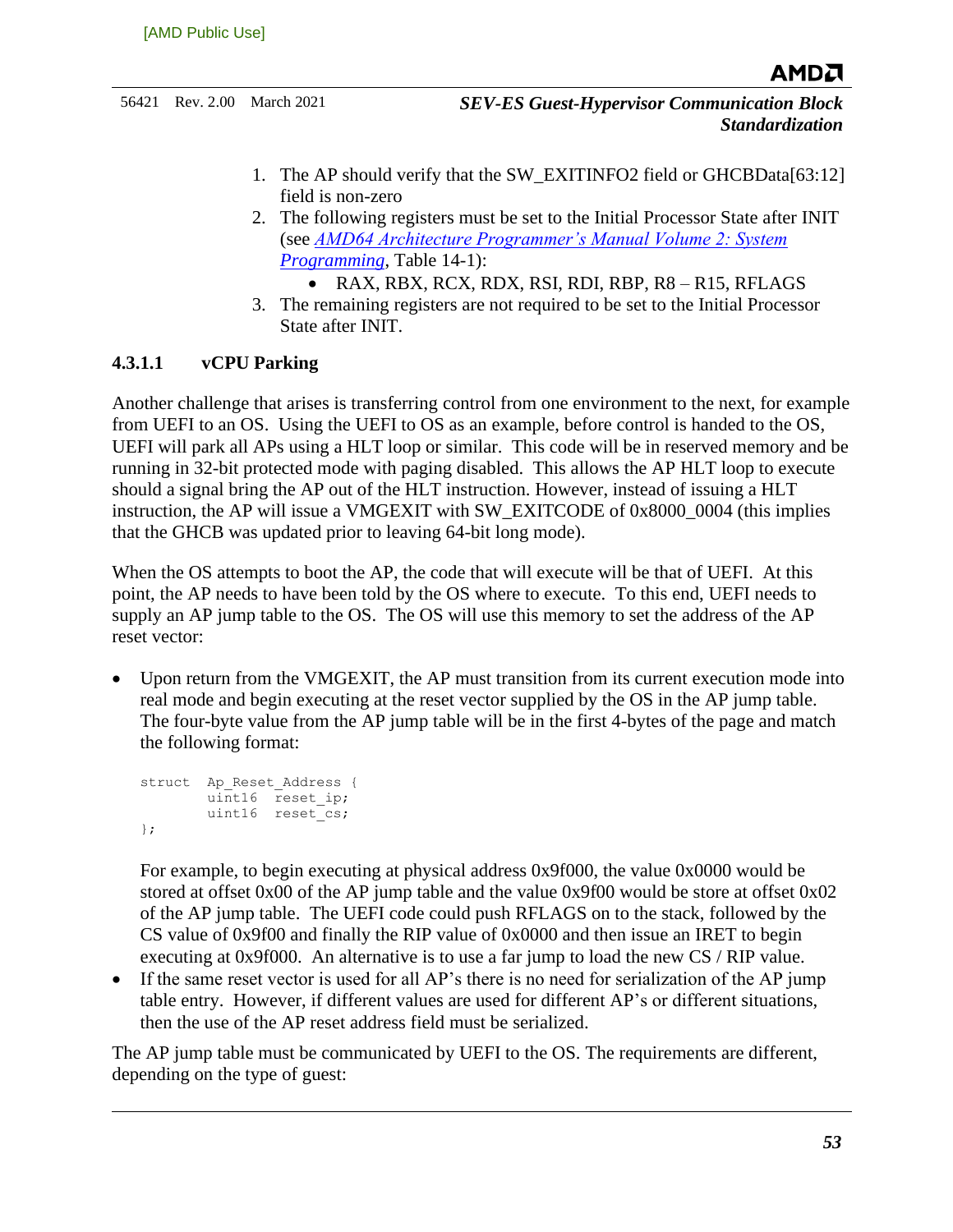1. The AP should verify that the SW_EXITINFO2 field or GHCBData[63:12] field is non-zero
2. The following registers must be set to the Initial Processor State after INIT (see *AMD64 Architecture Programmer's Manual Volume 2: System Programming*, Table 14-1):
   - RAX, RBX, RCX, RDX, RSI, RDI, RBP, R8 – R15, RFLAGS
3. The remaining registers are not required to be set to the Initial Processor State after INIT.

#### 4.3.1.1 vCPU Parking

Another challenge that arises is transferring control from one environment to the next, for example from UEFI to an OS. Using the UEFI to OS as an example, before control is handed to the OS, UEFI will park all APs using a HLT loop or similar. This code will be in reserved memory and be running in 32-bit protected mode with paging disabled. This allows the AP HLT loop to execute should a signal bring the AP out of the HLT instruction. However, instead of issuing a HLT instruction, the AP will issue a VMGEXIT with SW_EXITCODE of 0x8000_0004 (this implies that the GHCB was updated prior to leaving 64-bit long mode).

When the OS attempts to boot the AP, the code that will execute will be that of UEFI. At this point, the AP needs to have been told by the OS where to execute. To this end, UEFI needs to supply an AP jump table to the OS. The OS will use this memory to set the address of the AP reset vector:

- Upon return from the VMGEXIT, the AP must transition from its current execution mode into real mode and begin executing at the reset vector supplied by the OS in the AP jump table. The four-byte value from the AP jump table will be in the first 4-bytes of the page and match the following format:

  ```
  struct  Ap_Reset_Address {
          uint16  reset_ip;
          uint16  reset_cs;
  };
  ```

  For example, to begin executing at physical address 0x9f000, the value 0x0000 would be stored at offset 0x00 of the AP jump table and the value 0x9f00 would be store at offset 0x02 of the AP jump table. The UEFI code could push RFLAGS on to the stack, followed by the CS value of 0x9f00 and finally the RIP value of 0x0000 and then issue an IRET to begin executing at 0x9f000. An alternative is to use a far jump to load the new CS / RIP value.
- If the same reset vector is used for all AP's there is no need for serialization of the AP jump table entry. However, if different values are used for different AP's or different situations, then the use of the AP reset address field must be serialized.

The AP jump table must be communicated by UEFI to the OS. The requirements are different, depending on the type of guest: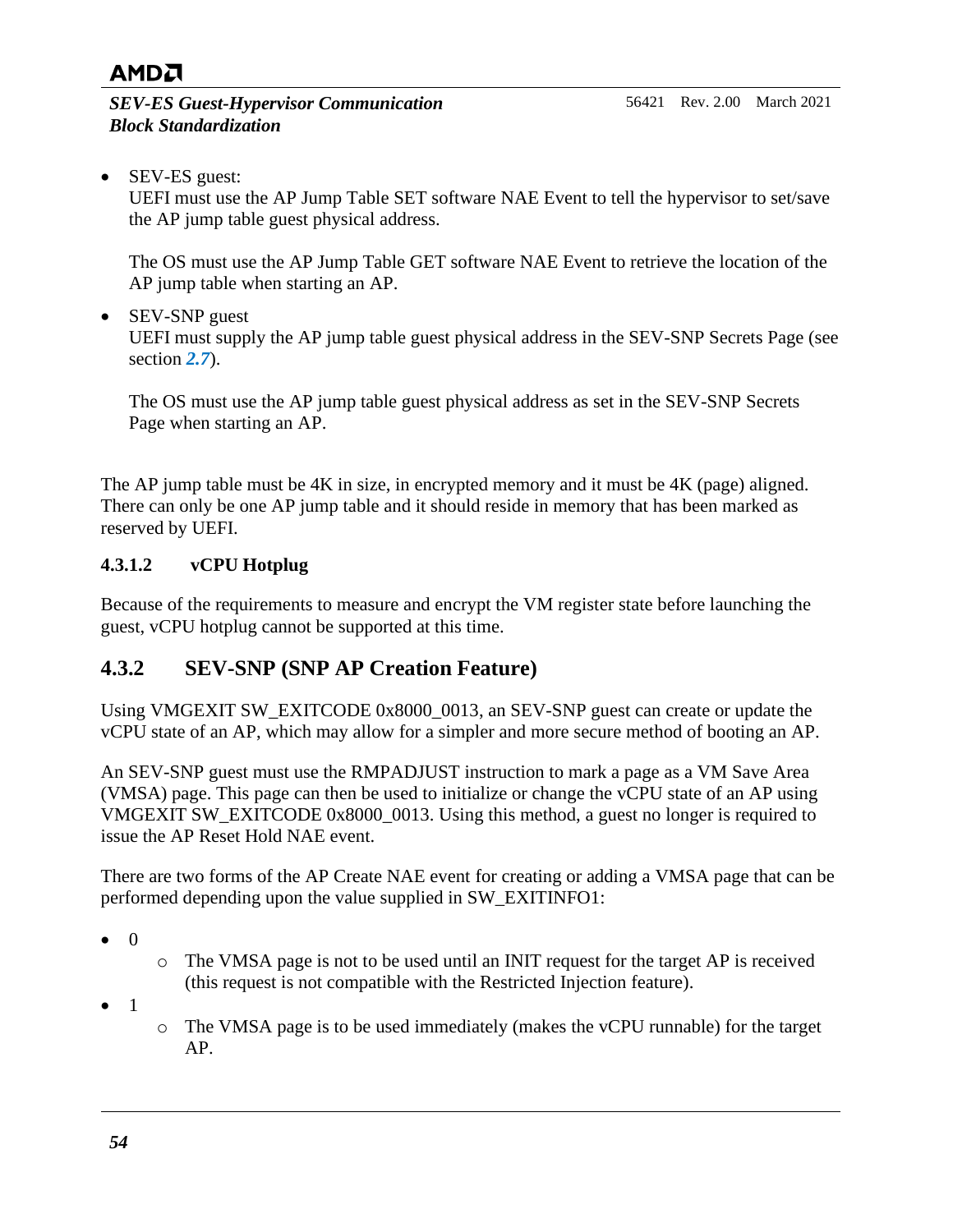- SEV-ES guest:
  UEFI must use the AP Jump Table SET software NAE Event to tell the hypervisor to set/save the AP jump table guest physical address.

  The OS must use the AP Jump Table GET software NAE Event to retrieve the location of the AP jump table when starting an AP.

- SEV-SNP guest
  UEFI must supply the AP jump table guest physical address in the SEV-SNP Secrets Page (see section ***2.7***).

  The OS must use the AP jump table guest physical address as set in the SEV-SNP Secrets Page when starting an AP.

The AP jump table must be 4K in size, in encrypted memory and it must be 4K (page) aligned. There can only be one AP jump table and it should reside in memory that has been marked as reserved by UEFI.

#### 4.3.1.2 vCPU Hotplug

Because of the requirements to measure and encrypt the VM register state before launching the guest, vCPU hotplug cannot be supported at this time.

### 4.3.2 SEV-SNP (SNP AP Creation Feature)

Using VMGEXIT SW_EXITCODE 0x8000_0013, an SEV-SNP guest can create or update the vCPU state of an AP, which may allow for a simpler and more secure method of booting an AP.

An SEV-SNP guest must use the RMPADJUST instruction to mark a page as a VM Save Area (VMSA) page. This page can then be used to initialize or change the vCPU state of an AP using VMGEXIT SW_EXITCODE 0x8000_0013. Using this method, a guest no longer is required to issue the AP Reset Hold NAE event.

There are two forms of the AP Create NAE event for creating or adding a VMSA page that can be performed depending upon the value supplied in SW_EXITINFO1:

- 0
  - The VMSA page is not to be used until an INIT request for the target AP is received (this request is not compatible with the Restricted Injection feature).
- 1
  - The VMSA page is to be used immediately (makes the vCPU runnable) for the target AP.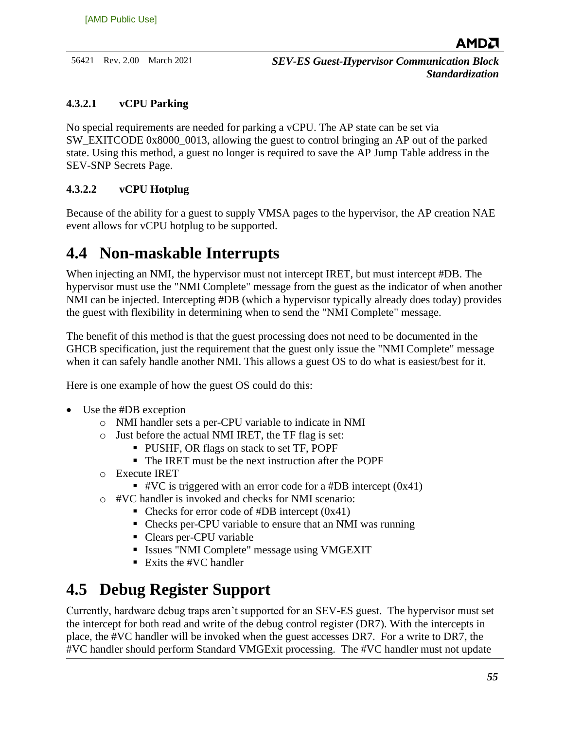#### 4.3.2.1 vCPU Parking

No special requirements are needed for parking a vCPU. The AP state can be set via SW_EXITCODE 0x8000_0013, allowing the guest to control bringing an AP out of the parked state. Using this method, a guest no longer is required to save the AP Jump Table address in the SEV-SNP Secrets Page.

#### 4.3.2.2 vCPU Hotplug

Because of the ability for a guest to supply VMSA pages to the hypervisor, the AP creation NAE event allows for vCPU hotplug to be supported.

## 4.4 Non-maskable Interrupts

When injecting an NMI, the hypervisor must not intercept IRET, but must intercept #DB. The hypervisor must use the "NMI Complete" message from the guest as the indicator of when another NMI can be injected. Intercepting #DB (which a hypervisor typically already does today) provides the guest with flexibility in determining when to send the "NMI Complete" message.

The benefit of this method is that the guest processing does not need to be documented in the GHCB specification, just the requirement that the guest only issue the "NMI Complete" message when it can safely handle another NMI. This allows a guest OS to do what is easiest/best for it.

Here is one example of how the guest OS could do this:

- Use the #DB exception
  - NMI handler sets a per-CPU variable to indicate in NMI
  - Just before the actual NMI IRET, the TF flag is set:
    - PUSHF, OR flags on stack to set TF, POPF
    - The IRET must be the next instruction after the POPF
  - Execute IRET
    - #VC is triggered with an error code for a #DB intercept (0x41)
  - #VC handler is invoked and checks for NMI scenario:
    - Checks for error code of #DB intercept (0x41)
    - Checks per-CPU variable to ensure that an NMI was running
    - Clears per-CPU variable
    - Issues "NMI Complete" message using VMGEXIT
    - Exits the #VC handler

## 4.5 Debug Register Support

Currently, hardware debug traps aren't supported for an SEV-ES guest. The hypervisor must set the intercept for both read and write of the debug control register (DR7). With the intercepts in place, the #VC handler will be invoked when the guest accesses DR7. For a write to DR7, the #VC handler should perform Standard VMGExit processing. The #VC handler must not update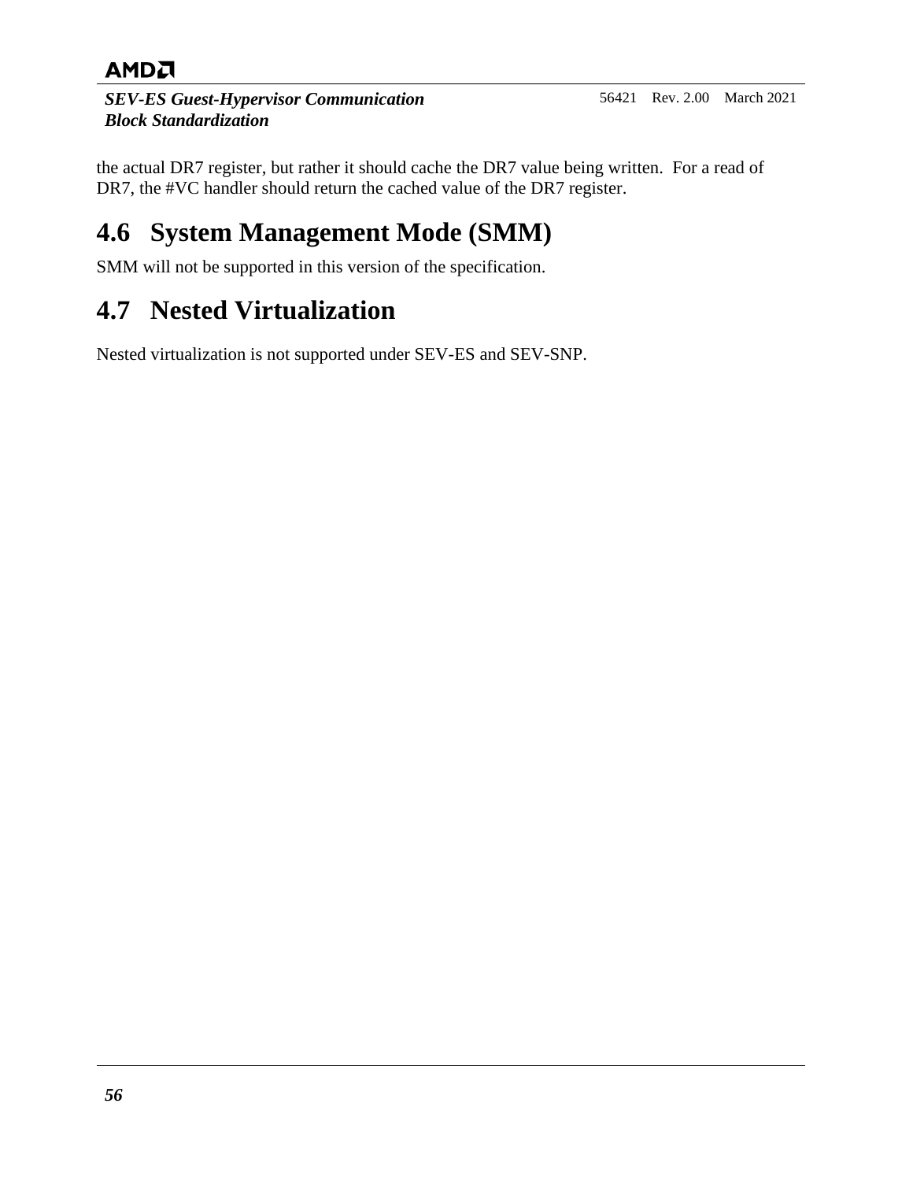the actual DR7 register, but rather it should cache the DR7 value being written. For a read of DR7, the #VC handler should return the cached value of the DR7 register.

## 4.6 System Management Mode (SMM)

SMM will not be supported in this version of the specification.

## 4.7 Nested Virtualization

Nested virtualization is not supported under SEV-ES and SEV-SNP.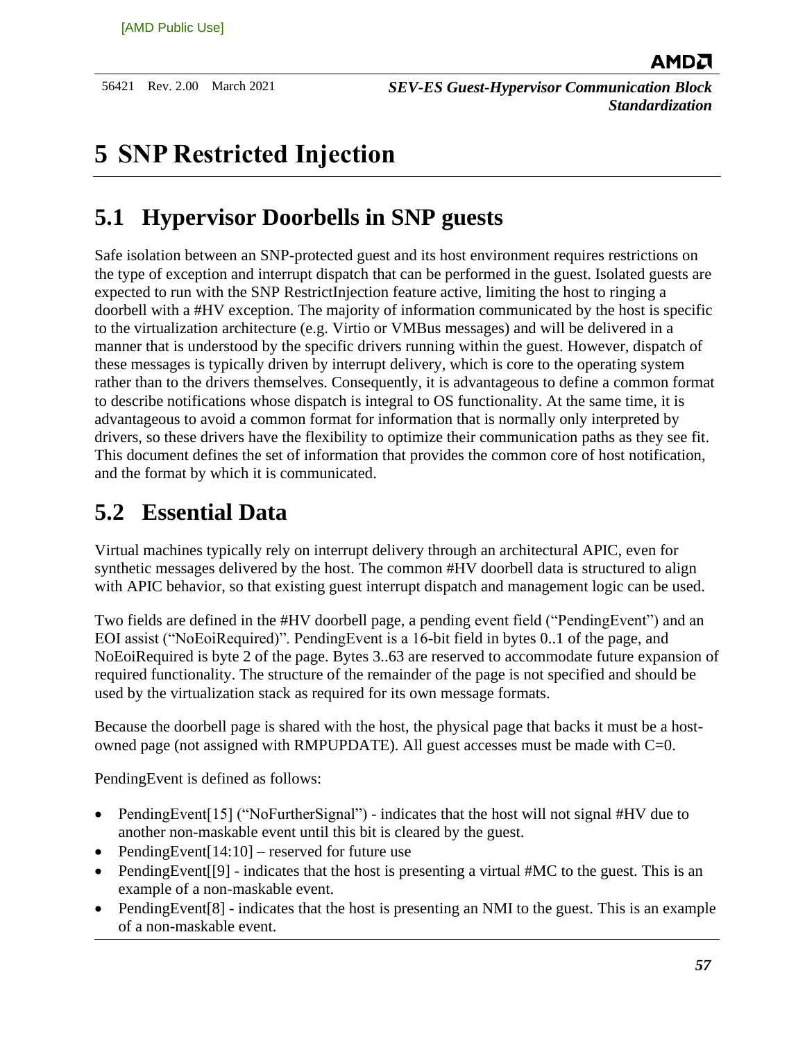# 5 SNP Restricted Injection

## 5.1 Hypervisor Doorbells in SNP guests

Safe isolation between an SNP-protected guest and its host environment requires restrictions on the type of exception and interrupt dispatch that can be performed in the guest. Isolated guests are expected to run with the SNP RestrictInjection feature active, limiting the host to ringing a doorbell with a #HV exception. The majority of information communicated by the host is specific to the virtualization architecture (e.g. Virtio or VMBus messages) and will be delivered in a manner that is understood by the specific drivers running within the guest. However, dispatch of these messages is typically driven by interrupt delivery, which is core to the operating system rather than to the drivers themselves. Consequently, it is advantageous to define a common format to describe notifications whose dispatch is integral to OS functionality. At the same time, it is advantageous to avoid a common format for information that is normally only interpreted by drivers, so these drivers have the flexibility to optimize their communication paths as they see fit. This document defines the set of information that provides the common core of host notification, and the format by which it is communicated.

## 5.2 Essential Data

Virtual machines typically rely on interrupt delivery through an architectural APIC, even for synthetic messages delivered by the host. The common #HV doorbell data is structured to align with APIC behavior, so that existing guest interrupt dispatch and management logic can be used.

Two fields are defined in the #HV doorbell page, a pending event field ("PendingEvent") and an EOI assist ("NoEoiRequired)". PendingEvent is a 16-bit field in bytes 0..1 of the page, and NoEoiRequired is byte 2 of the page. Bytes 3..63 are reserved to accommodate future expansion of required functionality. The structure of the remainder of the page is not specified and should be used by the virtualization stack as required for its own message formats.

Because the doorbell page is shared with the host, the physical page that backs it must be a host-owned page (not assigned with RMPUPDATE). All guest accesses must be made with C=0.

PendingEvent is defined as follows:

- PendingEvent[15] ("NoFurtherSignal") - indicates that the host will not signal #HV due to another non-maskable event until this bit is cleared by the guest.
- PendingEvent[14:10] – reserved for future use
- PendingEvent[[9] - indicates that the host is presenting a virtual #MC to the guest. This is an example of a non-maskable event.
- PendingEvent[8] - indicates that the host is presenting an NMI to the guest. This is an example of a non-maskable event.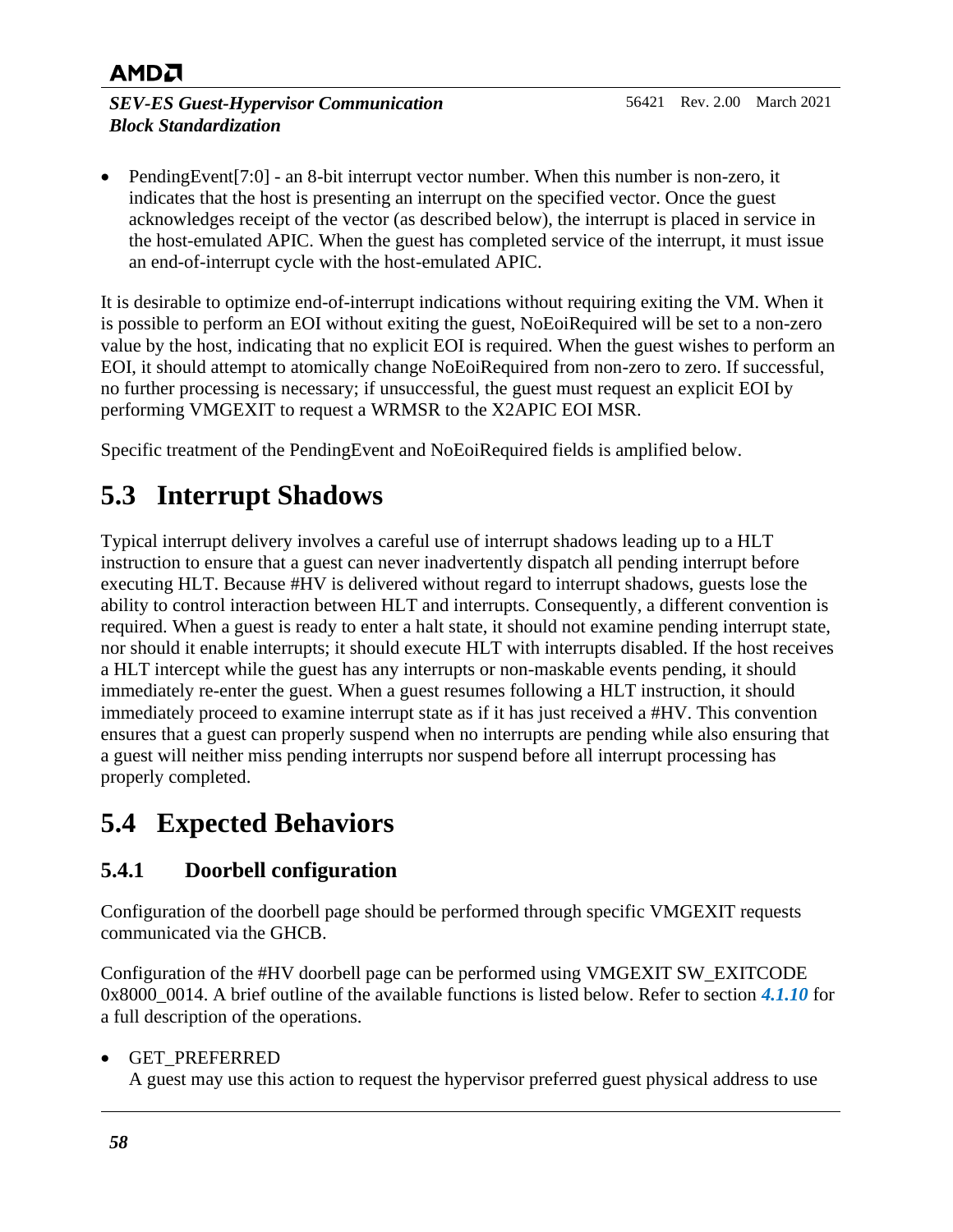- PendingEvent[7:0] - an 8-bit interrupt vector number. When this number is non-zero, it indicates that the host is presenting an interrupt on the specified vector. Once the guest acknowledges receipt of the vector (as described below), the interrupt is placed in service in the host-emulated APIC. When the guest has completed service of the interrupt, it must issue an end-of-interrupt cycle with the host-emulated APIC.

It is desirable to optimize end-of-interrupt indications without requiring exiting the VM. When it is possible to perform an EOI without exiting the guest, NoEoiRequired will be set to a non-zero value by the host, indicating that no explicit EOI is required. When the guest wishes to perform an EOI, it should attempt to atomically change NoEoiRequired from non-zero to zero. If successful, no further processing is necessary; if unsuccessful, the guest must request an explicit EOI by performing VMGEXIT to request a WRMSR to the X2APIC EOI MSR.

Specific treatment of the PendingEvent and NoEoiRequired fields is amplified below.

## 5.3 Interrupt Shadows

Typical interrupt delivery involves a careful use of interrupt shadows leading up to a HLT instruction to ensure that a guest can never inadvertently dispatch all pending interrupt before executing HLT. Because #HV is delivered without regard to interrupt shadows, guests lose the ability to control interaction between HLT and interrupts. Consequently, a different convention is required. When a guest is ready to enter a halt state, it should not examine pending interrupt state, nor should it enable interrupts; it should execute HLT with interrupts disabled. If the host receives a HLT intercept while the guest has any interrupts or non-maskable events pending, it should immediately re-enter the guest. When a guest resumes following a HLT instruction, it should immediately proceed to examine interrupt state as if it has just received a #HV. This convention ensures that a guest can properly suspend when no interrupts are pending while also ensuring that a guest will neither miss pending interrupts nor suspend before all interrupt processing has properly completed.

## 5.4 Expected Behaviors

### 5.4.1 Doorbell configuration

Configuration of the doorbell page should be performed through specific VMGEXIT requests communicated via the GHCB.

Configuration of the #HV doorbell page can be performed using VMGEXIT SW_EXITCODE 0x8000_0014. A brief outline of the available functions is listed below. Refer to section ***4.1.10*** for a full description of the operations.

- GET_PREFERRED
  A guest may use this action to request the hypervisor preferred guest physical address to use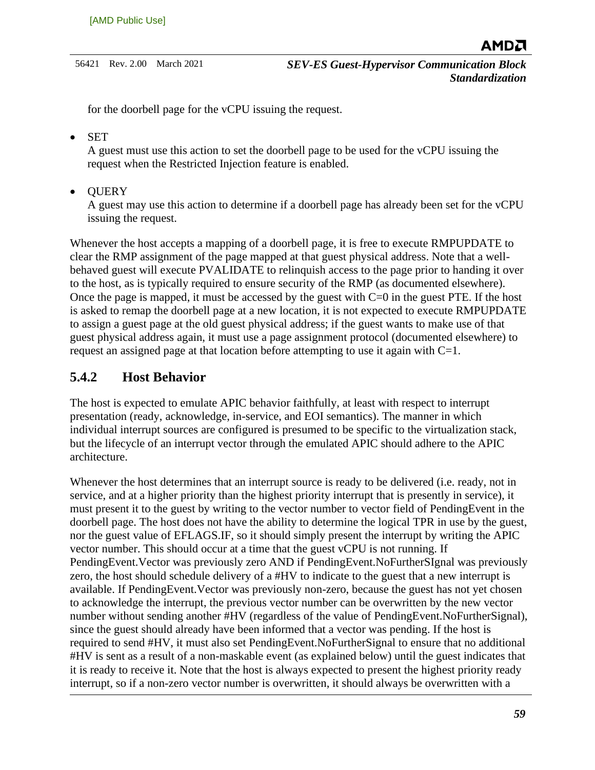for the doorbell page for the vCPU issuing the request.

- SET
  A guest must use this action to set the doorbell page to be used for the vCPU issuing the request when the Restricted Injection feature is enabled.

- QUERY
  A guest may use this action to determine if a doorbell page has already been set for the vCPU issuing the request.

Whenever the host accepts a mapping of a doorbell page, it is free to execute RMPUPDATE to clear the RMP assignment of the page mapped at that guest physical address. Note that a well-behaved guest will execute PVALIDATE to relinquish access to the page prior to handing it over to the host, as is typically required to ensure security of the RMP (as documented elsewhere). Once the page is mapped, it must be accessed by the guest with C=0 in the guest PTE. If the host is asked to remap the doorbell page at a new location, it is not expected to execute RMPUPDATE to assign a guest page at the old guest physical address; if the guest wants to make use of that guest physical address again, it must use a page assignment protocol (documented elsewhere) to request an assigned page at that location before attempting to use it again with C=1.

### 5.4.2 Host Behavior

The host is expected to emulate APIC behavior faithfully, at least with respect to interrupt presentation (ready, acknowledge, in-service, and EOI semantics). The manner in which individual interrupt sources are configured is presumed to be specific to the virtualization stack, but the lifecycle of an interrupt vector through the emulated APIC should adhere to the APIC architecture.

Whenever the host determines that an interrupt source is ready to be delivered (i.e. ready, not in service, and at a higher priority than the highest priority interrupt that is presently in service), it must present it to the guest by writing to the vector number to vector field of PendingEvent in the doorbell page. The host does not have the ability to determine the logical TPR in use by the guest, nor the guest value of EFLAGS.IF, so it should simply present the interrupt by writing the APIC vector number. This should occur at a time that the guest vCPU is not running. If PendingEvent.Vector was previously zero AND if PendingEvent.NoFurtherSIgnal was previously zero, the host should schedule delivery of a #HV to indicate to the guest that a new interrupt is available. If PendingEvent.Vector was previously non-zero, because the guest has not yet chosen to acknowledge the interrupt, the previous vector number can be overwritten by the new vector number without sending another #HV (regardless of the value of PendingEvent.NoFurtherSignal), since the guest should already have been informed that a vector was pending. If the host is required to send #HV, it must also set PendingEvent.NoFurtherSignal to ensure that no additional #HV is sent as a result of a non-maskable event (as explained below) until the guest indicates that it is ready to receive it. Note that the host is always expected to present the highest priority ready interrupt, so if a non-zero vector number is overwritten, it should always be overwritten with a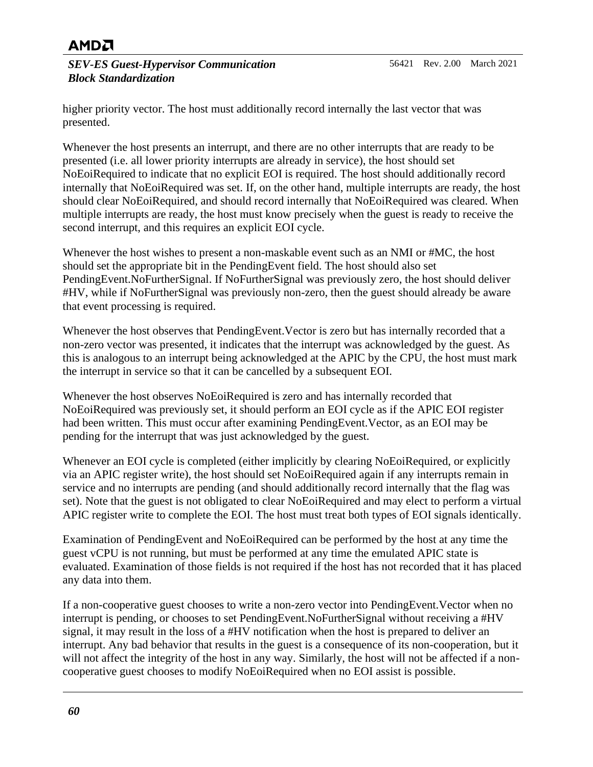higher priority vector. The host must additionally record internally the last vector that was presented.

Whenever the host presents an interrupt, and there are no other interrupts that are ready to be presented (i.e. all lower priority interrupts are already in service), the host should set NoEoiRequired to indicate that no explicit EOI is required. The host should additionally record internally that NoEoiRequired was set. If, on the other hand, multiple interrupts are ready, the host should clear NoEoiRequired, and should record internally that NoEoiRequired was cleared. When multiple interrupts are ready, the host must know precisely when the guest is ready to receive the second interrupt, and this requires an explicit EOI cycle.

Whenever the host wishes to present a non-maskable event such as an NMI or #MC, the host should set the appropriate bit in the PendingEvent field. The host should also set PendingEvent.NoFurtherSignal. If NoFurtherSignal was previously zero, the host should deliver #HV, while if NoFurtherSignal was previously non-zero, then the guest should already be aware that event processing is required.

Whenever the host observes that PendingEvent.Vector is zero but has internally recorded that a non-zero vector was presented, it indicates that the interrupt was acknowledged by the guest. As this is analogous to an interrupt being acknowledged at the APIC by the CPU, the host must mark the interrupt in service so that it can be cancelled by a subsequent EOI.

Whenever the host observes NoEoiRequired is zero and has internally recorded that NoEoiRequired was previously set, it should perform an EOI cycle as if the APIC EOI register had been written. This must occur after examining PendingEvent.Vector, as an EOI may be pending for the interrupt that was just acknowledged by the guest.

Whenever an EOI cycle is completed (either implicitly by clearing NoEoiRequired, or explicitly via an APIC register write), the host should set NoEoiRequired again if any interrupts remain in service and no interrupts are pending (and should additionally record internally that the flag was set). Note that the guest is not obligated to clear NoEoiRequired and may elect to perform a virtual APIC register write to complete the EOI. The host must treat both types of EOI signals identically.

Examination of PendingEvent and NoEoiRequired can be performed by the host at any time the guest vCPU is not running, but must be performed at any time the emulated APIC state is evaluated. Examination of those fields is not required if the host has not recorded that it has placed any data into them.

If a non-cooperative guest chooses to write a non-zero vector into PendingEvent.Vector when no interrupt is pending, or chooses to set PendingEvent.NoFurtherSignal without receiving a #HV signal, it may result in the loss of a #HV notification when the host is prepared to deliver an interrupt. Any bad behavior that results in the guest is a consequence of its non-cooperation, but it will not affect the integrity of the host in any way. Similarly, the host will not be affected if a non-cooperative guest chooses to modify NoEoiRequired when no EOI assist is possible.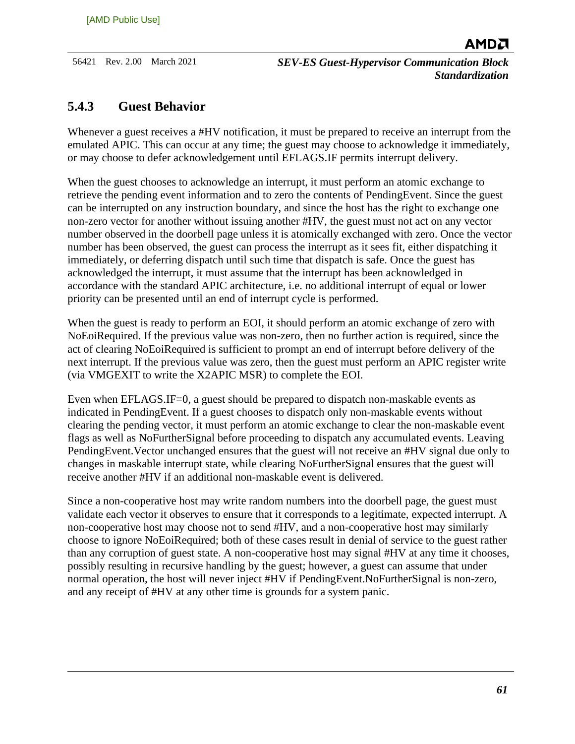### 5.4.3 Guest Behavior

Whenever a guest receives a #HV notification, it must be prepared to receive an interrupt from the emulated APIC. This can occur at any time; the guest may choose to acknowledge it immediately, or may choose to defer acknowledgement until EFLAGS.IF permits interrupt delivery.

When the guest chooses to acknowledge an interrupt, it must perform an atomic exchange to retrieve the pending event information and to zero the contents of PendingEvent. Since the guest can be interrupted on any instruction boundary, and since the host has the right to exchange one non-zero vector for another without issuing another #HV, the guest must not act on any vector number observed in the doorbell page unless it is atomically exchanged with zero. Once the vector number has been observed, the guest can process the interrupt as it sees fit, either dispatching it immediately, or deferring dispatch until such time that dispatch is safe. Once the guest has acknowledged the interrupt, it must assume that the interrupt has been acknowledged in accordance with the standard APIC architecture, i.e. no additional interrupt of equal or lower priority can be presented until an end of interrupt cycle is performed.

When the guest is ready to perform an EOI, it should perform an atomic exchange of zero with NoEoiRequired. If the previous value was non-zero, then no further action is required, since the act of clearing NoEoiRequired is sufficient to prompt an end of interrupt before delivery of the next interrupt. If the previous value was zero, then the guest must perform an APIC register write (via VMGEXIT to write the X2APIC MSR) to complete the EOI.

Even when EFLAGS.IF=0, a guest should be prepared to dispatch non-maskable events as indicated in PendingEvent. If a guest chooses to dispatch only non-maskable events without clearing the pending vector, it must perform an atomic exchange to clear the non-maskable event flags as well as NoFurtherSignal before proceeding to dispatch any accumulated events. Leaving PendingEvent.Vector unchanged ensures that the guest will not receive an #HV signal due only to changes in maskable interrupt state, while clearing NoFurtherSignal ensures that the guest will receive another #HV if an additional non-maskable event is delivered.

Since a non-cooperative host may write random numbers into the doorbell page, the guest must validate each vector it observes to ensure that it corresponds to a legitimate, expected interrupt. A non-cooperative host may choose not to send #HV, and a non-cooperative host may similarly choose to ignore NoEoiRequired; both of these cases result in denial of service to the guest rather than any corruption of guest state. A non-cooperative host may signal #HV at any time it chooses, possibly resulting in recursive handling by the guest; however, a guest can assume that under normal operation, the host will never inject #HV if PendingEvent.NoFurtherSignal is non-zero, and any receipt of #HV at any other time is grounds for a system panic.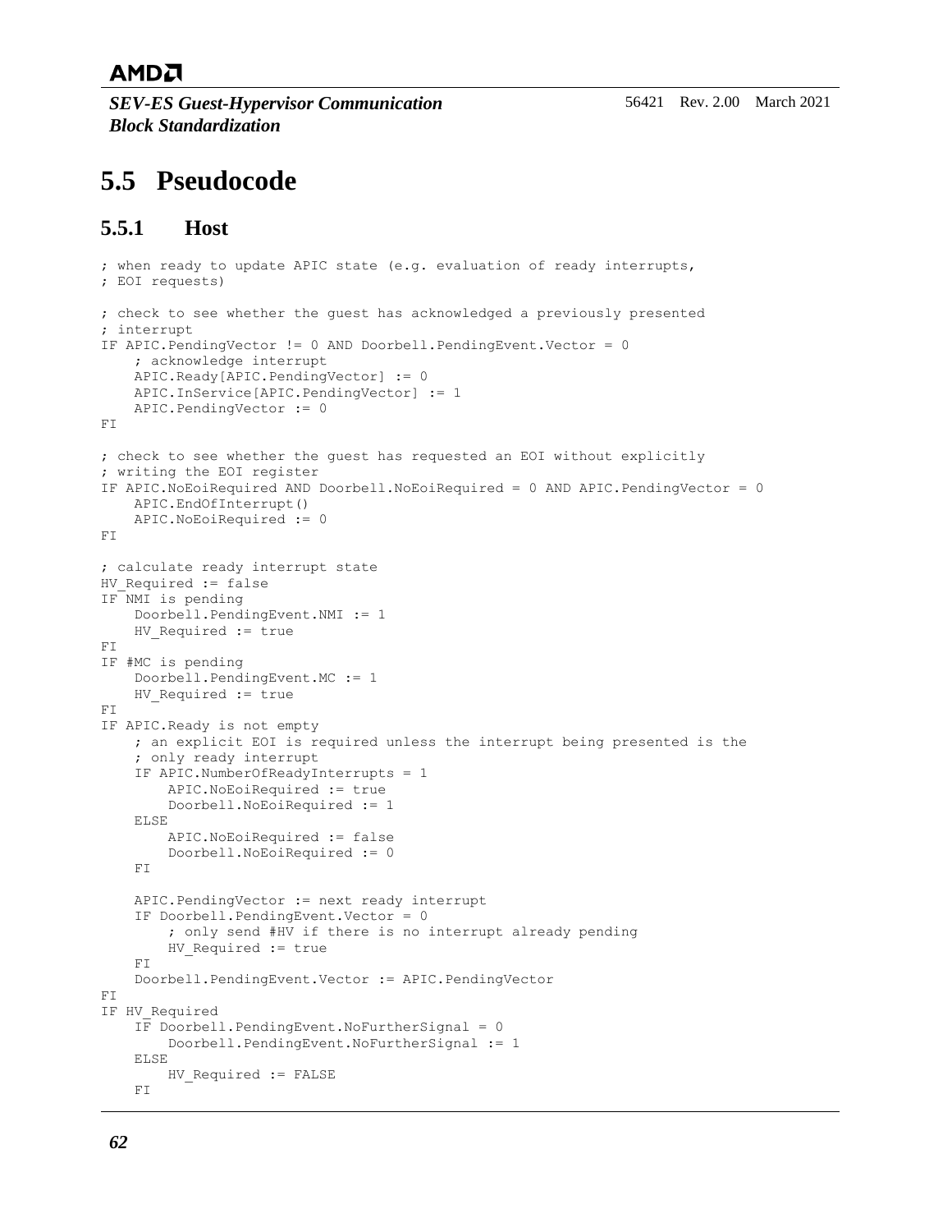## 5.5 Pseudocode

### 5.5.1 Host

```
; when ready to update APIC state (e.g. evaluation of ready interrupts,
; EOI requests)

; check to see whether the guest has acknowledged a previously presented
; interrupt
IF APIC.PendingVector != 0 AND Doorbell.PendingEvent.Vector = 0
    ; acknowledge interrupt
    APIC.Ready[APIC.PendingVector] := 0
    APIC.InService[APIC.PendingVector] := 1
    APIC.PendingVector := 0
FI

; check to see whether the guest has requested an EOI without explicitly
; writing the EOI register
IF APIC.NoEoiRequired AND Doorbell.NoEoiRequired = 0 AND APIC.PendingVector = 0
    APIC.EndOfInterrupt()
    APIC.NoEoiRequired := 0
FI

; calculate ready interrupt state
HV_Required := false
IF NMI is pending
    Doorbell.PendingEvent.NMI := 1
    HV_Required := true
FI
IF #MC is pending
    Doorbell.PendingEvent.MC := 1
    HV_Required := true
FI
IF APIC.Ready is not empty
    ; an explicit EOI is required unless the interrupt being presented is the
    ; only ready interrupt
    IF APIC.NumberOfReadyInterrupts = 1
        APIC.NoEoiRequired := true
        Doorbell.NoEoiRequired := 1
    ELSE
        APIC.NoEoiRequired := false
        Doorbell.NoEoiRequired := 0
    FI

    APIC.PendingVector := next ready interrupt
    IF Doorbell.PendingEvent.Vector = 0
        ; only send #HV if there is no interrupt already pending
        HV_Required := true
    FI
    Doorbell.PendingEvent.Vector := APIC.PendingVector
FI
IF HV_Required
    IF Doorbell.PendingEvent.NoFurtherSignal = 0
        Doorbell.PendingEvent.NoFurtherSignal := 1
    ELSE
        HV_Required := FALSE
    FI
```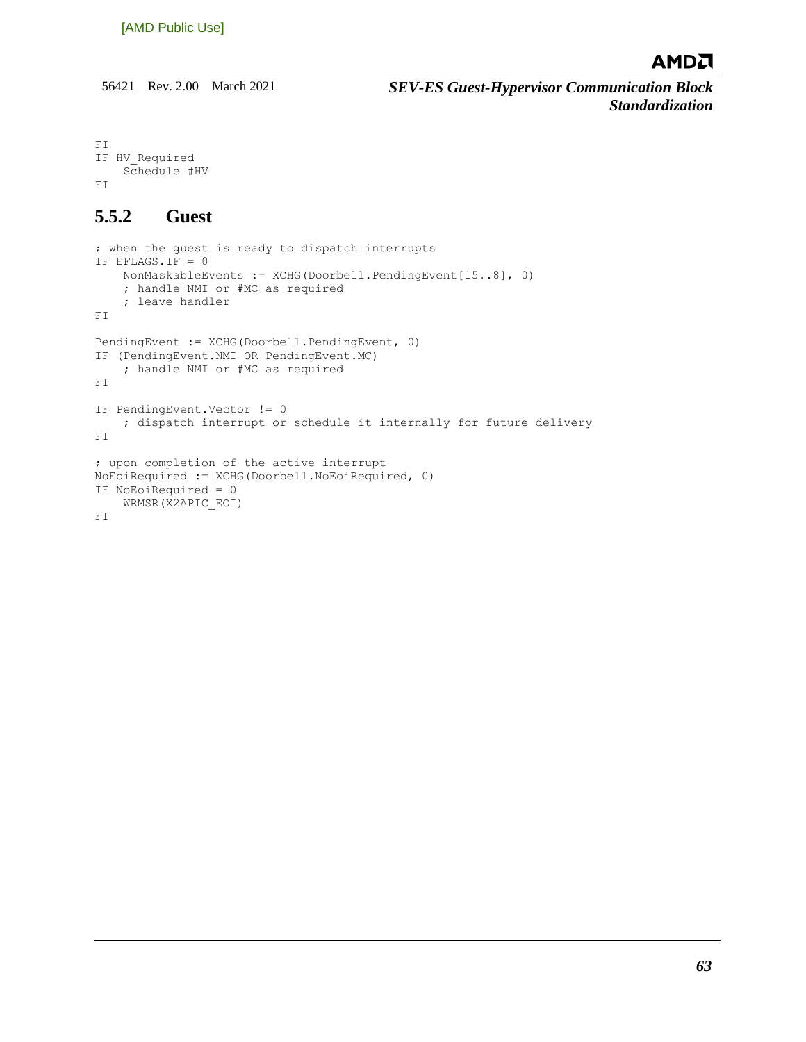```
FI
IF HV_Required
    Schedule #HV
FI
```

### 5.5.2 Guest

```
; when the guest is ready to dispatch interrupts
IF EFLAGS.IF = 0
    NonMaskableEvents := XCHG(Doorbell.PendingEvent[15..8], 0)
    ; handle NMI or #MC as required
    ; leave handler
FI

PendingEvent := XCHG(Doorbell.PendingEvent, 0)
IF (PendingEvent.NMI OR PendingEvent.MC)
    ; handle NMI or #MC as required
FI

IF PendingEvent.Vector != 0
    ; dispatch interrupt or schedule it internally for future delivery
FI

; upon completion of the active interrupt
NoEoiRequired := XCHG(Doorbell.NoEoiRequired, 0)
IF NoEoiRequired = 0
    WRMSR(X2APIC_EOI)
FI
```